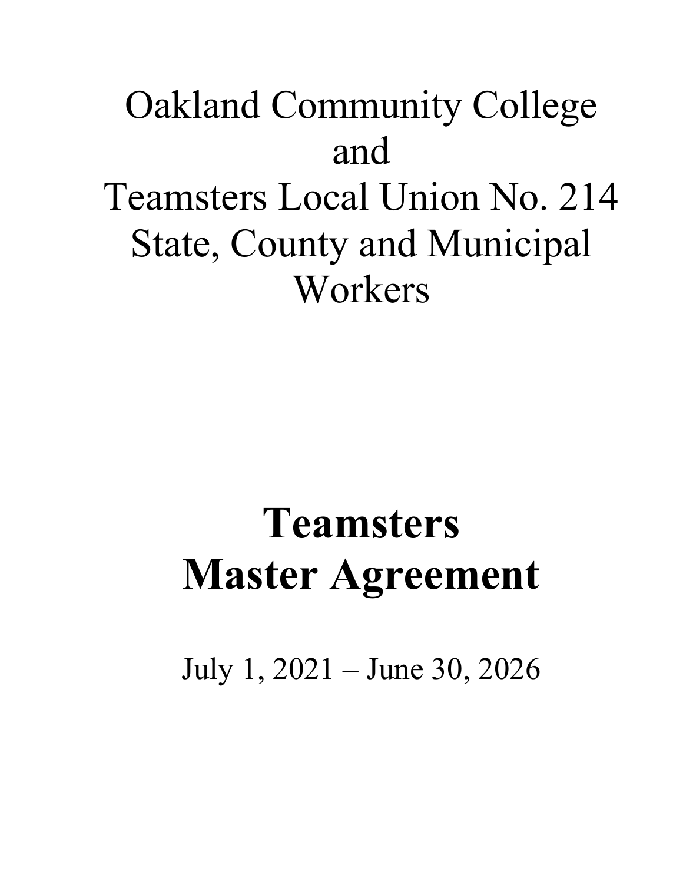# Oakland Community College and Teamsters Local Union No. 214 State, County and Municipal Workers

# Teamsters Master Agreement

July 1, 2021 – June 30, 2026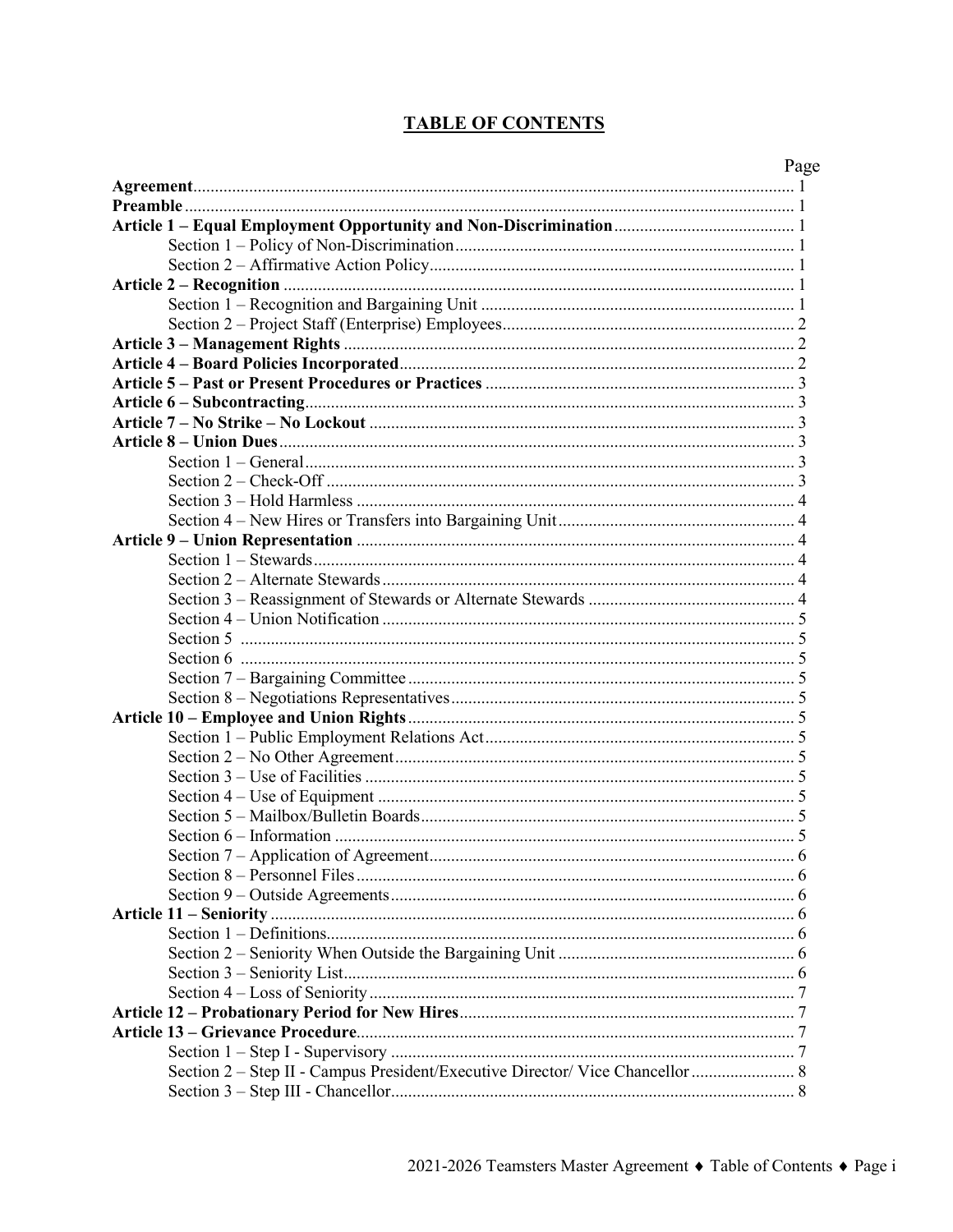## TABLE OF CONTENTS

| | Page |
|---|---|
| **Agreement** | 1 |
| **Preamble** | 1 |
| **Article 1 – Equal Employment Opportunity and Non-Discrimination** | 1 |
| Section 1 – Policy of Non-Discrimination | 1 |
| Section 2 – Affirmative Action Policy | 1 |
| **Article 2 – Recognition** | 1 |
| Section 1 – Recognition and Bargaining Unit | 1 |
| Section 2 – Project Staff (Enterprise) Employees | 2 |
| **Article 3 – Management Rights** | 2 |
| **Article 4 – Board Policies Incorporated** | 2 |
| **Article 5 – Past or Present Procedures or Practices** | 3 |
| **Article 6 – Subcontracting** | 3 |
| **Article 7 – No Strike – No Lockout** | 3 |
| **Article 8 – Union Dues** | 3 |
| Section 1 – General | 3 |
| Section 2 – Check-Off | 3 |
| Section 3 – Hold Harmless | 4 |
| Section 4 – New Hires or Transfers into Bargaining Unit | 4 |
| **Article 9 – Union Representation** | 4 |
| Section 1 – Stewards | 4 |
| Section 2 – Alternate Stewards | 4 |
| Section 3 – Reassignment of Stewards or Alternate Stewards | 4 |
| Section 4 – Union Notification | 5 |
| Section 5 | 5 |
| Section 6 | 5 |
| Section 7 – Bargaining Committee | 5 |
| Section 8 – Negotiations Representatives | 5 |
| **Article 10 – Employee and Union Rights** | 5 |
| Section 1 – Public Employment Relations Act | 5 |
| Section 2 – No Other Agreement | 5 |
| Section 3 – Use of Facilities | 5 |
| Section 4 – Use of Equipment | 5 |
| Section 5 – Mailbox/Bulletin Boards | 5 |
| Section 6 – Information | 5 |
| Section 7 – Application of Agreement | 6 |
| Section 8 – Personnel Files | 6 |
| Section 9 – Outside Agreements | 6 |
| **Article 11 – Seniority** | 6 |
| Section 1 – Definitions | 6 |
| Section 2 – Seniority When Outside the Bargaining Unit | 6 |
| Section 3 – Seniority List | 6 |
| Section 4 – Loss of Seniority | 7 |
| **Article 12 – Probationary Period for New Hires** | 7 |
| **Article 13 – Grievance Procedure** | 7 |
| Section 1 – Step I - Supervisory | 7 |
| Section 2 – Step II - Campus President/Executive Director/ Vice Chancellor | 8 |
| Section 3 – Step III - Chancellor | 8 |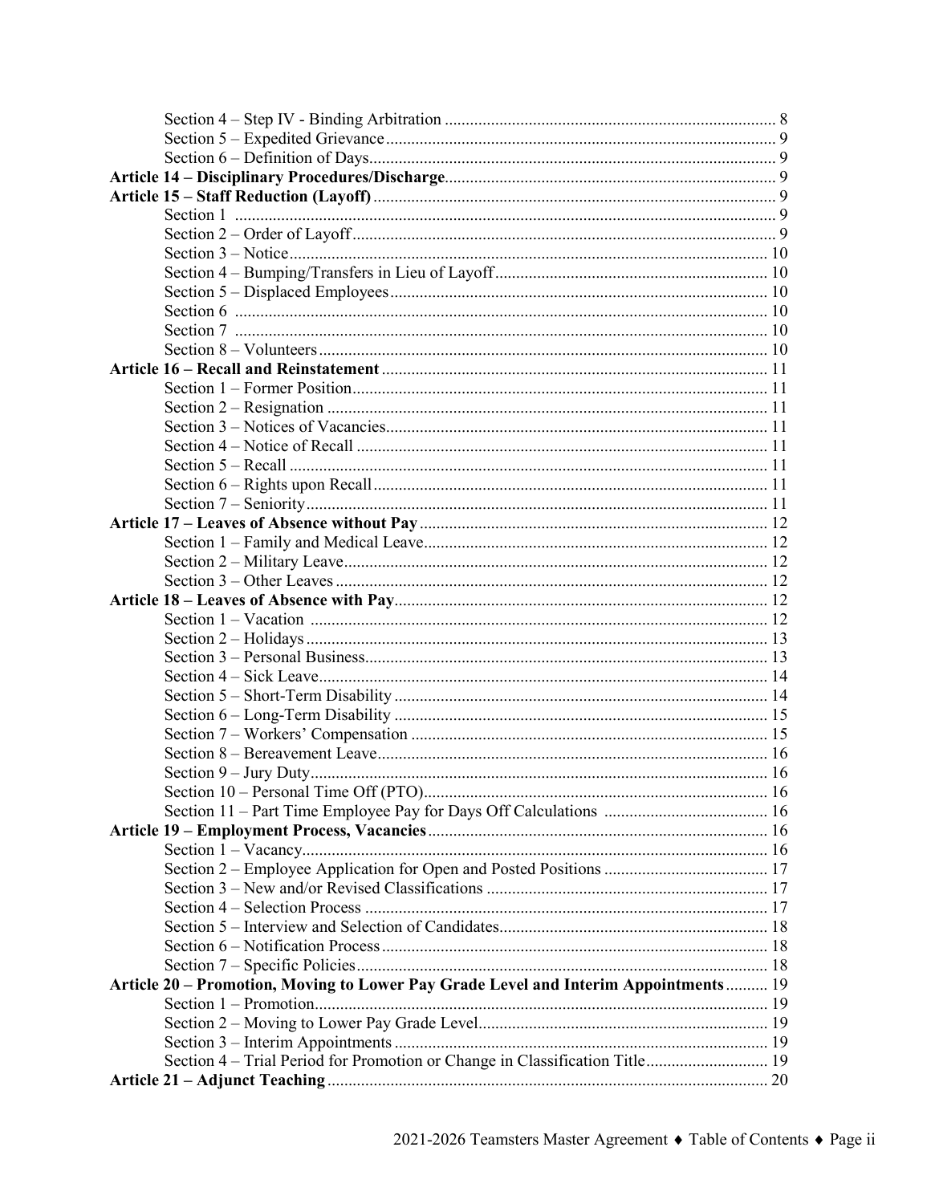Section 4 – Step IV - Binding Arbitration ............................................................................ 8
Section 5 – Expedited Grievance............................................................................................ 9
Section 6 – Definition of Days................................................................................................ 9

**Article 14 – Disciplinary Procedures/Discharge**.............................................................. 9

**Article 15 – Staff Reduction (Layoff)**................................................................................ 9
Section 1 ................................................................................................................................ 9
Section 2 – Order of Layoff.................................................................................................... 9
Section 3 – Notice.................................................................................................................. 10
Section 4 – Bumping/Transfers in Lieu of Layoff.................................................................. 10
Section 5 – Displaced Employees.......................................................................................... 10
Section 6 ................................................................................................................................ 10
Section 7 ................................................................................................................................ 10
Section 8 – Volunteers........................................................................................................... 10

**Article 16 – Recall and Reinstatement**.............................................................................. 11
Section 1 – Former Position................................................................................................... 11
Section 2 – Resignation ......................................................................................................... 11
Section 3 – Notices of Vacancies........................................................................................... 11
Section 4 – Notice of Recall .................................................................................................. 11
Section 5 – Recall .................................................................................................................. 11
Section 6 – Rights upon Recall.............................................................................................. 11
Section 7 – Seniority.............................................................................................................. 11

**Article 17 – Leaves of Absence without Pay**.................................................................... 12
Section 1 – Family and Medical Leave.................................................................................. 12
Section 2 – Military Leave..................................................................................................... 12
Section 3 – Other Leaves....................................................................................................... 12

**Article 18 – Leaves of Absence with Pay**.......................................................................... 12
Section 1 – Vacation ............................................................................................................. 12
Section 2 – Holidays.............................................................................................................. 13
Section 3 – Personal Business................................................................................................ 13
Section 4 – Sick Leave........................................................................................................... 14
Section 5 – Short-Term Disability ......................................................................................... 14
Section 6 – Long-Term Disability ......................................................................................... 15
Section 7 – Workers' Compensation ..................................................................................... 15
Section 8 – Bereavement Leave............................................................................................. 16
Section 9 – Jury Duty............................................................................................................. 16
Section 10 – Personal Time Off (PTO).................................................................................. 16
Section 11 – Part Time Employee Pay for Days Off Calculations ....................................... 16

**Article 19 – Employment Process, Vacancies**.................................................................. 16
Section 1 – Vacancy............................................................................................................... 16
Section 2 – Employee Application for Open and Posted Positions ....................................... 17
Section 3 – New and/or Revised Classifications ................................................................... 17
Section 4 – Selection Process ................................................................................................ 17
Section 5 – Interview and Selection of Candidates................................................................ 18
Section 6 – Notification Process............................................................................................ 18
Section 7 – Specific Policies.................................................................................................. 18

**Article 20 – Promotion, Moving to Lower Pay Grade Level and Interim Appointments**.......... 19
Section 1 – Promotion............................................................................................................ 19
Section 2 – Moving to Lower Pay Grade Level..................................................................... 19
Section 3 – Interim Appointments......................................................................................... 19
Section 4 – Trial Period for Promotion or Change in Classification Title............................. 19

**Article 21 – Adjunct Teaching**.......................................................................................... 20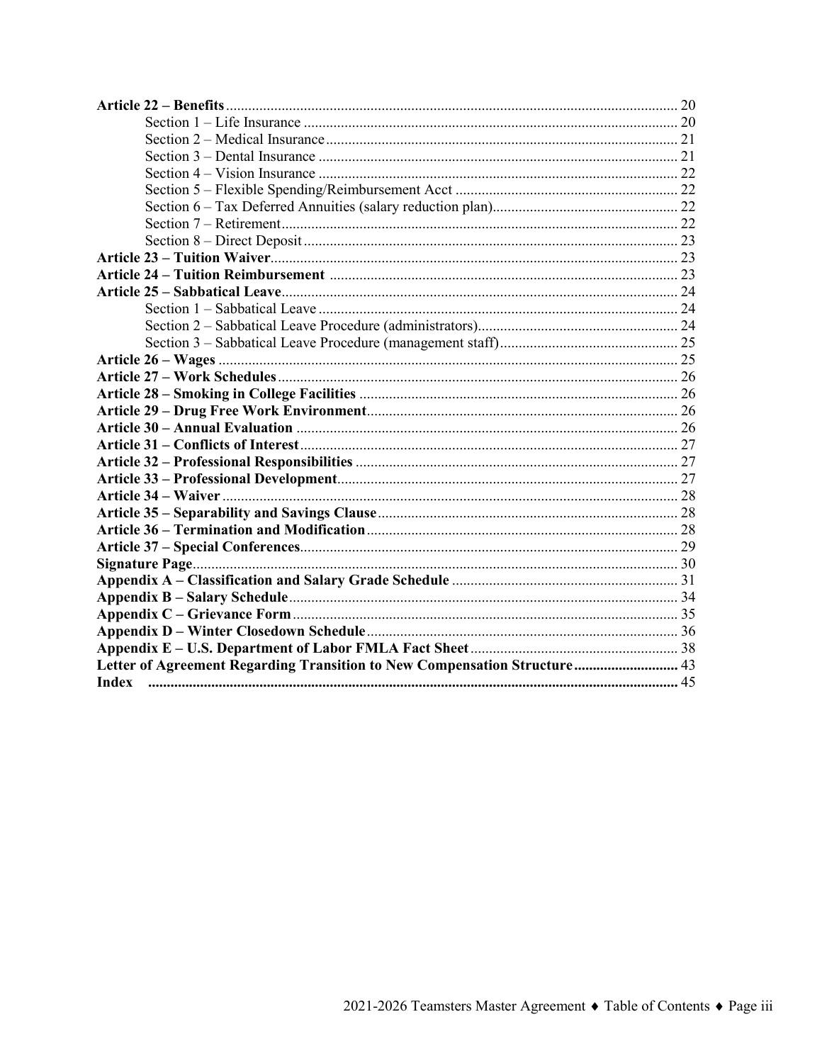**Article 22 – Benefits** .......... 20

- Section 1 – Life Insurance .......... 20
- Section 2 – Medical Insurance .......... 21
- Section 3 – Dental Insurance .......... 21
- Section 4 – Vision Insurance .......... 22
- Section 5 – Flexible Spending/Reimbursement Acct .......... 22
- Section 6 – Tax Deferred Annuities (salary reduction plan) .......... 22
- Section 7 – Retirement .......... 22
- Section 8 – Direct Deposit .......... 23

**Article 23 – Tuition Waiver** .......... 23

**Article 24 – Tuition Reimbursement** .......... 23

**Article 25 – Sabbatical Leave** .......... 24

- Section 1 – Sabbatical Leave .......... 24
- Section 2 – Sabbatical Leave Procedure (administrators) .......... 24
- Section 3 – Sabbatical Leave Procedure (management staff) .......... 25

**Article 26 – Wages** .......... 25

**Article 27 – Work Schedules** .......... 26

**Article 28 – Smoking in College Facilities** .......... 26

**Article 29 – Drug Free Work Environment** .......... 26

**Article 30 – Annual Evaluation** .......... 26

**Article 31 – Conflicts of Interest** .......... 27

**Article 32 – Professional Responsibilities** .......... 27

**Article 33 – Professional Development** .......... 27

**Article 34 – Waiver** .......... 28

**Article 35 – Separability and Savings Clause** .......... 28

**Article 36 – Termination and Modification** .......... 28

**Article 37 – Special Conferences** .......... 29

**Signature Page** .......... 30

**Appendix A – Classification and Salary Grade Schedule** .......... 31

**Appendix B – Salary Schedule** .......... 34

**Appendix C – Grievance Form** .......... 35

**Appendix D – Winter Closedown Schedule** .......... 36

**Appendix E – U.S. Department of Labor FMLA Fact Sheet** .......... 38

**Letter of Agreement Regarding Transition to New Compensation Structure** .......... 43

**Index** .......... 45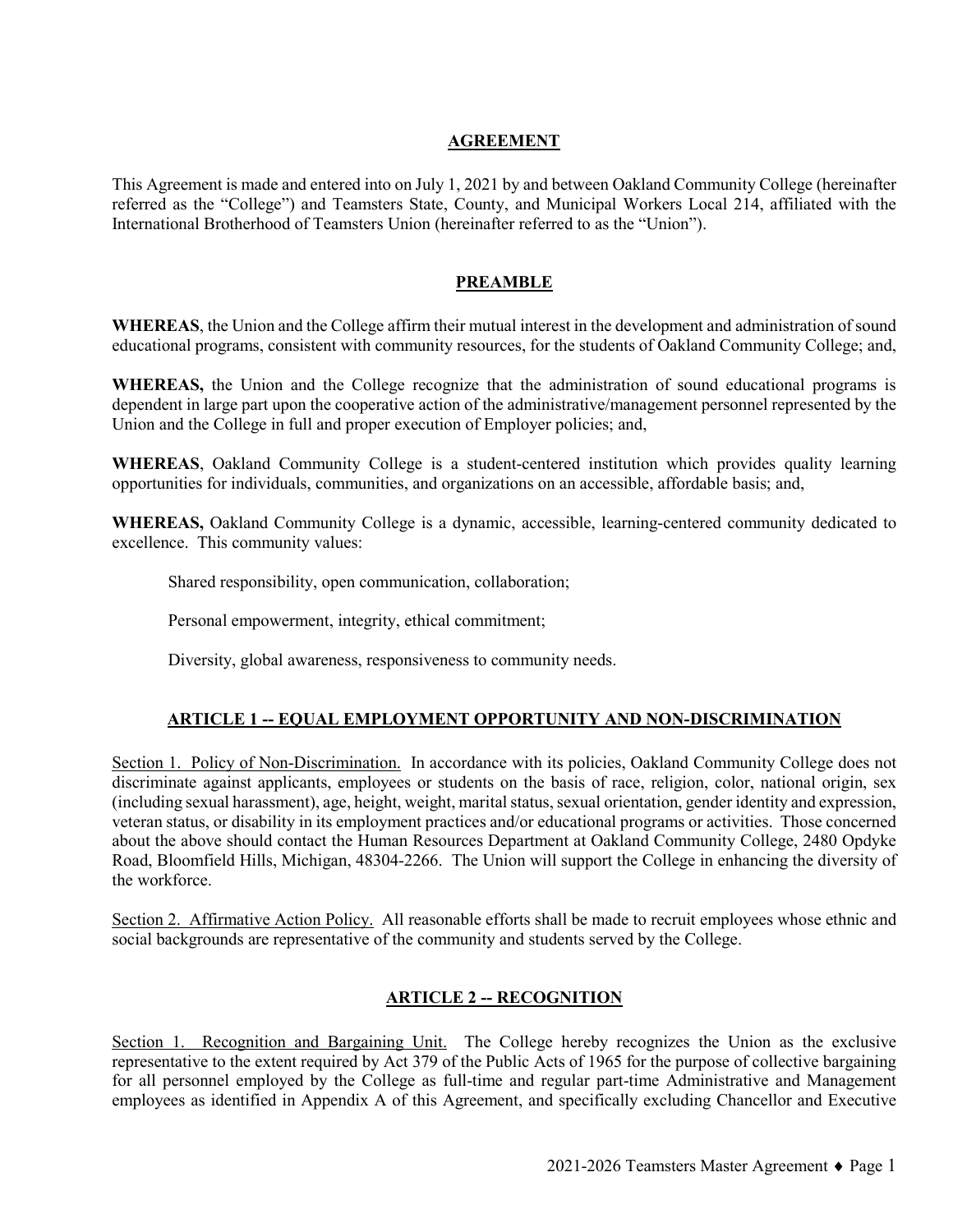## AGREEMENT

This Agreement is made and entered into on July 1, 2021 by and between Oakland Community College (hereinafter referred as the "College") and Teamsters State, County, and Municipal Workers Local 214, affiliated with the International Brotherhood of Teamsters Union (hereinafter referred to as the "Union").

## PREAMBLE

**WHEREAS**, the Union and the College affirm their mutual interest in the development and administration of sound educational programs, consistent with community resources, for the students of Oakland Community College; and,

**WHEREAS,** the Union and the College recognize that the administration of sound educational programs is dependent in large part upon the cooperative action of the administrative/management personnel represented by the Union and the College in full and proper execution of Employer policies; and,

**WHEREAS**, Oakland Community College is a student-centered institution which provides quality learning opportunities for individuals, communities, and organizations on an accessible, affordable basis; and,

**WHEREAS,** Oakland Community College is a dynamic, accessible, learning-centered community dedicated to excellence. This community values:

Shared responsibility, open communication, collaboration;

Personal empowerment, integrity, ethical commitment;

Diversity, global awareness, responsiveness to community needs.

## ARTICLE 1 -- EQUAL EMPLOYMENT OPPORTUNITY AND NON-DISCRIMINATION

Section 1. Policy of Non-Discrimination. In accordance with its policies, Oakland Community College does not discriminate against applicants, employees or students on the basis of race, religion, color, national origin, sex (including sexual harassment), age, height, weight, marital status, sexual orientation, gender identity and expression, veteran status, or disability in its employment practices and/or educational programs or activities. Those concerned about the above should contact the Human Resources Department at Oakland Community College, 2480 Opdyke Road, Bloomfield Hills, Michigan, 48304-2266. The Union will support the College in enhancing the diversity of the workforce.

Section 2. Affirmative Action Policy. All reasonable efforts shall be made to recruit employees whose ethnic and social backgrounds are representative of the community and students served by the College.

## ARTICLE 2 -- RECOGNITION

Section 1. Recognition and Bargaining Unit. The College hereby recognizes the Union as the exclusive representative to the extent required by Act 379 of the Public Acts of 1965 for the purpose of collective bargaining for all personnel employed by the College as full-time and regular part-time Administrative and Management employees as identified in Appendix A of this Agreement, and specifically excluding Chancellor and Executive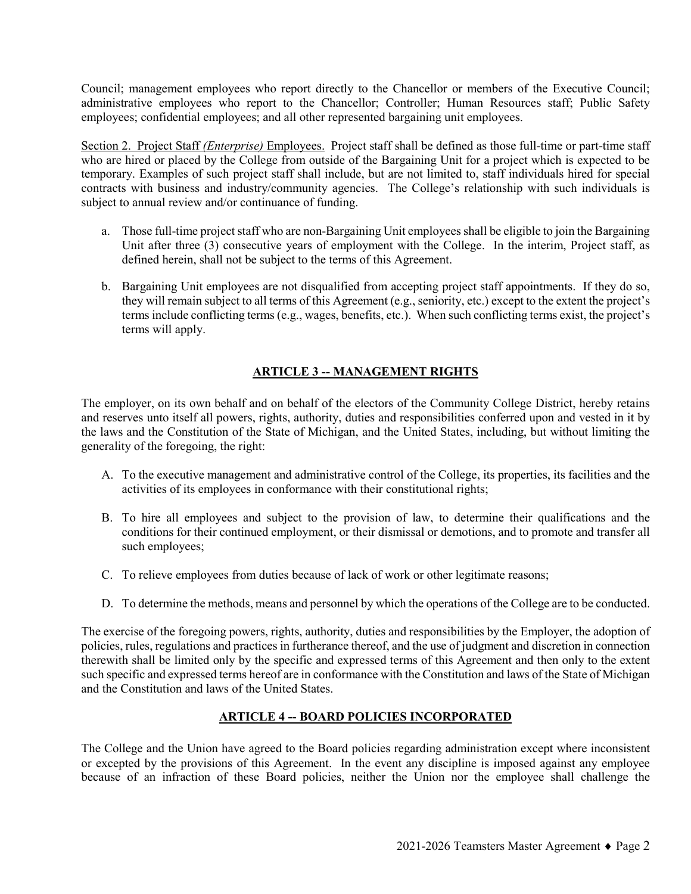Council; management employees who report directly to the Chancellor or members of the Executive Council; administrative employees who report to the Chancellor; Controller; Human Resources staff; Public Safety employees; confidential employees; and all other represented bargaining unit employees.

Section 2. Project Staff *(Enterprise)* Employees. Project staff shall be defined as those full-time or part-time staff who are hired or placed by the College from outside of the Bargaining Unit for a project which is expected to be temporary. Examples of such project staff shall include, but are not limited to, staff individuals hired for special contracts with business and industry/community agencies. The College's relationship with such individuals is subject to annual review and/or continuance of funding.

a. Those full-time project staff who are non-Bargaining Unit employees shall be eligible to join the Bargaining Unit after three (3) consecutive years of employment with the College. In the interim, Project staff, as defined herein, shall not be subject to the terms of this Agreement.

b. Bargaining Unit employees are not disqualified from accepting project staff appointments. If they do so, they will remain subject to all terms of this Agreement (e.g., seniority, etc.) except to the extent the project's terms include conflicting terms (e.g., wages, benefits, etc.). When such conflicting terms exist, the project's terms will apply.

## ARTICLE 3 -- MANAGEMENT RIGHTS

The employer, on its own behalf and on behalf of the electors of the Community College District, hereby retains and reserves unto itself all powers, rights, authority, duties and responsibilities conferred upon and vested in it by the laws and the Constitution of the State of Michigan, and the United States, including, but without limiting the generality of the foregoing, the right:

A. To the executive management and administrative control of the College, its properties, its facilities and the activities of its employees in conformance with their constitutional rights;

B. To hire all employees and subject to the provision of law, to determine their qualifications and the conditions for their continued employment, or their dismissal or demotions, and to promote and transfer all such employees;

C. To relieve employees from duties because of lack of work or other legitimate reasons;

D. To determine the methods, means and personnel by which the operations of the College are to be conducted.

The exercise of the foregoing powers, rights, authority, duties and responsibilities by the Employer, the adoption of policies, rules, regulations and practices in furtherance thereof, and the use of judgment and discretion in connection therewith shall be limited only by the specific and expressed terms of this Agreement and then only to the extent such specific and expressed terms hereof are in conformance with the Constitution and laws of the State of Michigan and the Constitution and laws of the United States.

## ARTICLE 4 -- BOARD POLICIES INCORPORATED

The College and the Union have agreed to the Board policies regarding administration except where inconsistent or excepted by the provisions of this Agreement. In the event any discipline is imposed against any employee because of an infraction of these Board policies, neither the Union nor the employee shall challenge the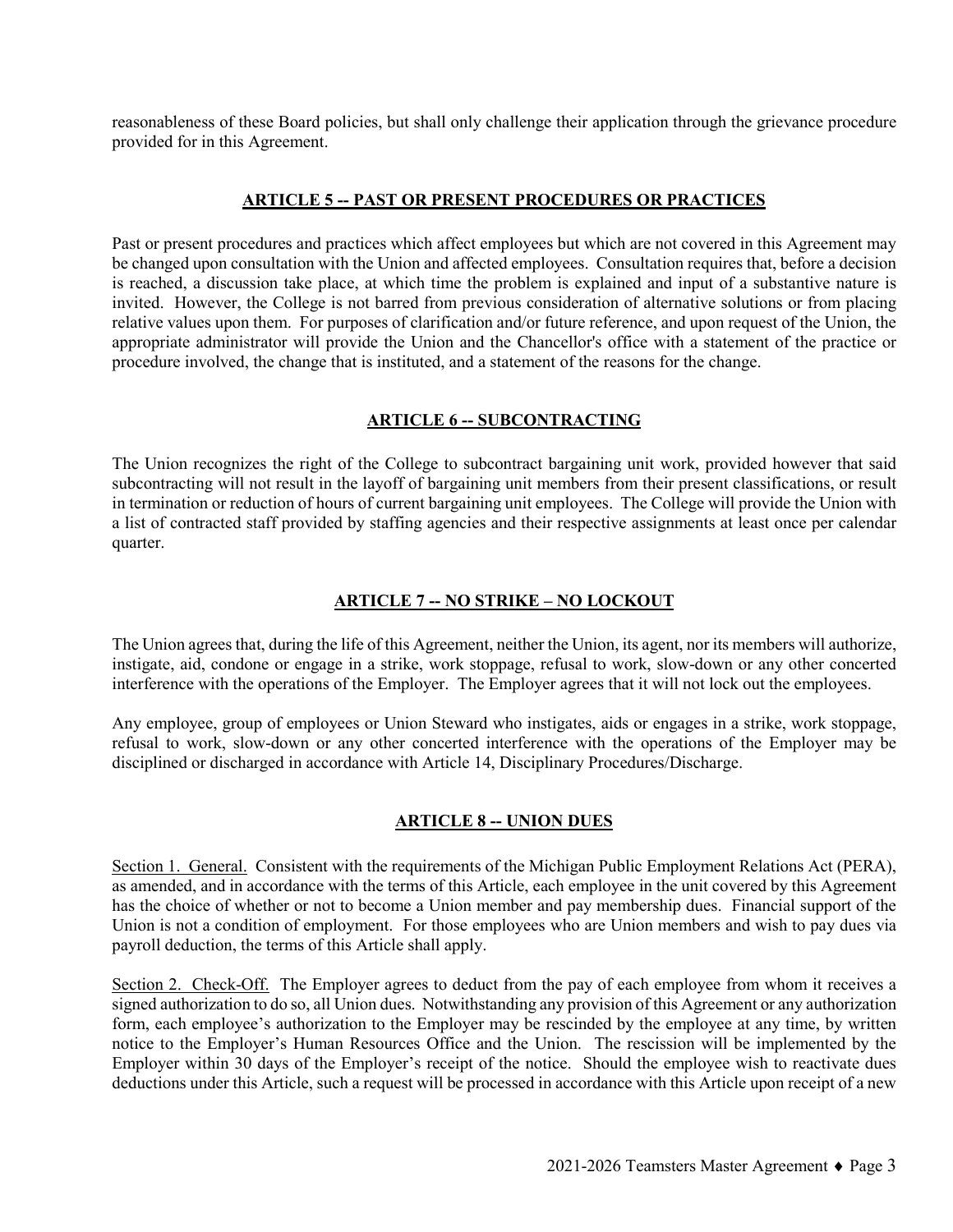reasonableness of these Board policies, but shall only challenge their application through the grievance procedure provided for in this Agreement.

## ARTICLE 5 -- PAST OR PRESENT PROCEDURES OR PRACTICES

Past or present procedures and practices which affect employees but which are not covered in this Agreement may be changed upon consultation with the Union and affected employees. Consultation requires that, before a decision is reached, a discussion take place, at which time the problem is explained and input of a substantive nature is invited. However, the College is not barred from previous consideration of alternative solutions or from placing relative values upon them. For purposes of clarification and/or future reference, and upon request of the Union, the appropriate administrator will provide the Union and the Chancellor's office with a statement of the practice or procedure involved, the change that is instituted, and a statement of the reasons for the change.

## ARTICLE 6 -- SUBCONTRACTING

The Union recognizes the right of the College to subcontract bargaining unit work, provided however that said subcontracting will not result in the layoff of bargaining unit members from their present classifications, or result in termination or reduction of hours of current bargaining unit employees. The College will provide the Union with a list of contracted staff provided by staffing agencies and their respective assignments at least once per calendar quarter.

## ARTICLE 7 -- NO STRIKE – NO LOCKOUT

The Union agrees that, during the life of this Agreement, neither the Union, its agent, nor its members will authorize, instigate, aid, condone or engage in a strike, work stoppage, refusal to work, slow-down or any other concerted interference with the operations of the Employer. The Employer agrees that it will not lock out the employees.

Any employee, group of employees or Union Steward who instigates, aids or engages in a strike, work stoppage, refusal to work, slow-down or any other concerted interference with the operations of the Employer may be disciplined or discharged in accordance with Article 14, Disciplinary Procedures/Discharge.

## ARTICLE 8 -- UNION DUES

Section 1. General. Consistent with the requirements of the Michigan Public Employment Relations Act (PERA), as amended, and in accordance with the terms of this Article, each employee in the unit covered by this Agreement has the choice of whether or not to become a Union member and pay membership dues. Financial support of the Union is not a condition of employment. For those employees who are Union members and wish to pay dues via payroll deduction, the terms of this Article shall apply.

Section 2. Check-Off. The Employer agrees to deduct from the pay of each employee from whom it receives a signed authorization to do so, all Union dues. Notwithstanding any provision of this Agreement or any authorization form, each employee's authorization to the Employer may be rescinded by the employee at any time, by written notice to the Employer's Human Resources Office and the Union. The rescission will be implemented by the Employer within 30 days of the Employer's receipt of the notice. Should the employee wish to reactivate dues deductions under this Article, such a request will be processed in accordance with this Article upon receipt of a new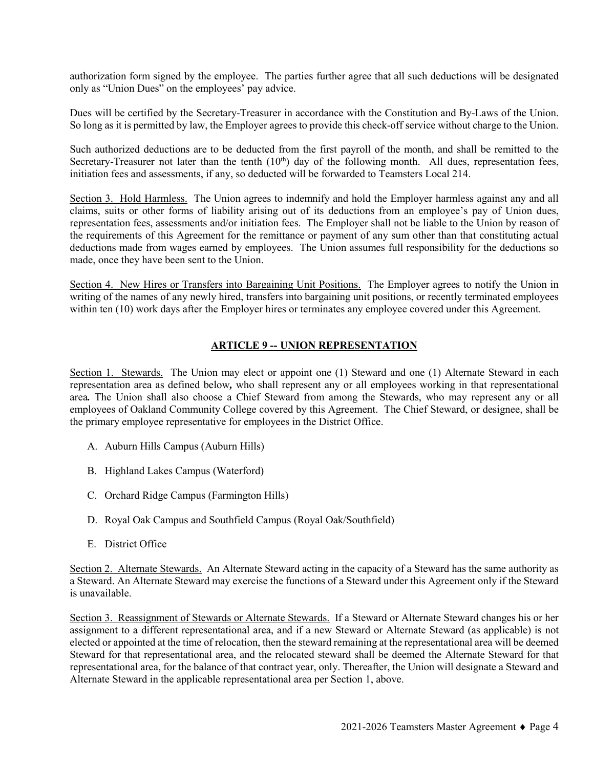authorization form signed by the employee. The parties further agree that all such deductions will be designated only as "Union Dues" on the employees' pay advice.

Dues will be certified by the Secretary-Treasurer in accordance with the Constitution and By-Laws of the Union. So long as it is permitted by law, the Employer agrees to provide this check-off service without charge to the Union.

Such authorized deductions are to be deducted from the first payroll of the month, and shall be remitted to the Secretary-Treasurer not later than the tenth (10th) day of the following month. All dues, representation fees, initiation fees and assessments, if any, so deducted will be forwarded to Teamsters Local 214.

Section 3. Hold Harmless. The Union agrees to indemnify and hold the Employer harmless against any and all claims, suits or other forms of liability arising out of its deductions from an employee's pay of Union dues, representation fees, assessments and/or initiation fees. The Employer shall not be liable to the Union by reason of the requirements of this Agreement for the remittance or payment of any sum other than that constituting actual deductions made from wages earned by employees. The Union assumes full responsibility for the deductions so made, once they have been sent to the Union.

Section 4. New Hires or Transfers into Bargaining Unit Positions. The Employer agrees to notify the Union in writing of the names of any newly hired, transfers into bargaining unit positions, or recently terminated employees within ten (10) work days after the Employer hires or terminates any employee covered under this Agreement.

## ARTICLE 9 -- UNION REPRESENTATION

Section 1. Stewards. The Union may elect or appoint one (1) Steward and one (1) Alternate Steward in each representation area as defined below**,** who shall represent any or all employees working in that representational area**.** The Union shall also choose a Chief Steward from among the Stewards, who may represent any or all employees of Oakland Community College covered by this Agreement. The Chief Steward, or designee, shall be the primary employee representative for employees in the District Office.

A. Auburn Hills Campus (Auburn Hills)

B. Highland Lakes Campus (Waterford)

C. Orchard Ridge Campus (Farmington Hills)

D. Royal Oak Campus and Southfield Campus (Royal Oak/Southfield)

E. District Office

Section 2. Alternate Stewards. An Alternate Steward acting in the capacity of a Steward has the same authority as a Steward. An Alternate Steward may exercise the functions of a Steward under this Agreement only if the Steward is unavailable.

Section 3. Reassignment of Stewards or Alternate Stewards. If a Steward or Alternate Steward changes his or her assignment to a different representational area, and if a new Steward or Alternate Steward (as applicable) is not elected or appointed at the time of relocation, then the steward remaining at the representational area will be deemed Steward for that representational area, and the relocated steward shall be deemed the Alternate Steward for that representational area, for the balance of that contract year, only. Thereafter, the Union will designate a Steward and Alternate Steward in the applicable representational area per Section 1, above.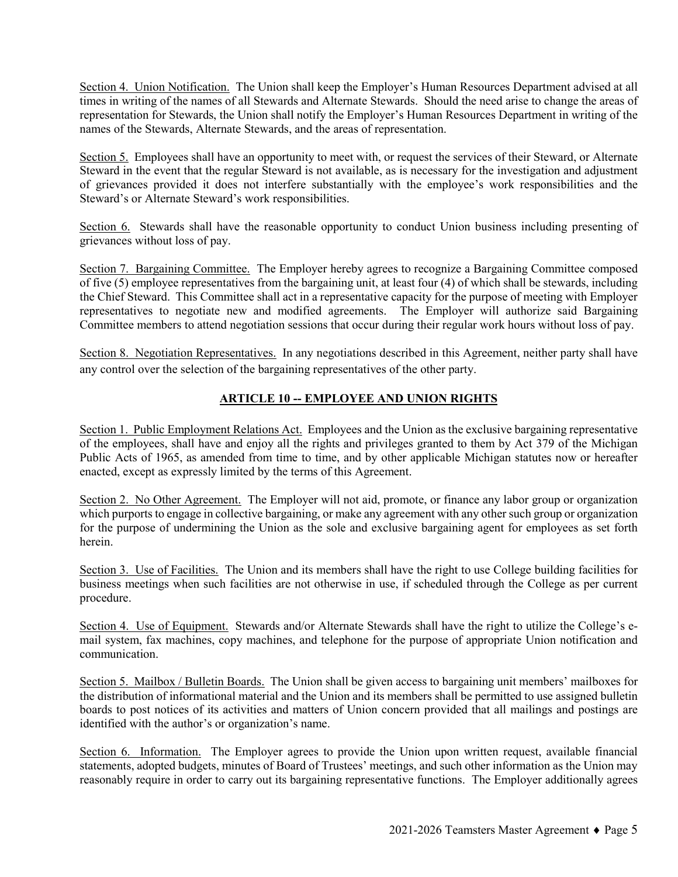Section 4. Union Notification. The Union shall keep the Employer's Human Resources Department advised at all times in writing of the names of all Stewards and Alternate Stewards. Should the need arise to change the areas of representation for Stewards, the Union shall notify the Employer's Human Resources Department in writing of the names of the Stewards, Alternate Stewards, and the areas of representation.

Section 5. Employees shall have an opportunity to meet with, or request the services of their Steward, or Alternate Steward in the event that the regular Steward is not available, as is necessary for the investigation and adjustment of grievances provided it does not interfere substantially with the employee's work responsibilities and the Steward's or Alternate Steward's work responsibilities.

Section 6. Stewards shall have the reasonable opportunity to conduct Union business including presenting of grievances without loss of pay.

Section 7. Bargaining Committee. The Employer hereby agrees to recognize a Bargaining Committee composed of five (5) employee representatives from the bargaining unit, at least four (4) of which shall be stewards, including the Chief Steward. This Committee shall act in a representative capacity for the purpose of meeting with Employer representatives to negotiate new and modified agreements. The Employer will authorize said Bargaining Committee members to attend negotiation sessions that occur during their regular work hours without loss of pay.

Section 8. Negotiation Representatives. In any negotiations described in this Agreement, neither party shall have any control over the selection of the bargaining representatives of the other party.

## ARTICLE 10 -- EMPLOYEE AND UNION RIGHTS

Section 1. Public Employment Relations Act. Employees and the Union as the exclusive bargaining representative of the employees, shall have and enjoy all the rights and privileges granted to them by Act 379 of the Michigan Public Acts of 1965, as amended from time to time, and by other applicable Michigan statutes now or hereafter enacted, except as expressly limited by the terms of this Agreement.

Section 2. No Other Agreement. The Employer will not aid, promote, or finance any labor group or organization which purports to engage in collective bargaining, or make any agreement with any other such group or organization for the purpose of undermining the Union as the sole and exclusive bargaining agent for employees as set forth herein.

Section 3. Use of Facilities. The Union and its members shall have the right to use College building facilities for business meetings when such facilities are not otherwise in use, if scheduled through the College as per current procedure.

Section 4. Use of Equipment. Stewards and/or Alternate Stewards shall have the right to utilize the College's e-mail system, fax machines, copy machines, and telephone for the purpose of appropriate Union notification and communication.

Section 5. Mailbox / Bulletin Boards. The Union shall be given access to bargaining unit members' mailboxes for the distribution of informational material and the Union and its members shall be permitted to use assigned bulletin boards to post notices of its activities and matters of Union concern provided that all mailings and postings are identified with the author's or organization's name.

Section 6. Information. The Employer agrees to provide the Union upon written request, available financial statements, adopted budgets, minutes of Board of Trustees' meetings, and such other information as the Union may reasonably require in order to carry out its bargaining representative functions. The Employer additionally agrees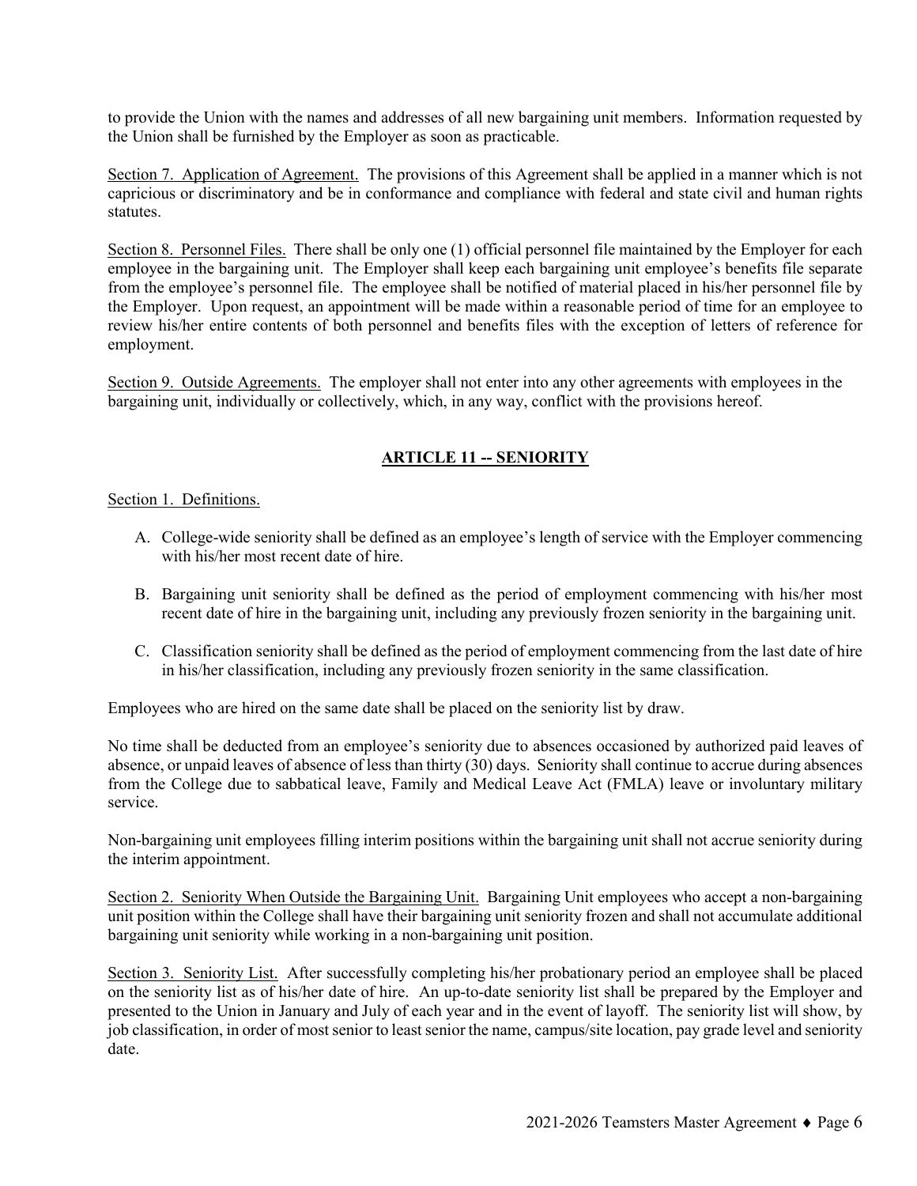to provide the Union with the names and addresses of all new bargaining unit members. Information requested by the Union shall be furnished by the Employer as soon as practicable.

Section 7. Application of Agreement. The provisions of this Agreement shall be applied in a manner which is not capricious or discriminatory and be in conformance and compliance with federal and state civil and human rights statutes.

Section 8. Personnel Files. There shall be only one (1) official personnel file maintained by the Employer for each employee in the bargaining unit. The Employer shall keep each bargaining unit employee's benefits file separate from the employee's personnel file. The employee shall be notified of material placed in his/her personnel file by the Employer. Upon request, an appointment will be made within a reasonable period of time for an employee to review his/her entire contents of both personnel and benefits files with the exception of letters of reference for employment.

Section 9. Outside Agreements. The employer shall not enter into any other agreements with employees in the bargaining unit, individually or collectively, which, in any way, conflict with the provisions hereof.

## ARTICLE 11 -- SENIORITY

Section 1. Definitions.

A. College-wide seniority shall be defined as an employee's length of service with the Employer commencing with his/her most recent date of hire.

B. Bargaining unit seniority shall be defined as the period of employment commencing with his/her most recent date of hire in the bargaining unit, including any previously frozen seniority in the bargaining unit.

C. Classification seniority shall be defined as the period of employment commencing from the last date of hire in his/her classification, including any previously frozen seniority in the same classification.

Employees who are hired on the same date shall be placed on the seniority list by draw.

No time shall be deducted from an employee's seniority due to absences occasioned by authorized paid leaves of absence, or unpaid leaves of absence of less than thirty (30) days. Seniority shall continue to accrue during absences from the College due to sabbatical leave, Family and Medical Leave Act (FMLA) leave or involuntary military service.

Non-bargaining unit employees filling interim positions within the bargaining unit shall not accrue seniority during the interim appointment.

Section 2. Seniority When Outside the Bargaining Unit. Bargaining Unit employees who accept a non-bargaining unit position within the College shall have their bargaining unit seniority frozen and shall not accumulate additional bargaining unit seniority while working in a non-bargaining unit position.

Section 3. Seniority List. After successfully completing his/her probationary period an employee shall be placed on the seniority list as of his/her date of hire. An up-to-date seniority list shall be prepared by the Employer and presented to the Union in January and July of each year and in the event of layoff. The seniority list will show, by job classification, in order of most senior to least senior the name, campus/site location, pay grade level and seniority date.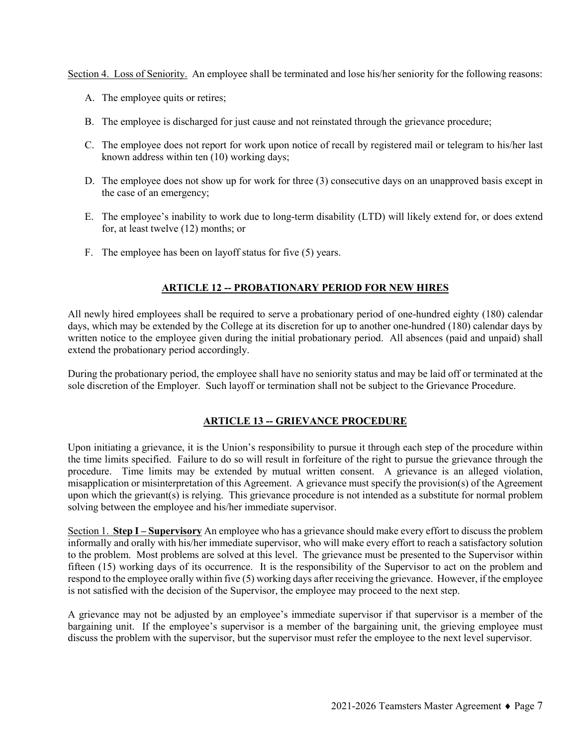Section 4. Loss of Seniority. An employee shall be terminated and lose his/her seniority for the following reasons:

A. The employee quits or retires;

B. The employee is discharged for just cause and not reinstated through the grievance procedure;

C. The employee does not report for work upon notice of recall by registered mail or telegram to his/her last known address within ten (10) working days;

D. The employee does not show up for work for three (3) consecutive days on an unapproved basis except in the case of an emergency;

E. The employee's inability to work due to long-term disability (LTD) will likely extend for, or does extend for, at least twelve (12) months; or

F. The employee has been on layoff status for five (5) years.

## ARTICLE 12 -- PROBATIONARY PERIOD FOR NEW HIRES

All newly hired employees shall be required to serve a probationary period of one-hundred eighty (180) calendar days, which may be extended by the College at its discretion for up to another one-hundred (180) calendar days by written notice to the employee given during the initial probationary period. All absences (paid and unpaid) shall extend the probationary period accordingly.

During the probationary period, the employee shall have no seniority status and may be laid off or terminated at the sole discretion of the Employer. Such layoff or termination shall not be subject to the Grievance Procedure.

## ARTICLE 13 -- GRIEVANCE PROCEDURE

Upon initiating a grievance, it is the Union's responsibility to pursue it through each step of the procedure within the time limits specified. Failure to do so will result in forfeiture of the right to pursue the grievance through the procedure. Time limits may be extended by mutual written consent. A grievance is an alleged violation, misapplication or misinterpretation of this Agreement. A grievance must specify the provision(s) of the Agreement upon which the grievant(s) is relying. This grievance procedure is not intended as a substitute for normal problem solving between the employee and his/her immediate supervisor.

Section 1. **Step I – Supervisory** An employee who has a grievance should make every effort to discuss the problem informally and orally with his/her immediate supervisor, who will make every effort to reach a satisfactory solution to the problem. Most problems are solved at this level. The grievance must be presented to the Supervisor within fifteen (15) working days of its occurrence. It is the responsibility of the Supervisor to act on the problem and respond to the employee orally within five (5) working days after receiving the grievance. However, if the employee is not satisfied with the decision of the Supervisor, the employee may proceed to the next step.

A grievance may not be adjusted by an employee's immediate supervisor if that supervisor is a member of the bargaining unit. If the employee's supervisor is a member of the bargaining unit, the grieving employee must discuss the problem with the supervisor, but the supervisor must refer the employee to the next level supervisor.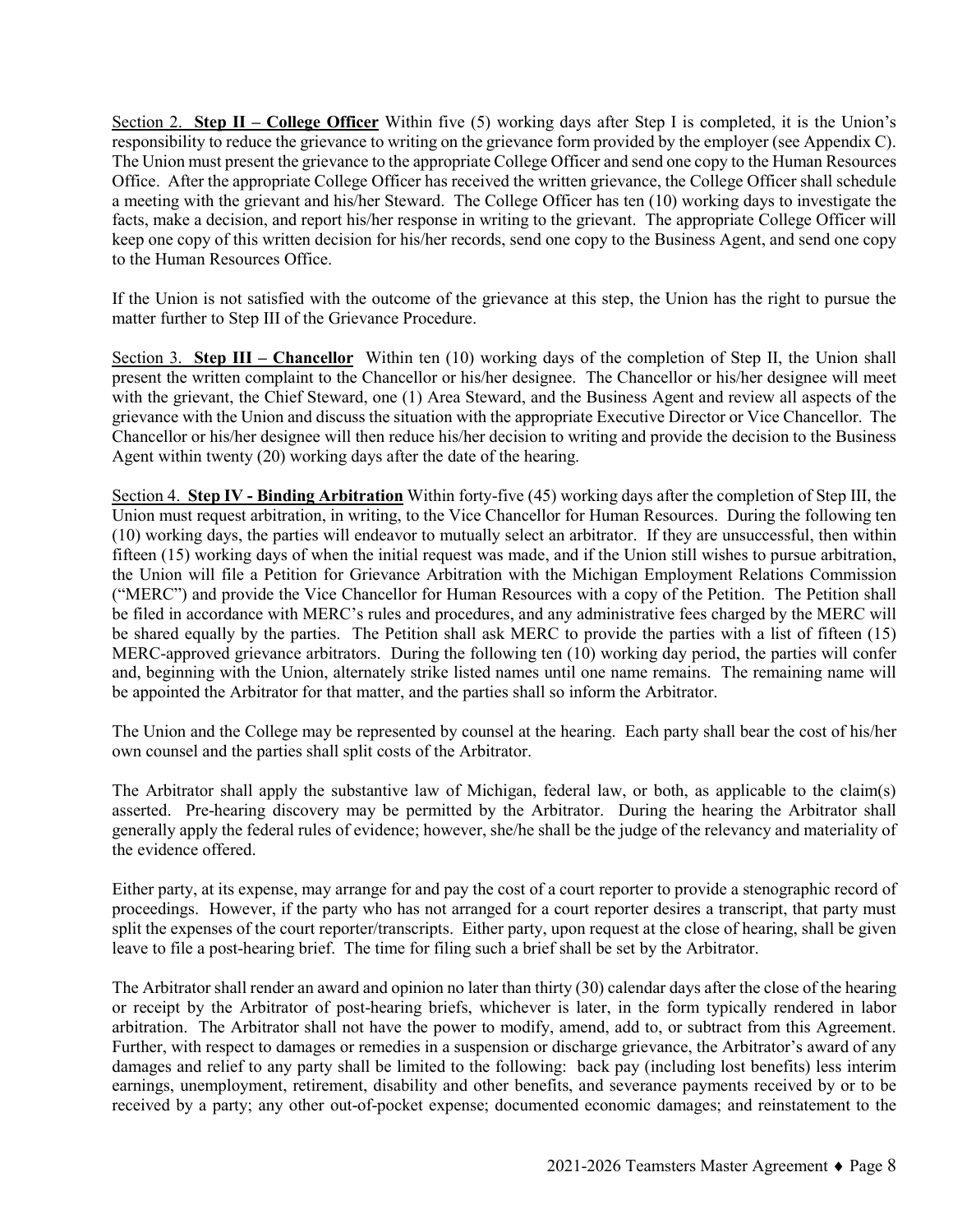Section 2. **Step II – College Officer** Within five (5) working days after Step I is completed, it is the Union's responsibility to reduce the grievance to writing on the grievance form provided by the employer (see Appendix C). The Union must present the grievance to the appropriate College Officer and send one copy to the Human Resources Office. After the appropriate College Officer has received the written grievance, the College Officer shall schedule a meeting with the grievant and his/her Steward. The College Officer has ten (10) working days to investigate the facts, make a decision, and report his/her response in writing to the grievant. The appropriate College Officer will keep one copy of this written decision for his/her records, send one copy to the Business Agent, and send one copy to the Human Resources Office.

If the Union is not satisfied with the outcome of the grievance at this step, the Union has the right to pursue the matter further to Step III of the Grievance Procedure.

Section 3. **Step III – Chancellor** Within ten (10) working days of the completion of Step II, the Union shall present the written complaint to the Chancellor or his/her designee. The Chancellor or his/her designee will meet with the grievant, the Chief Steward, one (1) Area Steward, and the Business Agent and review all aspects of the grievance with the Union and discuss the situation with the appropriate Executive Director or Vice Chancellor. The Chancellor or his/her designee will then reduce his/her decision to writing and provide the decision to the Business Agent within twenty (20) working days after the date of the hearing.

Section 4. **Step IV - Binding Arbitration** Within forty-five (45) working days after the completion of Step III, the Union must request arbitration, in writing, to the Vice Chancellor for Human Resources. During the following ten (10) working days, the parties will endeavor to mutually select an arbitrator. If they are unsuccessful, then within fifteen (15) working days of when the initial request was made, and if the Union still wishes to pursue arbitration, the Union will file a Petition for Grievance Arbitration with the Michigan Employment Relations Commission ("MERC") and provide the Vice Chancellor for Human Resources with a copy of the Petition. The Petition shall be filed in accordance with MERC's rules and procedures, and any administrative fees charged by the MERC will be shared equally by the parties. The Petition shall ask MERC to provide the parties with a list of fifteen (15) MERC-approved grievance arbitrators. During the following ten (10) working day period, the parties will confer and, beginning with the Union, alternately strike listed names until one name remains. The remaining name will be appointed the Arbitrator for that matter, and the parties shall so inform the Arbitrator.

The Union and the College may be represented by counsel at the hearing. Each party shall bear the cost of his/her own counsel and the parties shall split costs of the Arbitrator.

The Arbitrator shall apply the substantive law of Michigan, federal law, or both, as applicable to the claim(s) asserted. Pre-hearing discovery may be permitted by the Arbitrator. During the hearing the Arbitrator shall generally apply the federal rules of evidence; however, she/he shall be the judge of the relevancy and materiality of the evidence offered.

Either party, at its expense, may arrange for and pay the cost of a court reporter to provide a stenographic record of proceedings. However, if the party who has not arranged for a court reporter desires a transcript, that party must split the expenses of the court reporter/transcripts. Either party, upon request at the close of hearing, shall be given leave to file a post-hearing brief. The time for filing such a brief shall be set by the Arbitrator.

The Arbitrator shall render an award and opinion no later than thirty (30) calendar days after the close of the hearing or receipt by the Arbitrator of post-hearing briefs, whichever is later, in the form typically rendered in labor arbitration. The Arbitrator shall not have the power to modify, amend, add to, or subtract from this Agreement. Further, with respect to damages or remedies in a suspension or discharge grievance, the Arbitrator's award of any damages and relief to any party shall be limited to the following: back pay (including lost benefits) less interim earnings, unemployment, retirement, disability and other benefits, and severance payments received by or to be received by a party; any other out-of-pocket expense; documented economic damages; and reinstatement to the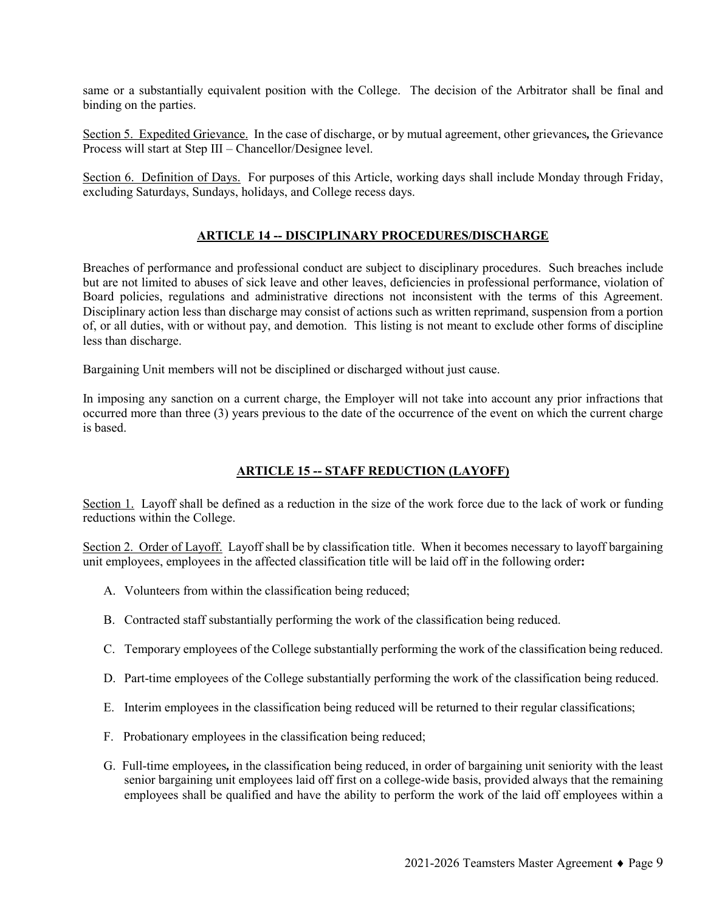same or a substantially equivalent position with the College. The decision of the Arbitrator shall be final and binding on the parties.

Section 5. Expedited Grievance. In the case of discharge, or by mutual agreement, other grievances**,** the Grievance Process will start at Step III – Chancellor/Designee level.

Section 6. Definition of Days. For purposes of this Article, working days shall include Monday through Friday, excluding Saturdays, Sundays, holidays, and College recess days.

## ARTICLE 14 -- DISCIPLINARY PROCEDURES/DISCHARGE

Breaches of performance and professional conduct are subject to disciplinary procedures. Such breaches include but are not limited to abuses of sick leave and other leaves, deficiencies in professional performance, violation of Board policies, regulations and administrative directions not inconsistent with the terms of this Agreement. Disciplinary action less than discharge may consist of actions such as written reprimand, suspension from a portion of, or all duties, with or without pay, and demotion. This listing is not meant to exclude other forms of discipline less than discharge.

Bargaining Unit members will not be disciplined or discharged without just cause.

In imposing any sanction on a current charge, the Employer will not take into account any prior infractions that occurred more than three (3) years previous to the date of the occurrence of the event on which the current charge is based.

## ARTICLE 15 -- STAFF REDUCTION (LAYOFF)

Section 1. Layoff shall be defined as a reduction in the size of the work force due to the lack of work or funding reductions within the College.

Section 2. Order of Layoff. Layoff shall be by classification title. When it becomes necessary to layoff bargaining unit employees, employees in the affected classification title will be laid off in the following order**:**

A. Volunteers from within the classification being reduced;

B. Contracted staff substantially performing the work of the classification being reduced.

C. Temporary employees of the College substantially performing the work of the classification being reduced.

D. Part-time employees of the College substantially performing the work of the classification being reduced.

E. Interim employees in the classification being reduced will be returned to their regular classifications;

F. Probationary employees in the classification being reduced;

G. Full-time employees**,** in the classification being reduced, in order of bargaining unit seniority with the least senior bargaining unit employees laid off first on a college-wide basis, provided always that the remaining employees shall be qualified and have the ability to perform the work of the laid off employees within a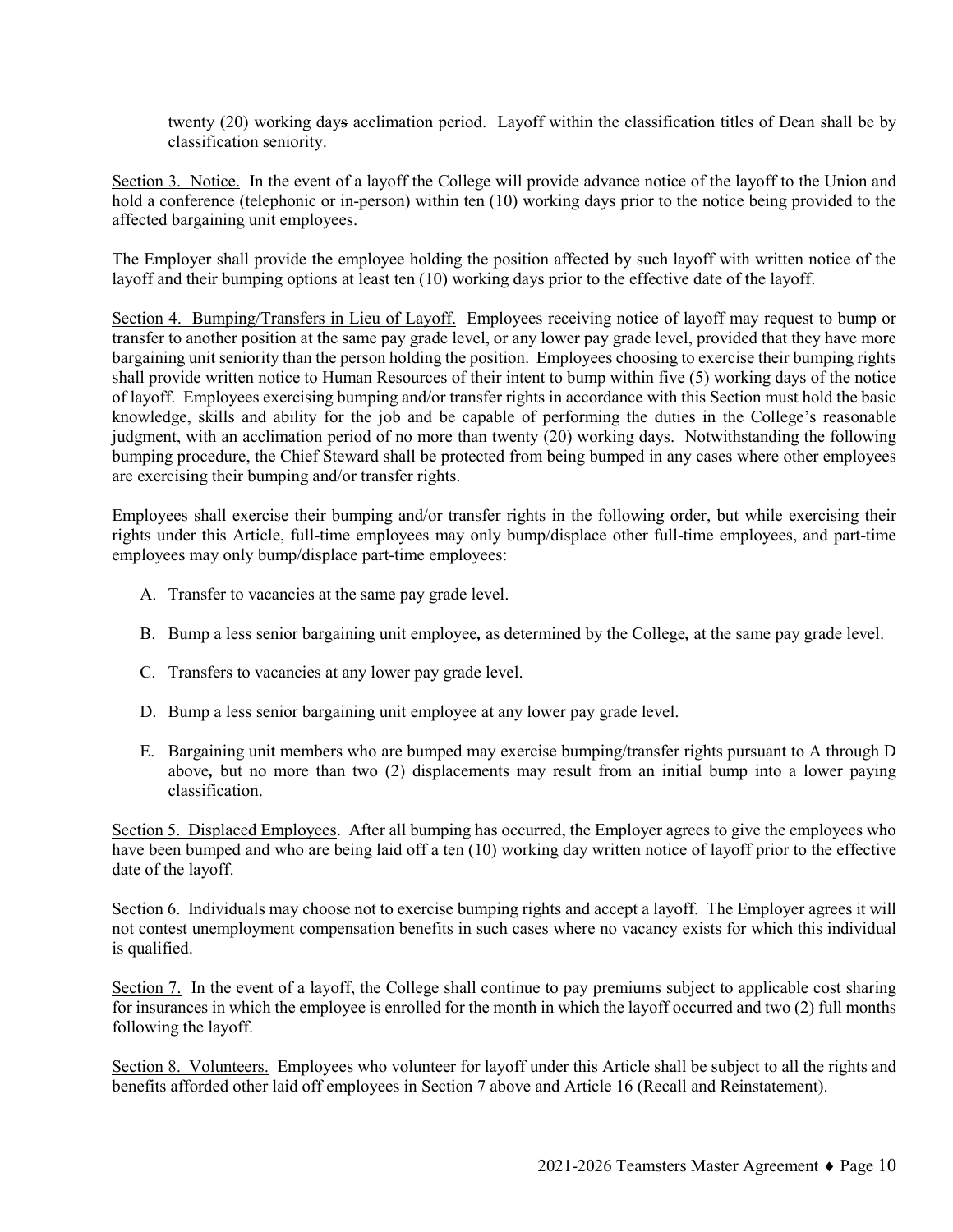twenty (20) working days acclimation period. Layoff within the classification titles of Dean shall be by classification seniority.

Section 3. Notice. In the event of a layoff the College will provide advance notice of the layoff to the Union and hold a conference (telephonic or in-person) within ten (10) working days prior to the notice being provided to the affected bargaining unit employees.

The Employer shall provide the employee holding the position affected by such layoff with written notice of the layoff and their bumping options at least ten (10) working days prior to the effective date of the layoff.

Section 4. Bumping/Transfers in Lieu of Layoff. Employees receiving notice of layoff may request to bump or transfer to another position at the same pay grade level, or any lower pay grade level, provided that they have more bargaining unit seniority than the person holding the position. Employees choosing to exercise their bumping rights shall provide written notice to Human Resources of their intent to bump within five (5) working days of the notice of layoff. Employees exercising bumping and/or transfer rights in accordance with this Section must hold the basic knowledge, skills and ability for the job and be capable of performing the duties in the College's reasonable judgment, with an acclimation period of no more than twenty (20) working days. Notwithstanding the following bumping procedure, the Chief Steward shall be protected from being bumped in any cases where other employees are exercising their bumping and/or transfer rights.

Employees shall exercise their bumping and/or transfer rights in the following order, but while exercising their rights under this Article, full-time employees may only bump/displace other full-time employees, and part-time employees may only bump/displace part-time employees:

A. Transfer to vacancies at the same pay grade level.

B. Bump a less senior bargaining unit employee**,** as determined by the College**,** at the same pay grade level.

C. Transfers to vacancies at any lower pay grade level.

D. Bump a less senior bargaining unit employee at any lower pay grade level.

E. Bargaining unit members who are bumped may exercise bumping/transfer rights pursuant to A through D above**,** but no more than two (2) displacements may result from an initial bump into a lower paying classification.

Section 5. Displaced Employees. After all bumping has occurred, the Employer agrees to give the employees who have been bumped and who are being laid off a ten (10) working day written notice of layoff prior to the effective date of the layoff.

Section 6. Individuals may choose not to exercise bumping rights and accept a layoff. The Employer agrees it will not contest unemployment compensation benefits in such cases where no vacancy exists for which this individual is qualified.

Section 7. In the event of a layoff, the College shall continue to pay premiums subject to applicable cost sharing for insurances in which the employee is enrolled for the month in which the layoff occurred and two (2) full months following the layoff.

Section 8. Volunteers. Employees who volunteer for layoff under this Article shall be subject to all the rights and benefits afforded other laid off employees in Section 7 above and Article 16 (Recall and Reinstatement).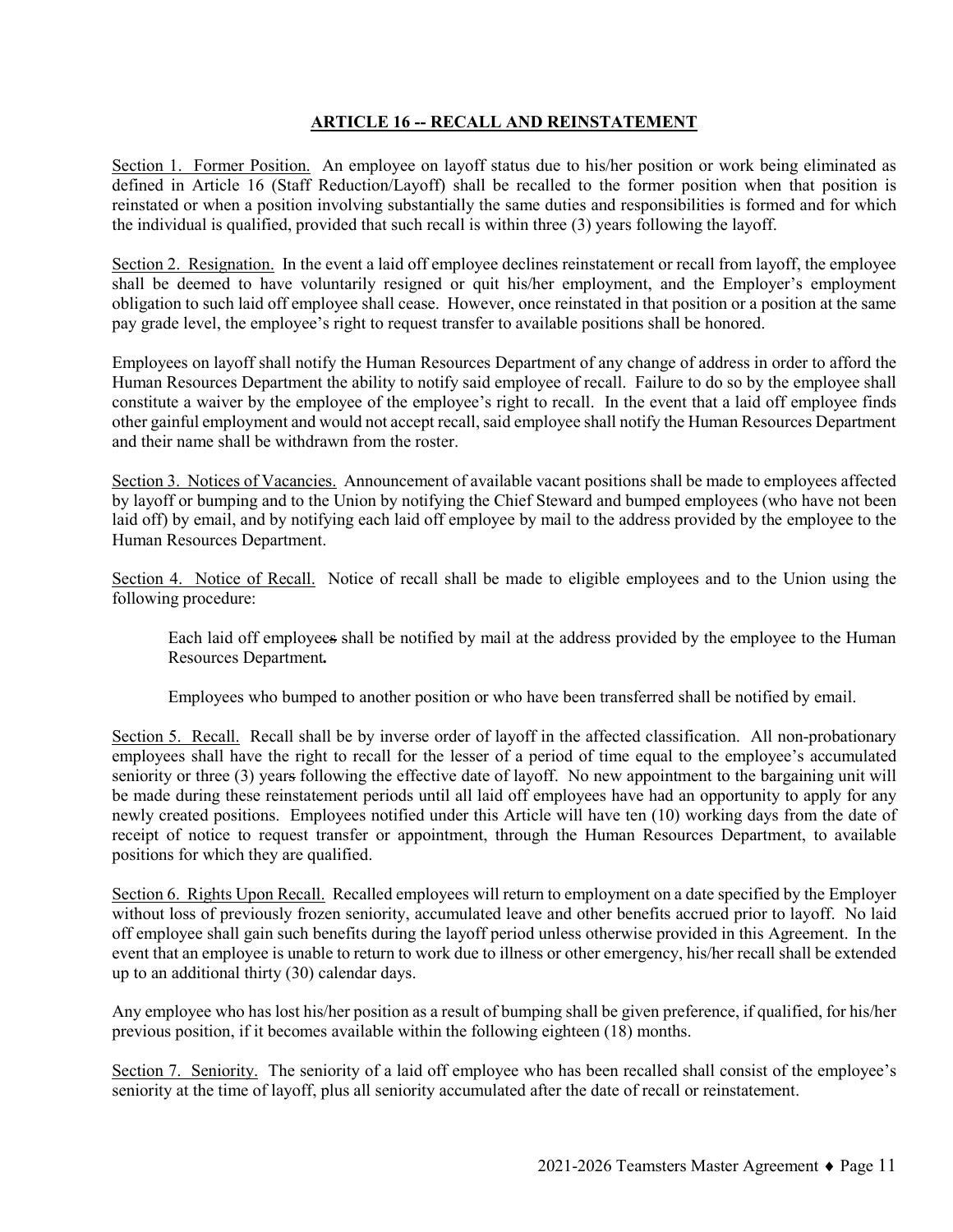## ARTICLE 16 -- RECALL AND REINSTATEMENT

Section 1. Former Position. An employee on layoff status due to his/her position or work being eliminated as defined in Article 16 (Staff Reduction/Layoff) shall be recalled to the former position when that position is reinstated or when a position involving substantially the same duties and responsibilities is formed and for which the individual is qualified, provided that such recall is within three (3) years following the layoff.

Section 2. Resignation. In the event a laid off employee declines reinstatement or recall from layoff, the employee shall be deemed to have voluntarily resigned or quit his/her employment, and the Employer's employment obligation to such laid off employee shall cease. However, once reinstated in that position or a position at the same pay grade level, the employee's right to request transfer to available positions shall be honored.

Employees on layoff shall notify the Human Resources Department of any change of address in order to afford the Human Resources Department the ability to notify said employee of recall. Failure to do so by the employee shall constitute a waiver by the employee of the employee's right to recall. In the event that a laid off employee finds other gainful employment and would not accept recall, said employee shall notify the Human Resources Department and their name shall be withdrawn from the roster.

Section 3. Notices of Vacancies. Announcement of available vacant positions shall be made to employees affected by layoff or bumping and to the Union by notifying the Chief Steward and bumped employees (who have not been laid off) by email, and by notifying each laid off employee by mail to the address provided by the employee to the Human Resources Department.

Section 4. Notice of Recall. Notice of recall shall be made to eligible employees and to the Union using the following procedure:

> Each laid off employees shall be notified by mail at the address provided by the employee to the Human Resources Department**.**
>
> Employees who bumped to another position or who have been transferred shall be notified by email.

Section 5. Recall. Recall shall be by inverse order of layoff in the affected classification. All non-probationary employees shall have the right to recall for the lesser of a period of time equal to the employee's accumulated seniority or three (3) years following the effective date of layoff. No new appointment to the bargaining unit will be made during these reinstatement periods until all laid off employees have had an opportunity to apply for any newly created positions. Employees notified under this Article will have ten (10) working days from the date of receipt of notice to request transfer or appointment, through the Human Resources Department, to available positions for which they are qualified.

Section 6. Rights Upon Recall. Recalled employees will return to employment on a date specified by the Employer without loss of previously frozen seniority, accumulated leave and other benefits accrued prior to layoff. No laid off employee shall gain such benefits during the layoff period unless otherwise provided in this Agreement. In the event that an employee is unable to return to work due to illness or other emergency, his/her recall shall be extended up to an additional thirty (30) calendar days.

Any employee who has lost his/her position as a result of bumping shall be given preference, if qualified, for his/her previous position, if it becomes available within the following eighteen (18) months.

Section 7. Seniority. The seniority of a laid off employee who has been recalled shall consist of the employee's seniority at the time of layoff, plus all seniority accumulated after the date of recall or reinstatement.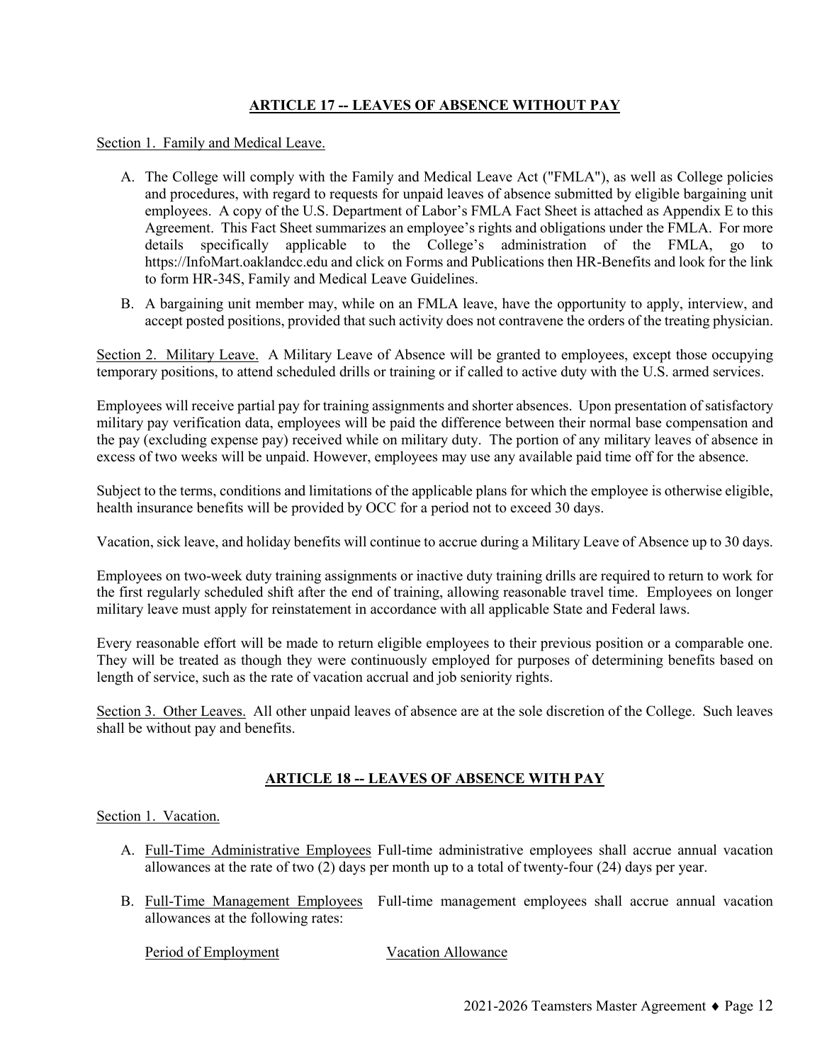## ARTICLE 17 -- LEAVES OF ABSENCE WITHOUT PAY

Section 1. Family and Medical Leave.

A. The College will comply with the Family and Medical Leave Act ("FMLA"), as well as College policies and procedures, with regard to requests for unpaid leaves of absence submitted by eligible bargaining unit employees. A copy of the U.S. Department of Labor's FMLA Fact Sheet is attached as Appendix E to this Agreement. This Fact Sheet summarizes an employee's rights and obligations under the FMLA. For more details specifically applicable to the College's administration of the FMLA, go to https://InfoMart.oaklandcc.edu and click on Forms and Publications then HR-Benefits and look for the link to form HR-34S, Family and Medical Leave Guidelines.

B. A bargaining unit member may, while on an FMLA leave, have the opportunity to apply, interview, and accept posted positions, provided that such activity does not contravene the orders of the treating physician.

Section 2. Military Leave. A Military Leave of Absence will be granted to employees, except those occupying temporary positions, to attend scheduled drills or training or if called to active duty with the U.S. armed services.

Employees will receive partial pay for training assignments and shorter absences. Upon presentation of satisfactory military pay verification data, employees will be paid the difference between their normal base compensation and the pay (excluding expense pay) received while on military duty. The portion of any military leaves of absence in excess of two weeks will be unpaid. However, employees may use any available paid time off for the absence.

Subject to the terms, conditions and limitations of the applicable plans for which the employee is otherwise eligible, health insurance benefits will be provided by OCC for a period not to exceed 30 days.

Vacation, sick leave, and holiday benefits will continue to accrue during a Military Leave of Absence up to 30 days.

Employees on two-week duty training assignments or inactive duty training drills are required to return to work for the first regularly scheduled shift after the end of training, allowing reasonable travel time. Employees on longer military leave must apply for reinstatement in accordance with all applicable State and Federal laws.

Every reasonable effort will be made to return eligible employees to their previous position or a comparable one. They will be treated as though they were continuously employed for purposes of determining benefits based on length of service, such as the rate of vacation accrual and job seniority rights.

Section 3. Other Leaves. All other unpaid leaves of absence are at the sole discretion of the College. Such leaves shall be without pay and benefits.

## ARTICLE 18 -- LEAVES OF ABSENCE WITH PAY

Section 1. Vacation.

A. Full-Time Administrative Employees Full-time administrative employees shall accrue annual vacation allowances at the rate of two (2) days per month up to a total of twenty-four (24) days per year.

B. Full-Time Management Employees Full-time management employees shall accrue annual vacation allowances at the following rates:

| Period of Employment | Vacation Allowance |
|---|---|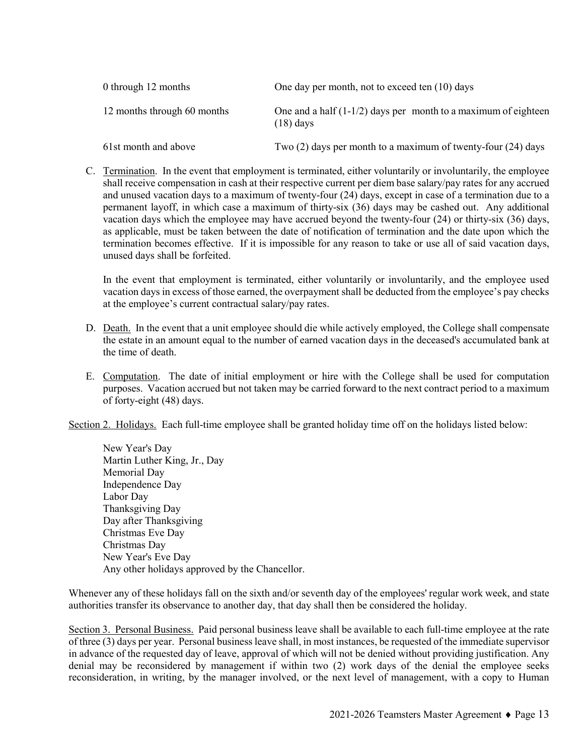| | |
|---|---|
| 0 through 12 months | One day per month, not to exceed ten (10) days |
| 12 months through 60 months | One and a half (1-1/2) days per month to a maximum of eighteen (18) days |
| 61st month and above | Two (2) days per month to a maximum of twenty-four (24) days |

C. Termination. In the event that employment is terminated, either voluntarily or involuntarily, the employee shall receive compensation in cash at their respective current per diem base salary/pay rates for any accrued and unused vacation days to a maximum of twenty-four (24) days, except in case of a termination due to a permanent layoff, in which case a maximum of thirty-six (36) days may be cashed out. Any additional vacation days which the employee may have accrued beyond the twenty-four (24) or thirty-six (36) days, as applicable, must be taken between the date of notification of termination and the date upon which the termination becomes effective. If it is impossible for any reason to take or use all of said vacation days, unused days shall be forfeited.

In the event that employment is terminated, either voluntarily or involuntarily, and the employee used vacation days in excess of those earned, the overpayment shall be deducted from the employee's pay checks at the employee's current contractual salary/pay rates.

D. Death. In the event that a unit employee should die while actively employed, the College shall compensate the estate in an amount equal to the number of earned vacation days in the deceased's accumulated bank at the time of death.

E. Computation. The date of initial employment or hire with the College shall be used for computation purposes. Vacation accrued but not taken may be carried forward to the next contract period to a maximum of forty-eight (48) days.

Section 2. Holidays. Each full-time employee shall be granted holiday time off on the holidays listed below:

New Year's Day
Martin Luther King, Jr., Day
Memorial Day
Independence Day
Labor Day
Thanksgiving Day
Day after Thanksgiving
Christmas Eve Day
Christmas Day
New Year's Eve Day
Any other holidays approved by the Chancellor.

Whenever any of these holidays fall on the sixth and/or seventh day of the employees' regular work week, and state authorities transfer its observance to another day, that day shall then be considered the holiday.

Section 3. Personal Business. Paid personal business leave shall be available to each full-time employee at the rate of three (3) days per year. Personal business leave shall, in most instances, be requested of the immediate supervisor in advance of the requested day of leave, approval of which will not be denied without providing justification. Any denial may be reconsidered by management if within two (2) work days of the denial the employee seeks reconsideration, in writing, by the manager involved, or the next level of management, with a copy to Human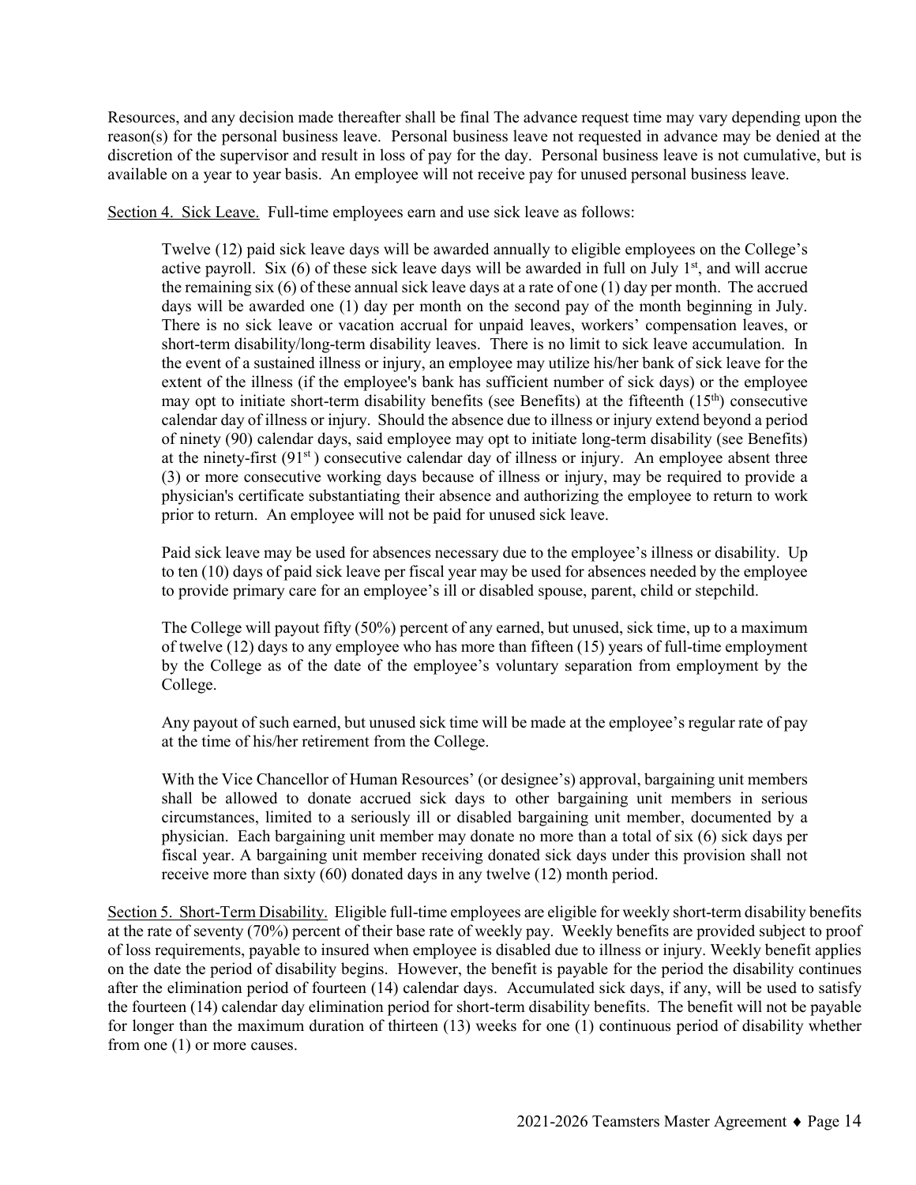Resources, and any decision made thereafter shall be final The advance request time may vary depending upon the reason(s) for the personal business leave. Personal business leave not requested in advance may be denied at the discretion of the supervisor and result in loss of pay for the day. Personal business leave is not cumulative, but is available on a year to year basis. An employee will not receive pay for unused personal business leave.

Section 4. Sick Leave. Full-time employees earn and use sick leave as follows:

> Twelve (12) paid sick leave days will be awarded annually to eligible employees on the College's active payroll. Six (6) of these sick leave days will be awarded in full on July 1st, and will accrue the remaining six (6) of these annual sick leave days at a rate of one (1) day per month. The accrued days will be awarded one (1) day per month on the second pay of the month beginning in July. There is no sick leave or vacation accrual for unpaid leaves, workers' compensation leaves, or short-term disability/long-term disability leaves. There is no limit to sick leave accumulation. In the event of a sustained illness or injury, an employee may utilize his/her bank of sick leave for the extent of the illness (if the employee's bank has sufficient number of sick days) or the employee may opt to initiate short-term disability benefits (see Benefits) at the fifteenth (15th) consecutive calendar day of illness or injury. Should the absence due to illness or injury extend beyond a period of ninety (90) calendar days, said employee may opt to initiate long-term disability (see Benefits) at the ninety-first (91st) consecutive calendar day of illness or injury. An employee absent three (3) or more consecutive working days because of illness or injury, may be required to provide a physician's certificate substantiating their absence and authorizing the employee to return to work prior to return. An employee will not be paid for unused sick leave.
>
> Paid sick leave may be used for absences necessary due to the employee's illness or disability. Up to ten (10) days of paid sick leave per fiscal year may be used for absences needed by the employee to provide primary care for an employee's ill or disabled spouse, parent, child or stepchild.
>
> The College will payout fifty (50%) percent of any earned, but unused, sick time, up to a maximum of twelve (12) days to any employee who has more than fifteen (15) years of full-time employment by the College as of the date of the employee's voluntary separation from employment by the College.
>
> Any payout of such earned, but unused sick time will be made at the employee's regular rate of pay at the time of his/her retirement from the College.
>
> With the Vice Chancellor of Human Resources' (or designee's) approval, bargaining unit members shall be allowed to donate accrued sick days to other bargaining unit members in serious circumstances, limited to a seriously ill or disabled bargaining unit member, documented by a physician. Each bargaining unit member may donate no more than a total of six (6) sick days per fiscal year. A bargaining unit member receiving donated sick days under this provision shall not receive more than sixty (60) donated days in any twelve (12) month period.

Section 5. Short-Term Disability. Eligible full-time employees are eligible for weekly short-term disability benefits at the rate of seventy (70%) percent of their base rate of weekly pay. Weekly benefits are provided subject to proof of loss requirements, payable to insured when employee is disabled due to illness or injury. Weekly benefit applies on the date the period of disability begins. However, the benefit is payable for the period the disability continues after the elimination period of fourteen (14) calendar days. Accumulated sick days, if any, will be used to satisfy the fourteen (14) calendar day elimination period for short-term disability benefits. The benefit will not be payable for longer than the maximum duration of thirteen (13) weeks for one (1) continuous period of disability whether from one (1) or more causes.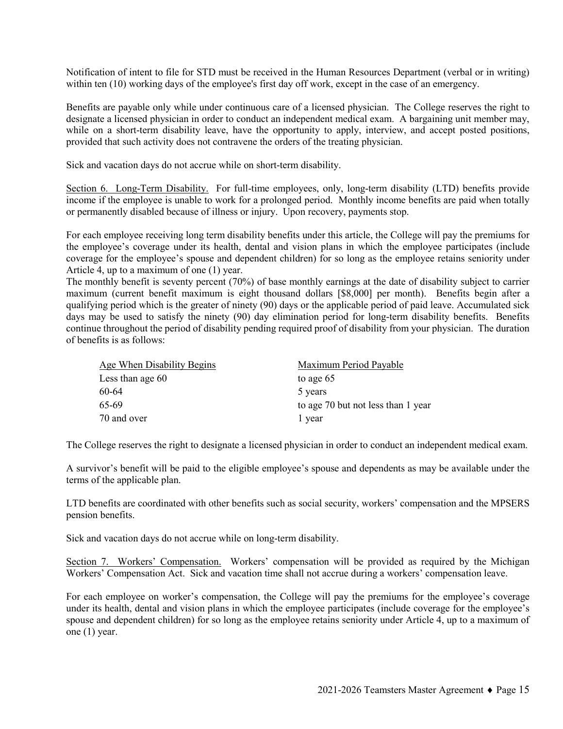Notification of intent to file for STD must be received in the Human Resources Department (verbal or in writing) within ten (10) working days of the employee's first day off work, except in the case of an emergency.

Benefits are payable only while under continuous care of a licensed physician. The College reserves the right to designate a licensed physician in order to conduct an independent medical exam. A bargaining unit member may, while on a short-term disability leave, have the opportunity to apply, interview, and accept posted positions, provided that such activity does not contravene the orders of the treating physician.

Sick and vacation days do not accrue while on short-term disability.

Section 6. Long-Term Disability. For full-time employees, only, long-term disability (LTD) benefits provide income if the employee is unable to work for a prolonged period. Monthly income benefits are paid when totally or permanently disabled because of illness or injury. Upon recovery, payments stop.

For each employee receiving long term disability benefits under this article, the College will pay the premiums for the employee's coverage under its health, dental and vision plans in which the employee participates (include coverage for the employee's spouse and dependent children) for so long as the employee retains seniority under Article 4, up to a maximum of one (1) year.
The monthly benefit is seventy percent (70%) of base monthly earnings at the date of disability subject to carrier maximum (current benefit maximum is eight thousand dollars [$8,000] per month). Benefits begin after a qualifying period which is the greater of ninety (90) days or the applicable period of paid leave. Accumulated sick days may be used to satisfy the ninety (90) day elimination period for long-term disability benefits. Benefits continue throughout the period of disability pending required proof of disability from your physician. The duration of benefits is as follows:

| Age When Disability Begins | Maximum Period Payable |
|---|---|
| Less than age 60 | to age 65 |
| 60-64 | 5 years |
| 65-69 | to age 70 but not less than 1 year |
| 70 and over | 1 year |

The College reserves the right to designate a licensed physician in order to conduct an independent medical exam.

A survivor's benefit will be paid to the eligible employee's spouse and dependents as may be available under the terms of the applicable plan.

LTD benefits are coordinated with other benefits such as social security, workers' compensation and the MPSERS pension benefits.

Sick and vacation days do not accrue while on long-term disability.

Section 7. Workers' Compensation. Workers' compensation will be provided as required by the Michigan Workers' Compensation Act. Sick and vacation time shall not accrue during a workers' compensation leave.

For each employee on worker's compensation, the College will pay the premiums for the employee's coverage under its health, dental and vision plans in which the employee participates (include coverage for the employee's spouse and dependent children) for so long as the employee retains seniority under Article 4, up to a maximum of one (1) year.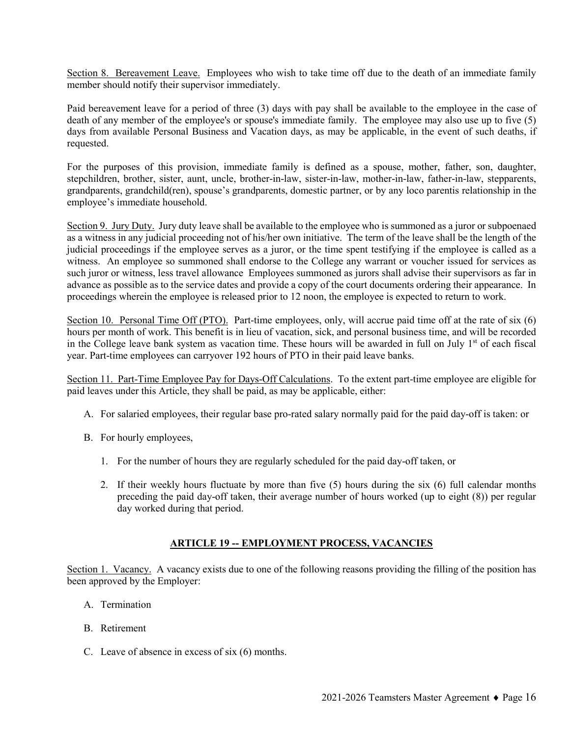Section 8. Bereavement Leave. Employees who wish to take time off due to the death of an immediate family member should notify their supervisor immediately.

Paid bereavement leave for a period of three (3) days with pay shall be available to the employee in the case of death of any member of the employee's or spouse's immediate family. The employee may also use up to five (5) days from available Personal Business and Vacation days, as may be applicable, in the event of such deaths, if requested.

For the purposes of this provision, immediate family is defined as a spouse, mother, father, son, daughter, stepchildren, brother, sister, aunt, uncle, brother-in-law, sister-in-law, mother-in-law, father-in-law, stepparents, grandparents, grandchild(ren), spouse's grandparents, domestic partner, or by any loco parentis relationship in the employee's immediate household.

Section 9. Jury Duty. Jury duty leave shall be available to the employee who is summoned as a juror or subpoenaed as a witness in any judicial proceeding not of his/her own initiative. The term of the leave shall be the length of the judicial proceedings if the employee serves as a juror, or the time spent testifying if the employee is called as a witness. An employee so summoned shall endorse to the College any warrant or voucher issued for services as such juror or witness, less travel allowance Employees summoned as jurors shall advise their supervisors as far in advance as possible as to the service dates and provide a copy of the court documents ordering their appearance. In proceedings wherein the employee is released prior to 12 noon, the employee is expected to return to work.

Section 10. Personal Time Off (PTO). Part-time employees, only, will accrue paid time off at the rate of six (6) hours per month of work. This benefit is in lieu of vacation, sick, and personal business time, and will be recorded in the College leave bank system as vacation time. These hours will be awarded in full on July 1st of each fiscal year. Part-time employees can carryover 192 hours of PTO in their paid leave banks.

Section 11. Part-Time Employee Pay for Days-Off Calculations. To the extent part-time employee are eligible for paid leaves under this Article, they shall be paid, as may be applicable, either:

A. For salaried employees, their regular base pro-rated salary normally paid for the paid day-off is taken: or

B. For hourly employees,

   1. For the number of hours they are regularly scheduled for the paid day-off taken, or

   2. If their weekly hours fluctuate by more than five (5) hours during the six (6) full calendar months preceding the paid day-off taken, their average number of hours worked (up to eight (8)) per regular day worked during that period.

## ARTICLE 19 -- EMPLOYMENT PROCESS, VACANCIES

Section 1. Vacancy. A vacancy exists due to one of the following reasons providing the filling of the position has been approved by the Employer:

A. Termination

B. Retirement

C. Leave of absence in excess of six (6) months.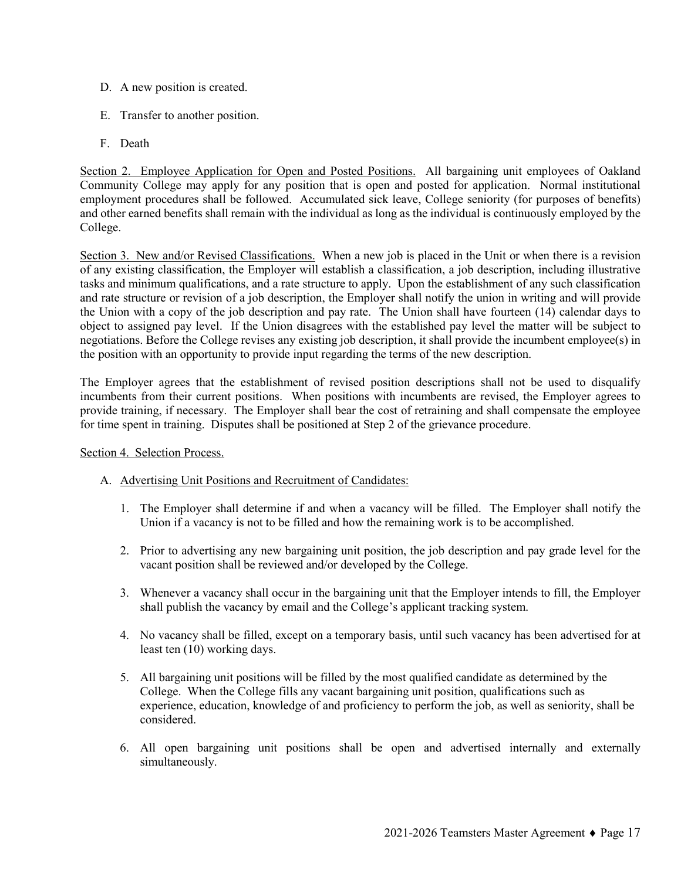D. A new position is created.

E. Transfer to another position.

F. Death

Section 2. Employee Application for Open and Posted Positions. All bargaining unit employees of Oakland Community College may apply for any position that is open and posted for application. Normal institutional employment procedures shall be followed. Accumulated sick leave, College seniority (for purposes of benefits) and other earned benefits shall remain with the individual as long as the individual is continuously employed by the College.

Section 3. New and/or Revised Classifications. When a new job is placed in the Unit or when there is a revision of any existing classification, the Employer will establish a classification, a job description, including illustrative tasks and minimum qualifications, and a rate structure to apply. Upon the establishment of any such classification and rate structure or revision of a job description, the Employer shall notify the union in writing and will provide the Union with a copy of the job description and pay rate. The Union shall have fourteen (14) calendar days to object to assigned pay level. If the Union disagrees with the established pay level the matter will be subject to negotiations. Before the College revises any existing job description, it shall provide the incumbent employee(s) in the position with an opportunity to provide input regarding the terms of the new description.

The Employer agrees that the establishment of revised position descriptions shall not be used to disqualify incumbents from their current positions. When positions with incumbents are revised, the Employer agrees to provide training, if necessary. The Employer shall bear the cost of retraining and shall compensate the employee for time spent in training. Disputes shall be positioned at Step 2 of the grievance procedure.

Section 4. Selection Process.

A. Advertising Unit Positions and Recruitment of Candidates:

1. The Employer shall determine if and when a vacancy will be filled. The Employer shall notify the Union if a vacancy is not to be filled and how the remaining work is to be accomplished.

2. Prior to advertising any new bargaining unit position, the job description and pay grade level for the vacant position shall be reviewed and/or developed by the College.

3. Whenever a vacancy shall occur in the bargaining unit that the Employer intends to fill, the Employer shall publish the vacancy by email and the College's applicant tracking system.

4. No vacancy shall be filled, except on a temporary basis, until such vacancy has been advertised for at least ten (10) working days.

5. All bargaining unit positions will be filled by the most qualified candidate as determined by the College. When the College fills any vacant bargaining unit position, qualifications such as experience, education, knowledge of and proficiency to perform the job, as well as seniority, shall be considered.

6. All open bargaining unit positions shall be open and advertised internally and externally simultaneously.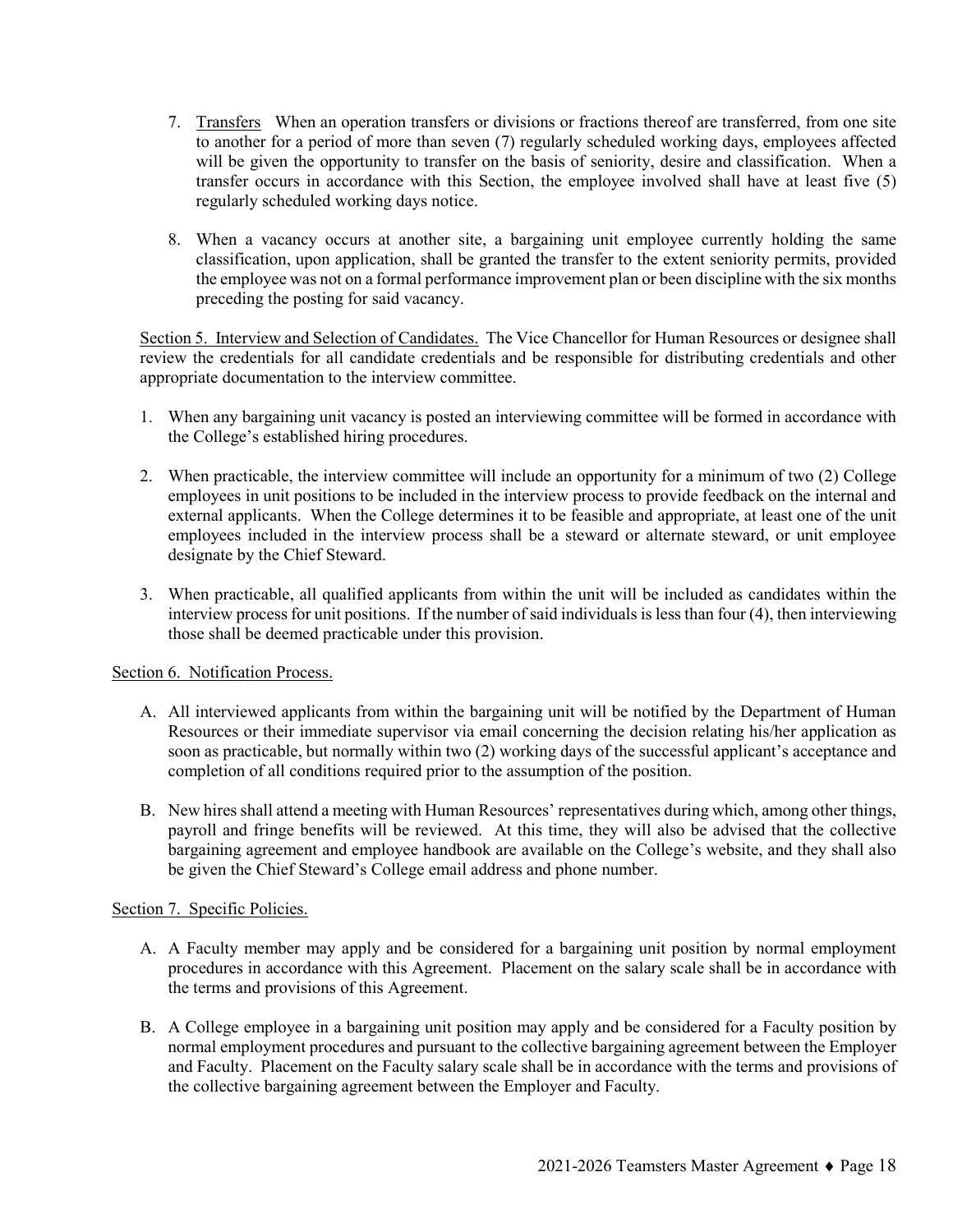7. Transfers When an operation transfers or divisions or fractions thereof are transferred, from one site to another for a period of more than seven (7) regularly scheduled working days, employees affected will be given the opportunity to transfer on the basis of seniority, desire and classification. When a transfer occurs in accordance with this Section, the employee involved shall have at least five (5) regularly scheduled working days notice.

8. When a vacancy occurs at another site, a bargaining unit employee currently holding the same classification, upon application, shall be granted the transfer to the extent seniority permits, provided the employee was not on a formal performance improvement plan or been discipline with the six months preceding the posting for said vacancy.

Section 5. Interview and Selection of Candidates. The Vice Chancellor for Human Resources or designee shall review the credentials for all candidate credentials and be responsible for distributing credentials and other appropriate documentation to the interview committee.

1. When any bargaining unit vacancy is posted an interviewing committee will be formed in accordance with the College's established hiring procedures.

2. When practicable, the interview committee will include an opportunity for a minimum of two (2) College employees in unit positions to be included in the interview process to provide feedback on the internal and external applicants. When the College determines it to be feasible and appropriate, at least one of the unit employees included in the interview process shall be a steward or alternate steward, or unit employee designate by the Chief Steward.

3. When practicable, all qualified applicants from within the unit will be included as candidates within the interview process for unit positions. If the number of said individuals is less than four (4), then interviewing those shall be deemed practicable under this provision.

Section 6. Notification Process.

A. All interviewed applicants from within the bargaining unit will be notified by the Department of Human Resources or their immediate supervisor via email concerning the decision relating his/her application as soon as practicable, but normally within two (2) working days of the successful applicant's acceptance and completion of all conditions required prior to the assumption of the position.

B. New hires shall attend a meeting with Human Resources' representatives during which, among other things, payroll and fringe benefits will be reviewed. At this time, they will also be advised that the collective bargaining agreement and employee handbook are available on the College's website, and they shall also be given the Chief Steward's College email address and phone number.

Section 7. Specific Policies.

A. A Faculty member may apply and be considered for a bargaining unit position by normal employment procedures in accordance with this Agreement. Placement on the salary scale shall be in accordance with the terms and provisions of this Agreement.

B. A College employee in a bargaining unit position may apply and be considered for a Faculty position by normal employment procedures and pursuant to the collective bargaining agreement between the Employer and Faculty. Placement on the Faculty salary scale shall be in accordance with the terms and provisions of the collective bargaining agreement between the Employer and Faculty.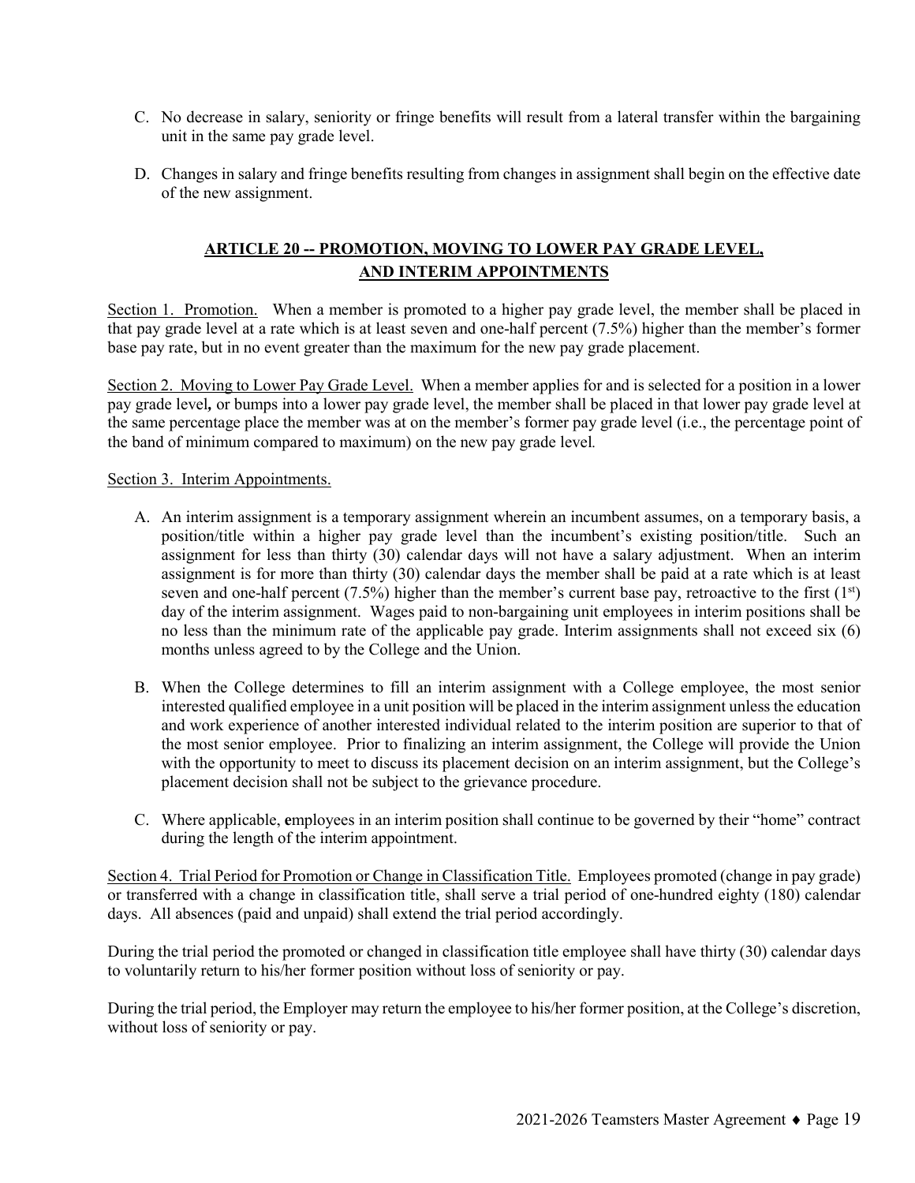C. No decrease in salary, seniority or fringe benefits will result from a lateral transfer within the bargaining unit in the same pay grade level.

D. Changes in salary and fringe benefits resulting from changes in assignment shall begin on the effective date of the new assignment.

## ARTICLE 20 -- PROMOTION, MOVING TO LOWER PAY GRADE LEVEL, AND INTERIM APPOINTMENTS

Section 1. Promotion. When a member is promoted to a higher pay grade level, the member shall be placed in that pay grade level at a rate which is at least seven and one-half percent (7.5%) higher than the member's former base pay rate, but in no event greater than the maximum for the new pay grade placement.

Section 2. Moving to Lower Pay Grade Level. When a member applies for and is selected for a position in a lower pay grade level, or bumps into a lower pay grade level, the member shall be placed in that lower pay grade level at the same percentage place the member was at on the member's former pay grade level (i.e., the percentage point of the band of minimum compared to maximum) on the new pay grade level.

Section 3. Interim Appointments.

A. An interim assignment is a temporary assignment wherein an incumbent assumes, on a temporary basis, a position/title within a higher pay grade level than the incumbent's existing position/title. Such an assignment for less than thirty (30) calendar days will not have a salary adjustment. When an interim assignment is for more than thirty (30) calendar days the member shall be paid at a rate which is at least seven and one-half percent (7.5%) higher than the member's current base pay, retroactive to the first (1st) day of the interim assignment. Wages paid to non-bargaining unit employees in interim positions shall be no less than the minimum rate of the applicable pay grade. Interim assignments shall not exceed six (6) months unless agreed to by the College and the Union.

B. When the College determines to fill an interim assignment with a College employee, the most senior interested qualified employee in a unit position will be placed in the interim assignment unless the education and work experience of another interested individual related to the interim position are superior to that of the most senior employee. Prior to finalizing an interim assignment, the College will provide the Union with the opportunity to meet to discuss its placement decision on an interim assignment, but the College's placement decision shall not be subject to the grievance procedure.

C. Where applicable, employees in an interim position shall continue to be governed by their "home" contract during the length of the interim appointment.

Section 4. Trial Period for Promotion or Change in Classification Title. Employees promoted (change in pay grade) or transferred with a change in classification title, shall serve a trial period of one-hundred eighty (180) calendar days. All absences (paid and unpaid) shall extend the trial period accordingly.

During the trial period the promoted or changed in classification title employee shall have thirty (30) calendar days to voluntarily return to his/her former position without loss of seniority or pay.

During the trial period, the Employer may return the employee to his/her former position, at the College's discretion, without loss of seniority or pay.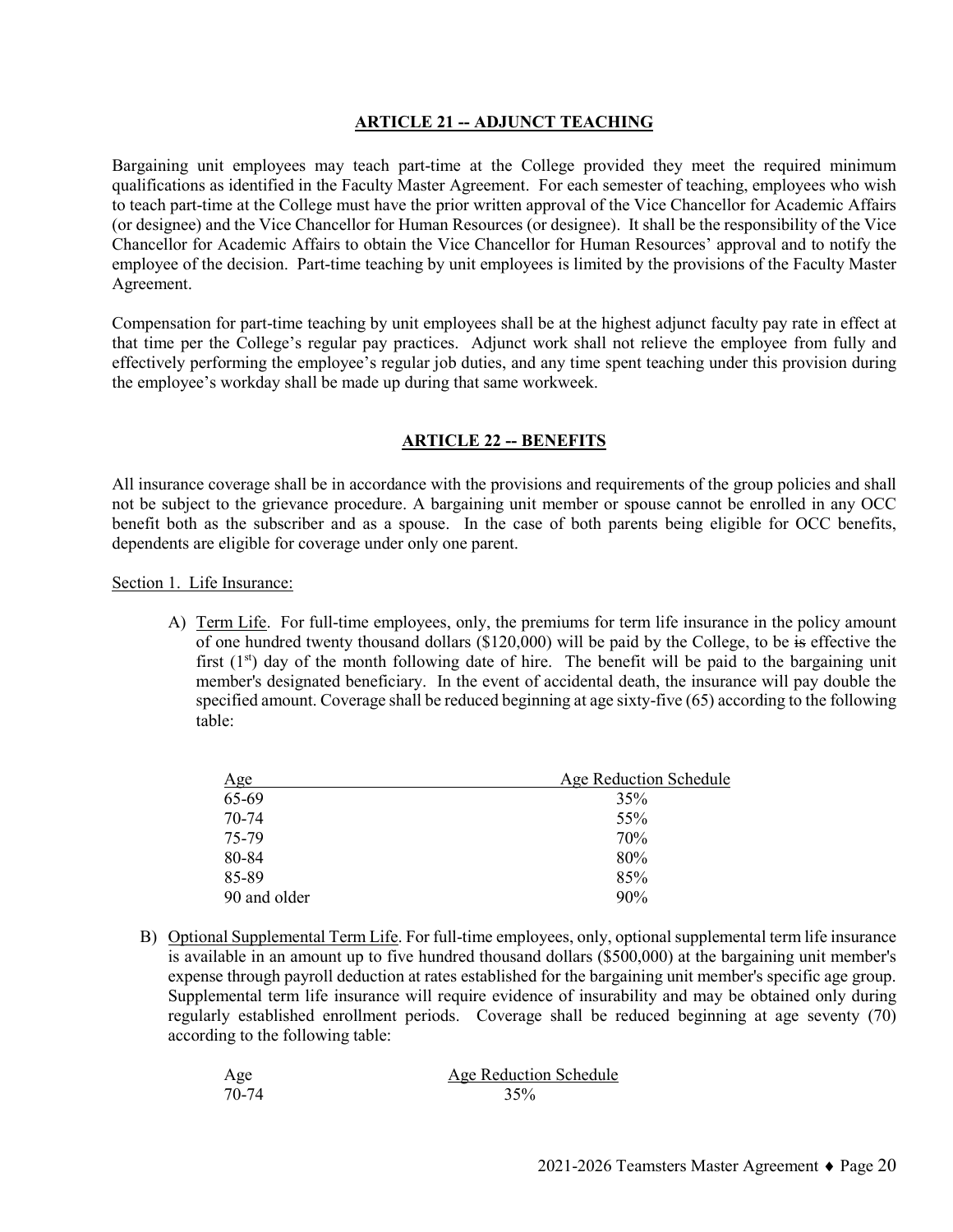## ARTICLE 21 -- ADJUNCT TEACHING

Bargaining unit employees may teach part-time at the College provided they meet the required minimum qualifications as identified in the Faculty Master Agreement. For each semester of teaching, employees who wish to teach part-time at the College must have the prior written approval of the Vice Chancellor for Academic Affairs (or designee) and the Vice Chancellor for Human Resources (or designee). It shall be the responsibility of the Vice Chancellor for Academic Affairs to obtain the Vice Chancellor for Human Resources' approval and to notify the employee of the decision. Part-time teaching by unit employees is limited by the provisions of the Faculty Master Agreement.

Compensation for part-time teaching by unit employees shall be at the highest adjunct faculty pay rate in effect at that time per the College's regular pay practices. Adjunct work shall not relieve the employee from fully and effectively performing the employee's regular job duties, and any time spent teaching under this provision during the employee's workday shall be made up during that same workweek.

## ARTICLE 22 -- BENEFITS

All insurance coverage shall be in accordance with the provisions and requirements of the group policies and shall not be subject to the grievance procedure. A bargaining unit member or spouse cannot be enrolled in any OCC benefit both as the subscriber and as a spouse. In the case of both parents being eligible for OCC benefits, dependents are eligible for coverage under only one parent.

Section 1. Life Insurance:

A) Term Life. For full-time employees, only, the premiums for term life insurance in the policy amount of one hundred twenty thousand dollars ($120,000) will be paid by the College, to be ~~is~~ effective the first (1st) day of the month following date of hire. The benefit will be paid to the bargaining unit member's designated beneficiary. In the event of accidental death, the insurance will pay double the specified amount. Coverage shall be reduced beginning at age sixty-five (65) according to the following table:

| Age | Age Reduction Schedule |
|---|---|
| 65-69 | 35% |
| 70-74 | 55% |
| 75-79 | 70% |
| 80-84 | 80% |
| 85-89 | 85% |
| 90 and older | 90% |

B) Optional Supplemental Term Life. For full-time employees, only, optional supplemental term life insurance is available in an amount up to five hundred thousand dollars ($500,000) at the bargaining unit member's expense through payroll deduction at rates established for the bargaining unit member's specific age group. Supplemental term life insurance will require evidence of insurability and may be obtained only during regularly established enrollment periods. Coverage shall be reduced beginning at age seventy (70) according to the following table:

| Age | Age Reduction Schedule |
|---|---|
| 70-74 | 35% |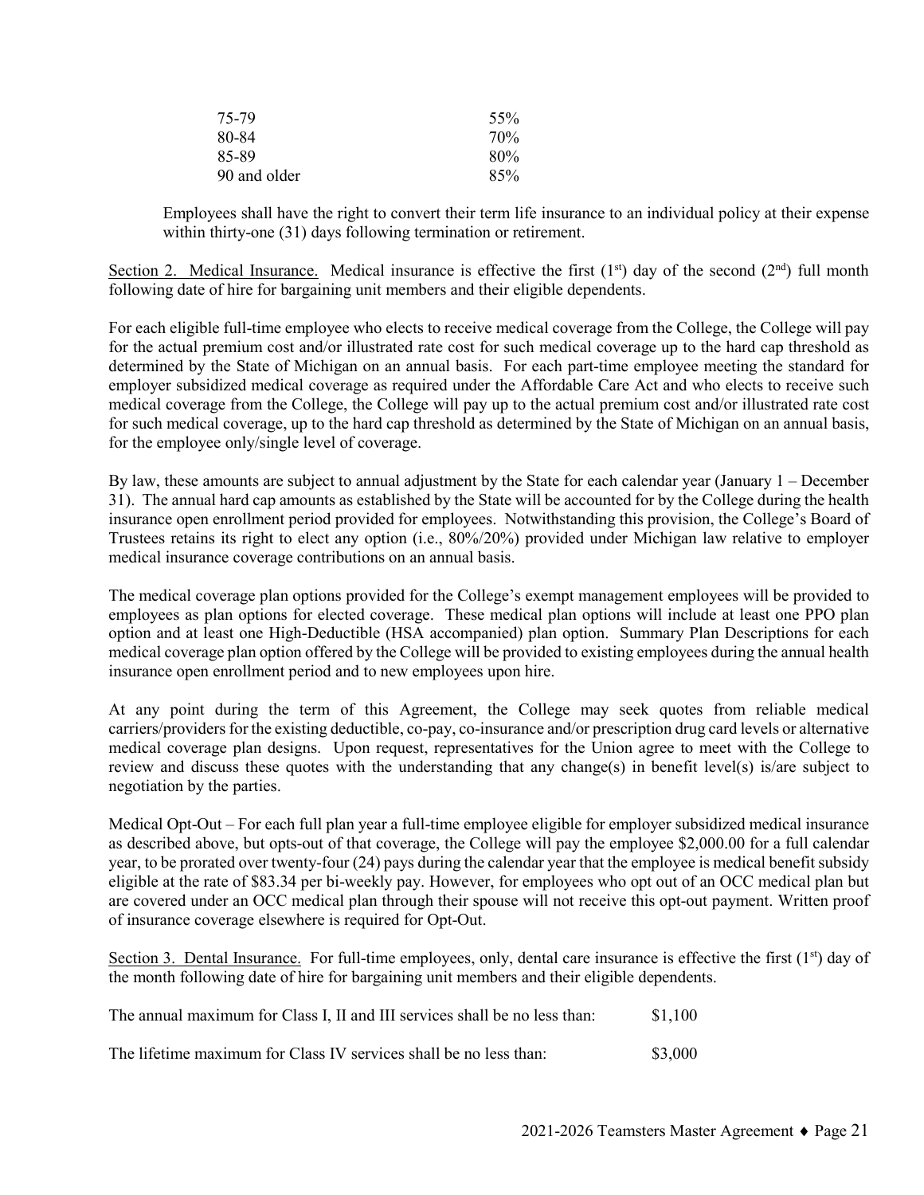| | |
|---|---|
| 75-79 | 55% |
| 80-84 | 70% |
| 85-89 | 80% |
| 90 and older | 85% |

Employees shall have the right to convert their term life insurance to an individual policy at their expense within thirty-one (31) days following termination or retirement.

Section 2. Medical Insurance. Medical insurance is effective the first (1st) day of the second (2nd) full month following date of hire for bargaining unit members and their eligible dependents.

For each eligible full-time employee who elects to receive medical coverage from the College, the College will pay for the actual premium cost and/or illustrated rate cost for such medical coverage up to the hard cap threshold as determined by the State of Michigan on an annual basis. For each part-time employee meeting the standard for employer subsidized medical coverage as required under the Affordable Care Act and who elects to receive such medical coverage from the College, the College will pay up to the actual premium cost and/or illustrated rate cost for such medical coverage, up to the hard cap threshold as determined by the State of Michigan on an annual basis, for the employee only/single level of coverage.

By law, these amounts are subject to annual adjustment by the State for each calendar year (January 1 – December 31). The annual hard cap amounts as established by the State will be accounted for by the College during the health insurance open enrollment period provided for employees. Notwithstanding this provision, the College's Board of Trustees retains its right to elect any option (i.e., 80%/20%) provided under Michigan law relative to employer medical insurance coverage contributions on an annual basis.

The medical coverage plan options provided for the College's exempt management employees will be provided to employees as plan options for elected coverage. These medical plan options will include at least one PPO plan option and at least one High-Deductible (HSA accompanied) plan option. Summary Plan Descriptions for each medical coverage plan option offered by the College will be provided to existing employees during the annual health insurance open enrollment period and to new employees upon hire.

At any point during the term of this Agreement, the College may seek quotes from reliable medical carriers/providers for the existing deductible, co-pay, co-insurance and/or prescription drug card levels or alternative medical coverage plan designs. Upon request, representatives for the Union agree to meet with the College to review and discuss these quotes with the understanding that any change(s) in benefit level(s) is/are subject to negotiation by the parties.

Medical Opt-Out – For each full plan year a full-time employee eligible for employer subsidized medical insurance as described above, but opts-out of that coverage, the College will pay the employee $2,000.00 for a full calendar year, to be prorated over twenty-four (24) pays during the calendar year that the employee is medical benefit subsidy eligible at the rate of $83.34 per bi-weekly pay. However, for employees who opt out of an OCC medical plan but are covered under an OCC medical plan through their spouse will not receive this opt-out payment. Written proof of insurance coverage elsewhere is required for Opt-Out.

Section 3. Dental Insurance. For full-time employees, only, dental care insurance is effective the first (1st) day of the month following date of hire for bargaining unit members and their eligible dependents.

| | |
|---|---|
| The annual maximum for Class I, II and III services shall be no less than: | $1,100 |
| The lifetime maximum for Class IV services shall be no less than: | $3,000 |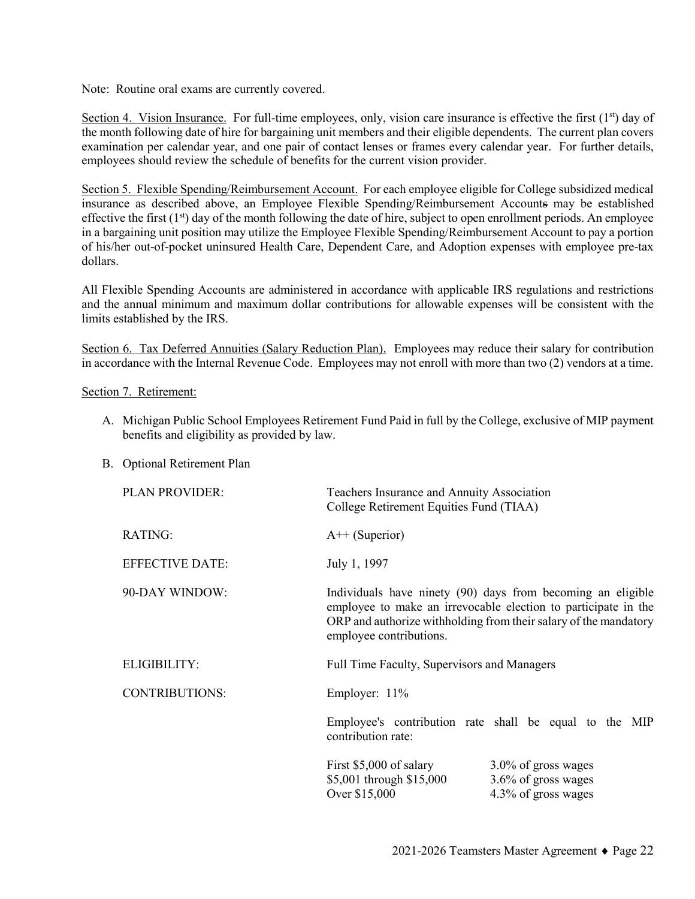Note: Routine oral exams are currently covered.

<u>Section 4. Vision Insurance.</u> For full-time employees, only, vision care insurance is effective the first (1st) day of the month following date of hire for bargaining unit members and their eligible dependents. The current plan covers examination per calendar year, and one pair of contact lenses or frames every calendar year. For further details, employees should review the schedule of benefits for the current vision provider.

<u>Section 5. Flexible Spending/Reimbursement Account.</u> For each employee eligible for College subsidized medical insurance as described above, an Employee Flexible Spending/Reimbursement Account~~s~~ may be established effective the first (1st) day of the month following the date of hire, subject to open enrollment periods. An employee in a bargaining unit position may utilize the Employee Flexible Spending/Reimbursement Account to pay a portion of his/her out-of-pocket uninsured Health Care, Dependent Care, and Adoption expenses with employee pre-tax dollars.

All Flexible Spending Accounts are administered in accordance with applicable IRS regulations and restrictions and the annual minimum and maximum dollar contributions for allowable expenses will be consistent with the limits established by the IRS.

<u>Section 6. Tax Deferred Annuities (Salary Reduction Plan).</u> Employees may reduce their salary for contribution in accordance with the Internal Revenue Code. Employees may not enroll with more than two (2) vendors at a time.

<u>Section 7. Retirement:</u>

A. Michigan Public School Employees Retirement Fund Paid in full by the College, exclusive of MIP payment benefits and eligibility as provided by law.

B. Optional Retirement Plan

| | |
|---|---|
| PLAN PROVIDER: | Teachers Insurance and Annuity Association College Retirement Equities Fund (TIAA) |
| RATING: | A++ (Superior) |
| EFFECTIVE DATE: | July 1, 1997 |
| 90-DAY WINDOW: | Individuals have ninety (90) days from becoming an eligible employee to make an irrevocable election to participate in the ORP and authorize withholding from their salary of the mandatory employee contributions. |
| ELIGIBILITY: | Full Time Faculty, Supervisors and Managers |
| CONTRIBUTIONS: | Employer: 11% |
| | Employee's contribution rate shall be equal to the MIP contribution rate: |

| | |
|---|---|
| First \$5,000 of salary | 3.0% of gross wages |
| \$5,001 through \$15,000 | 3.6% of gross wages |
| Over \$15,000 | 4.3% of gross wages |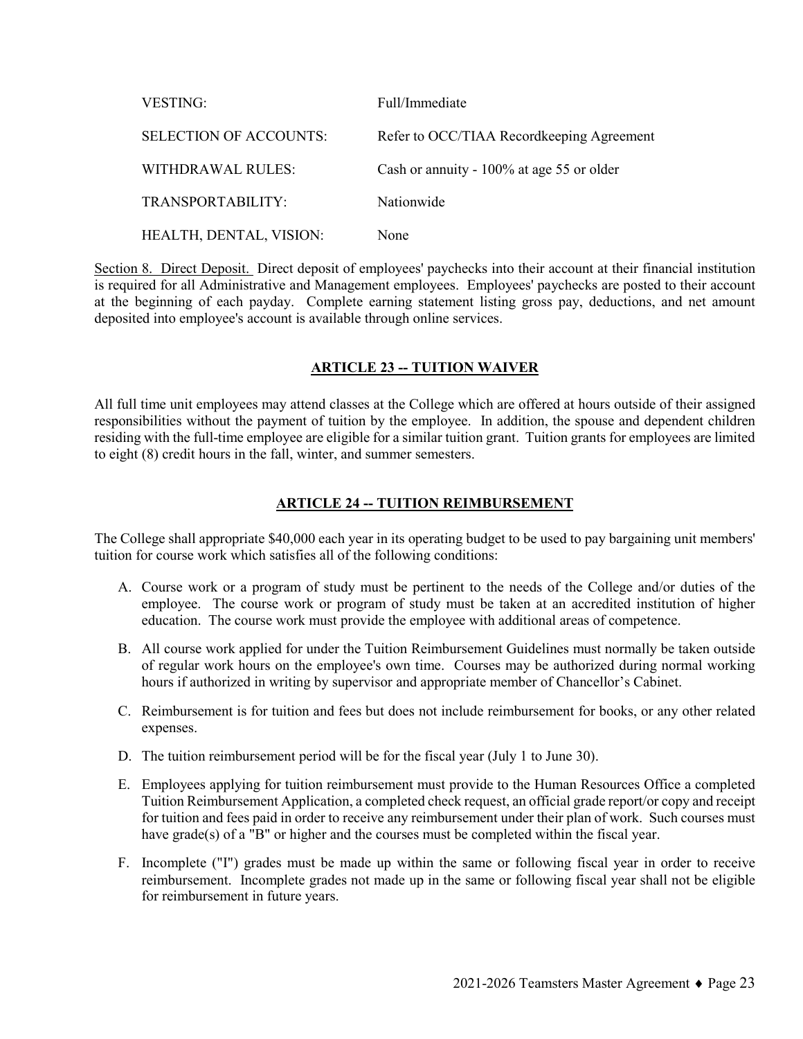| | |
|---|---|
| VESTING: | Full/Immediate |
| SELECTION OF ACCOUNTS: | Refer to OCC/TIAA Recordkeeping Agreement |
| WITHDRAWAL RULES: | Cash or annuity - 100% at age 55 or older |
| TRANSPORTABILITY: | Nationwide |
| HEALTH, DENTAL, VISION: | None |

Section 8. Direct Deposit. Direct deposit of employees' paychecks into their account at their financial institution is required for all Administrative and Management employees. Employees' paychecks are posted to their account at the beginning of each payday. Complete earning statement listing gross pay, deductions, and net amount deposited into employee's account is available through online services.

## ARTICLE 23 -- TUITION WAIVER

All full time unit employees may attend classes at the College which are offered at hours outside of their assigned responsibilities without the payment of tuition by the employee. In addition, the spouse and dependent children residing with the full-time employee are eligible for a similar tuition grant. Tuition grants for employees are limited to eight (8) credit hours in the fall, winter, and summer semesters.

## ARTICLE 24 -- TUITION REIMBURSEMENT

The College shall appropriate $40,000 each year in its operating budget to be used to pay bargaining unit members' tuition for course work which satisfies all of the following conditions:

A. Course work or a program of study must be pertinent to the needs of the College and/or duties of the employee. The course work or program of study must be taken at an accredited institution of higher education. The course work must provide the employee with additional areas of competence.

B. All course work applied for under the Tuition Reimbursement Guidelines must normally be taken outside of regular work hours on the employee's own time. Courses may be authorized during normal working hours if authorized in writing by supervisor and appropriate member of Chancellor's Cabinet.

C. Reimbursement is for tuition and fees but does not include reimbursement for books, or any other related expenses.

D. The tuition reimbursement period will be for the fiscal year (July 1 to June 30).

E. Employees applying for tuition reimbursement must provide to the Human Resources Office a completed Tuition Reimbursement Application, a completed check request, an official grade report/or copy and receipt for tuition and fees paid in order to receive any reimbursement under their plan of work. Such courses must have grade(s) of a "B" or higher and the courses must be completed within the fiscal year.

F. Incomplete ("I") grades must be made up within the same or following fiscal year in order to receive reimbursement. Incomplete grades not made up in the same or following fiscal year shall not be eligible for reimbursement in future years.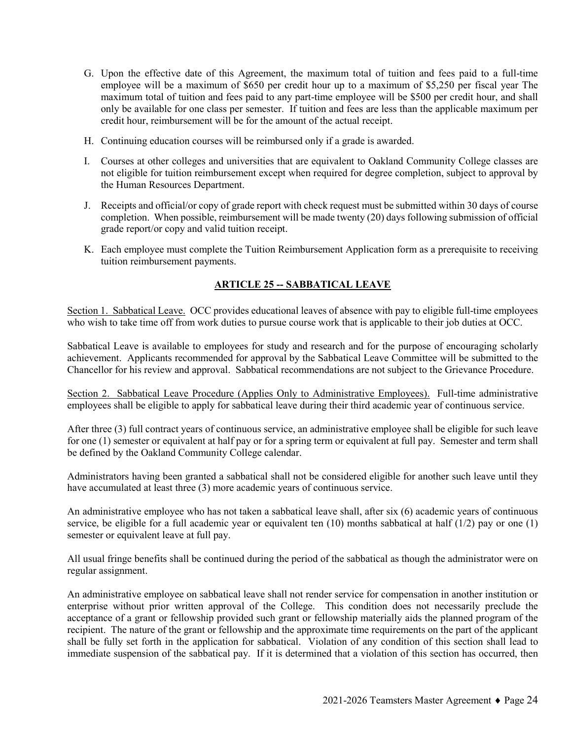G. Upon the effective date of this Agreement, the maximum total of tuition and fees paid to a full-time employee will be a maximum of $650 per credit hour up to a maximum of $5,250 per fiscal year The maximum total of tuition and fees paid to any part-time employee will be $500 per credit hour, and shall only be available for one class per semester. If tuition and fees are less than the applicable maximum per credit hour, reimbursement will be for the amount of the actual receipt.

H. Continuing education courses will be reimbursed only if a grade is awarded.

I. Courses at other colleges and universities that are equivalent to Oakland Community College classes are not eligible for tuition reimbursement except when required for degree completion, subject to approval by the Human Resources Department.

J. Receipts and official/or copy of grade report with check request must be submitted within 30 days of course completion. When possible, reimbursement will be made twenty (20) days following submission of official grade report/or copy and valid tuition receipt.

K. Each employee must complete the Tuition Reimbursement Application form as a prerequisite to receiving tuition reimbursement payments.

## ARTICLE 25 -- SABBATICAL LEAVE

Section 1. Sabbatical Leave. OCC provides educational leaves of absence with pay to eligible full-time employees who wish to take time off from work duties to pursue course work that is applicable to their job duties at OCC.

Sabbatical Leave is available to employees for study and research and for the purpose of encouraging scholarly achievement. Applicants recommended for approval by the Sabbatical Leave Committee will be submitted to the Chancellor for his review and approval. Sabbatical recommendations are not subject to the Grievance Procedure.

Section 2. Sabbatical Leave Procedure (Applies Only to Administrative Employees). Full-time administrative employees shall be eligible to apply for sabbatical leave during their third academic year of continuous service.

After three (3) full contract years of continuous service, an administrative employee shall be eligible for such leave for one (1) semester or equivalent at half pay or for a spring term or equivalent at full pay. Semester and term shall be defined by the Oakland Community College calendar.

Administrators having been granted a sabbatical shall not be considered eligible for another such leave until they have accumulated at least three (3) more academic years of continuous service.

An administrative employee who has not taken a sabbatical leave shall, after six (6) academic years of continuous service, be eligible for a full academic year or equivalent ten (10) months sabbatical at half (1/2) pay or one (1) semester or equivalent leave at full pay.

All usual fringe benefits shall be continued during the period of the sabbatical as though the administrator were on regular assignment.

An administrative employee on sabbatical leave shall not render service for compensation in another institution or enterprise without prior written approval of the College. This condition does not necessarily preclude the acceptance of a grant or fellowship provided such grant or fellowship materially aids the planned program of the recipient. The nature of the grant or fellowship and the approximate time requirements on the part of the applicant shall be fully set forth in the application for sabbatical. Violation of any condition of this section shall lead to immediate suspension of the sabbatical pay. If it is determined that a violation of this section has occurred, then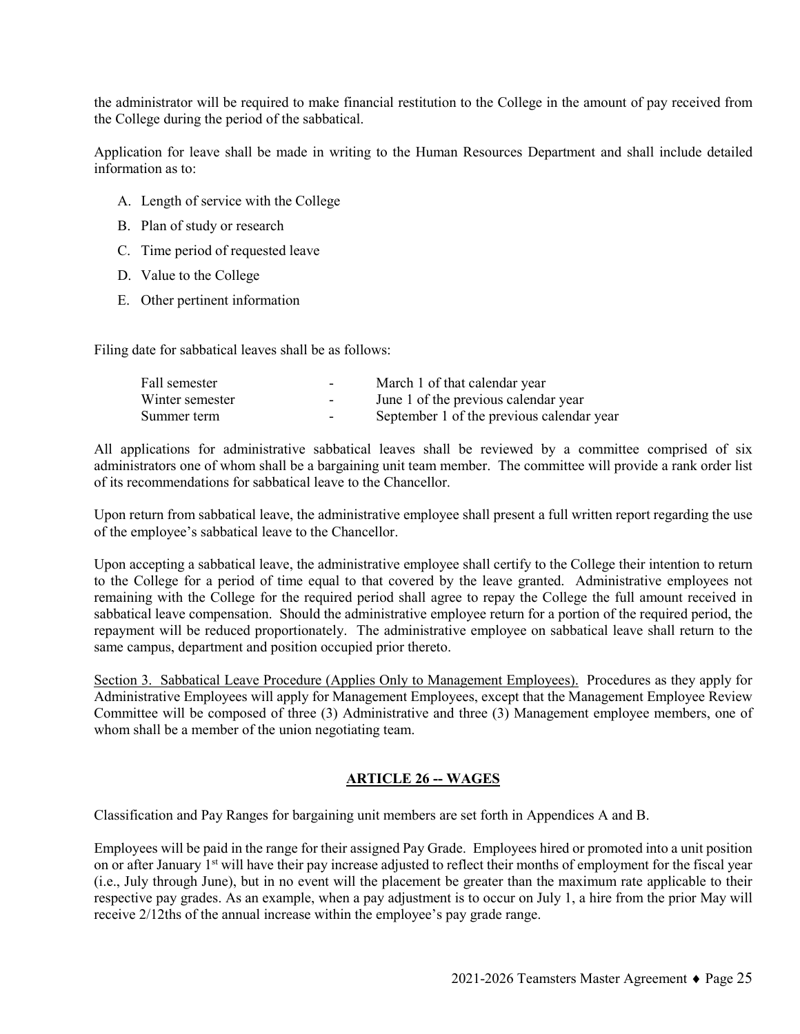the administrator will be required to make financial restitution to the College in the amount of pay received from the College during the period of the sabbatical.

Application for leave shall be made in writing to the Human Resources Department and shall include detailed information as to:

A. Length of service with the College

B. Plan of study or research

C. Time period of requested leave

D. Value to the College

E. Other pertinent information

Filing date for sabbatical leaves shall be as follows:

| | | |
|---|---|---|
| Fall semester | - | March 1 of that calendar year |
| Winter semester | - | June 1 of the previous calendar year |
| Summer term | - | September 1 of the previous calendar year |

All applications for administrative sabbatical leaves shall be reviewed by a committee comprised of six administrators one of whom shall be a bargaining unit team member. The committee will provide a rank order list of its recommendations for sabbatical leave to the Chancellor.

Upon return from sabbatical leave, the administrative employee shall present a full written report regarding the use of the employee's sabbatical leave to the Chancellor.

Upon accepting a sabbatical leave, the administrative employee shall certify to the College their intention to return to the College for a period of time equal to that covered by the leave granted. Administrative employees not remaining with the College for the required period shall agree to repay the College the full amount received in sabbatical leave compensation. Should the administrative employee return for a portion of the required period, the repayment will be reduced proportionately. The administrative employee on sabbatical leave shall return to the same campus, department and position occupied prior thereto.

Section 3. Sabbatical Leave Procedure (Applies Only to Management Employees). Procedures as they apply for Administrative Employees will apply for Management Employees, except that the Management Employee Review Committee will be composed of three (3) Administrative and three (3) Management employee members, one of whom shall be a member of the union negotiating team.

## ARTICLE 26 -- WAGES

Classification and Pay Ranges for bargaining unit members are set forth in Appendices A and B.

Employees will be paid in the range for their assigned Pay Grade. Employees hired or promoted into a unit position on or after January 1st will have their pay increase adjusted to reflect their months of employment for the fiscal year (i.e., July through June), but in no event will the placement be greater than the maximum rate applicable to their respective pay grades. As an example, when a pay adjustment is to occur on July 1, a hire from the prior May will receive 2/12ths of the annual increase within the employee's pay grade range.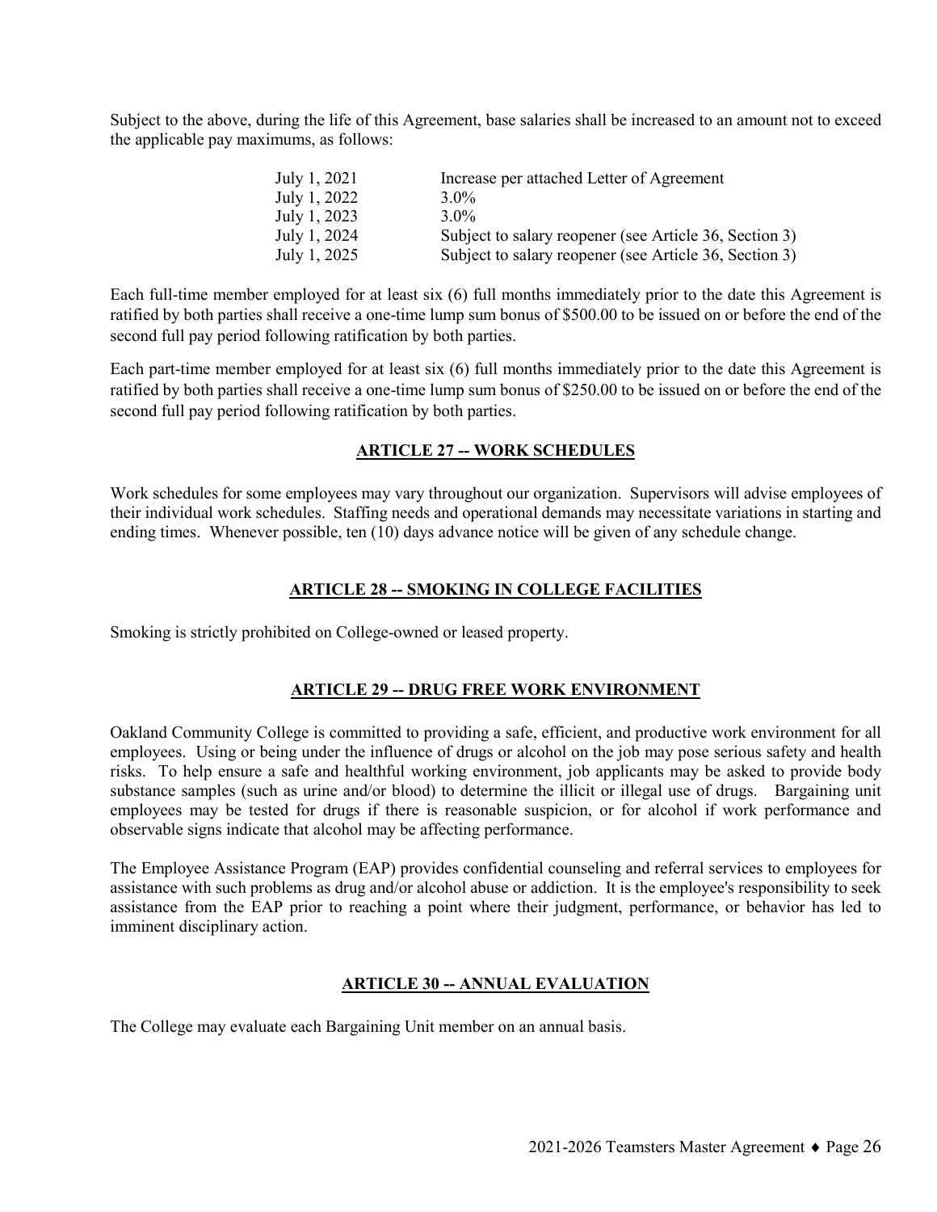Subject to the above, during the life of this Agreement, base salaries shall be increased to an amount not to exceed the applicable pay maximums, as follows:

| | |
|---|---|
| July 1, 2021 | Increase per attached Letter of Agreement |
| July 1, 2022 | 3.0% |
| July 1, 2023 | 3.0% |
| July 1, 2024 | Subject to salary reopener (see Article 36, Section 3) |
| July 1, 2025 | Subject to salary reopener (see Article 36, Section 3) |

Each full-time member employed for at least six (6) full months immediately prior to the date this Agreement is ratified by both parties shall receive a one-time lump sum bonus of $500.00 to be issued on or before the end of the second full pay period following ratification by both parties.

Each part-time member employed for at least six (6) full months immediately prior to the date this Agreement is ratified by both parties shall receive a one-time lump sum bonus of $250.00 to be issued on or before the end of the second full pay period following ratification by both parties.

## ARTICLE 27 -- WORK SCHEDULES

Work schedules for some employees may vary throughout our organization. Supervisors will advise employees of their individual work schedules. Staffing needs and operational demands may necessitate variations in starting and ending times. Whenever possible, ten (10) days advance notice will be given of any schedule change.

## ARTICLE 28 -- SMOKING IN COLLEGE FACILITIES

Smoking is strictly prohibited on College-owned or leased property.

## ARTICLE 29 -- DRUG FREE WORK ENVIRONMENT

Oakland Community College is committed to providing a safe, efficient, and productive work environment for all employees. Using or being under the influence of drugs or alcohol on the job may pose serious safety and health risks. To help ensure a safe and healthful working environment, job applicants may be asked to provide body substance samples (such as urine and/or blood) to determine the illicit or illegal use of drugs. Bargaining unit employees may be tested for drugs if there is reasonable suspicion, or for alcohol if work performance and observable signs indicate that alcohol may be affecting performance.

The Employee Assistance Program (EAP) provides confidential counseling and referral services to employees for assistance with such problems as drug and/or alcohol abuse or addiction. It is the employee's responsibility to seek assistance from the EAP prior to reaching a point where their judgment, performance, or behavior has led to imminent disciplinary action.

## ARTICLE 30 -- ANNUAL EVALUATION

The College may evaluate each Bargaining Unit member on an annual basis.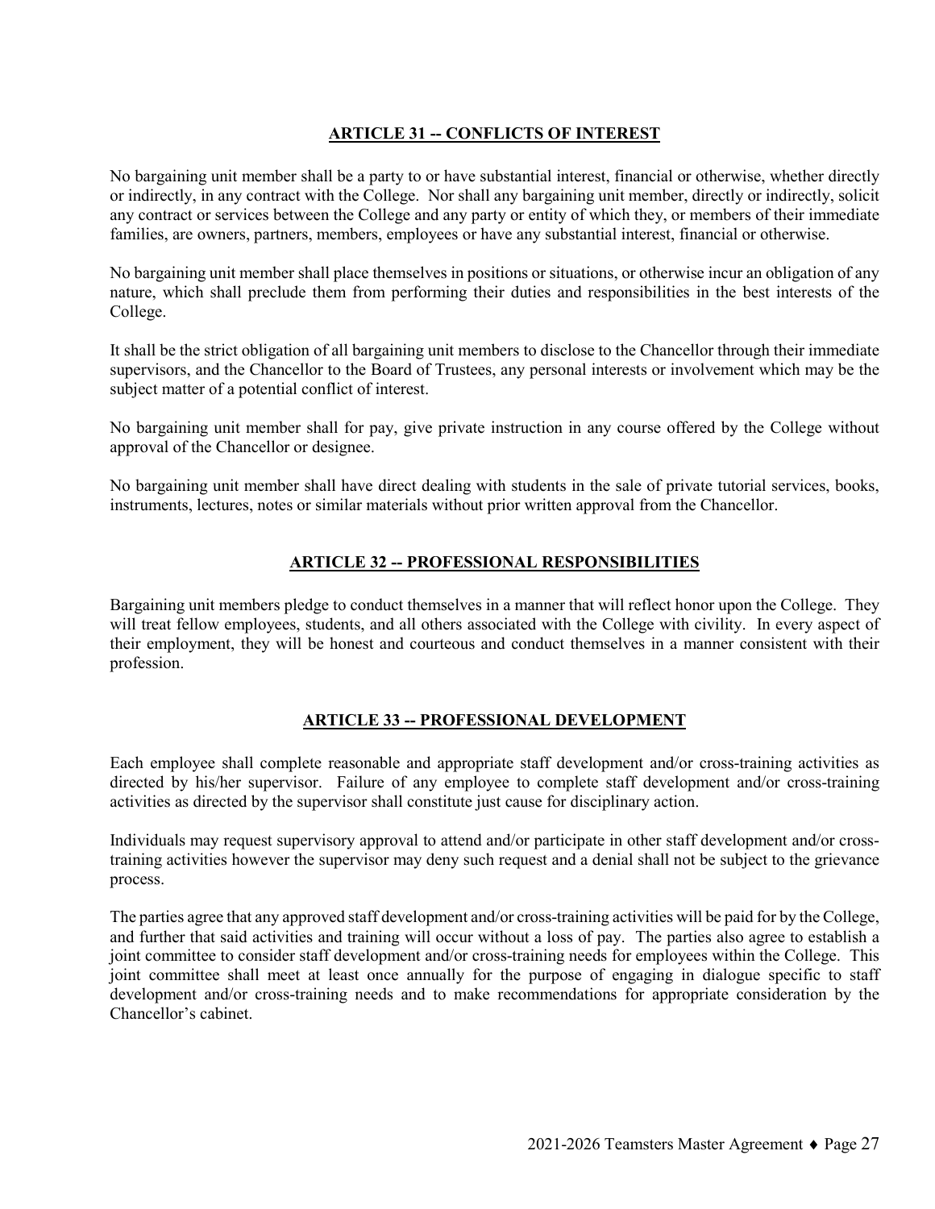## ARTICLE 31 -- CONFLICTS OF INTEREST

No bargaining unit member shall be a party to or have substantial interest, financial or otherwise, whether directly or indirectly, in any contract with the College. Nor shall any bargaining unit member, directly or indirectly, solicit any contract or services between the College and any party or entity of which they, or members of their immediate families, are owners, partners, members, employees or have any substantial interest, financial or otherwise.

No bargaining unit member shall place themselves in positions or situations, or otherwise incur an obligation of any nature, which shall preclude them from performing their duties and responsibilities in the best interests of the College.

It shall be the strict obligation of all bargaining unit members to disclose to the Chancellor through their immediate supervisors, and the Chancellor to the Board of Trustees, any personal interests or involvement which may be the subject matter of a potential conflict of interest.

No bargaining unit member shall for pay, give private instruction in any course offered by the College without approval of the Chancellor or designee.

No bargaining unit member shall have direct dealing with students in the sale of private tutorial services, books, instruments, lectures, notes or similar materials without prior written approval from the Chancellor.

## ARTICLE 32 -- PROFESSIONAL RESPONSIBILITIES

Bargaining unit members pledge to conduct themselves in a manner that will reflect honor upon the College. They will treat fellow employees, students, and all others associated with the College with civility. In every aspect of their employment, they will be honest and courteous and conduct themselves in a manner consistent with their profession.

## ARTICLE 33 -- PROFESSIONAL DEVELOPMENT

Each employee shall complete reasonable and appropriate staff development and/or cross-training activities as directed by his/her supervisor. Failure of any employee to complete staff development and/or cross-training activities as directed by the supervisor shall constitute just cause for disciplinary action.

Individuals may request supervisory approval to attend and/or participate in other staff development and/or cross-training activities however the supervisor may deny such request and a denial shall not be subject to the grievance process.

The parties agree that any approved staff development and/or cross-training activities will be paid for by the College, and further that said activities and training will occur without a loss of pay. The parties also agree to establish a joint committee to consider staff development and/or cross-training needs for employees within the College. This joint committee shall meet at least once annually for the purpose of engaging in dialogue specific to staff development and/or cross-training needs and to make recommendations for appropriate consideration by the Chancellor's cabinet.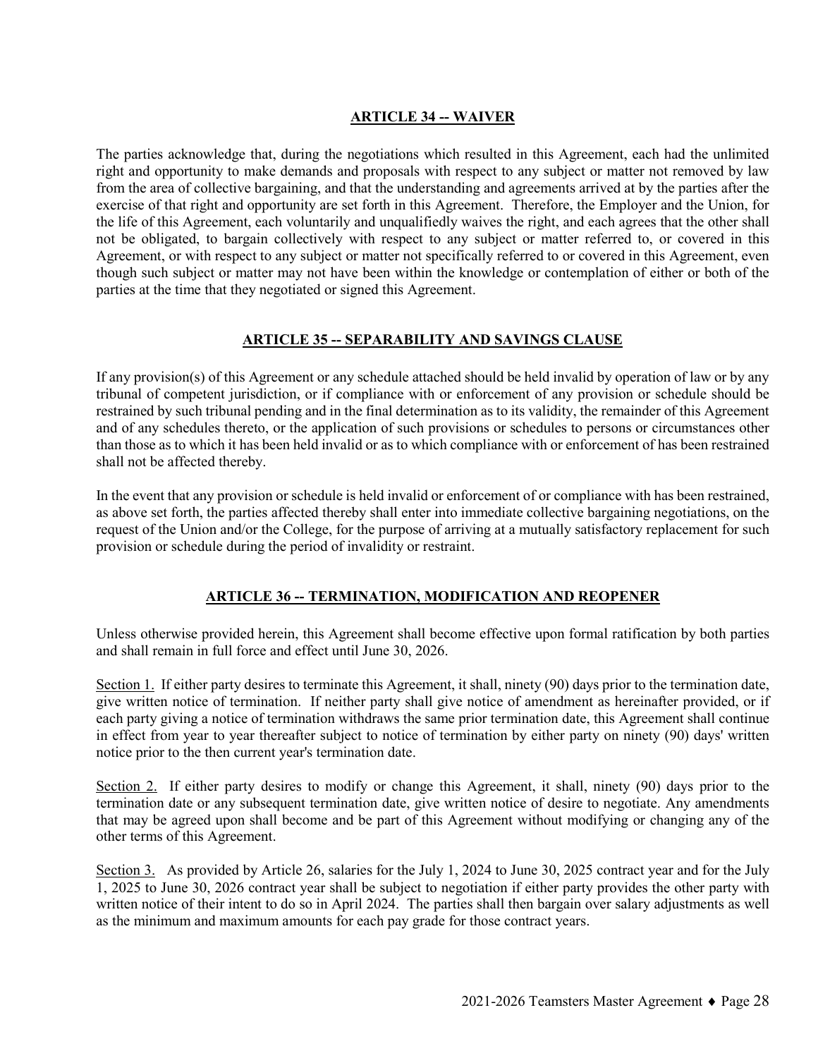## ARTICLE 34 -- WAIVER

The parties acknowledge that, during the negotiations which resulted in this Agreement, each had the unlimited right and opportunity to make demands and proposals with respect to any subject or matter not removed by law from the area of collective bargaining, and that the understanding and agreements arrived at by the parties after the exercise of that right and opportunity are set forth in this Agreement. Therefore, the Employer and the Union, for the life of this Agreement, each voluntarily and unqualifiedly waives the right, and each agrees that the other shall not be obligated, to bargain collectively with respect to any subject or matter referred to, or covered in this Agreement, or with respect to any subject or matter not specifically referred to or covered in this Agreement, even though such subject or matter may not have been within the knowledge or contemplation of either or both of the parties at the time that they negotiated or signed this Agreement.

## ARTICLE 35 -- SEPARABILITY AND SAVINGS CLAUSE

If any provision(s) of this Agreement or any schedule attached should be held invalid by operation of law or by any tribunal of competent jurisdiction, or if compliance with or enforcement of any provision or schedule should be restrained by such tribunal pending and in the final determination as to its validity, the remainder of this Agreement and of any schedules thereto, or the application of such provisions or schedules to persons or circumstances other than those as to which it has been held invalid or as to which compliance with or enforcement of has been restrained shall not be affected thereby.

In the event that any provision or schedule is held invalid or enforcement of or compliance with has been restrained, as above set forth, the parties affected thereby shall enter into immediate collective bargaining negotiations, on the request of the Union and/or the College, for the purpose of arriving at a mutually satisfactory replacement for such provision or schedule during the period of invalidity or restraint.

## ARTICLE 36 -- TERMINATION, MODIFICATION AND REOPENER

Unless otherwise provided herein, this Agreement shall become effective upon formal ratification by both parties and shall remain in full force and effect until June 30, 2026.

Section 1. If either party desires to terminate this Agreement, it shall, ninety (90) days prior to the termination date, give written notice of termination. If neither party shall give notice of amendment as hereinafter provided, or if each party giving a notice of termination withdraws the same prior termination date, this Agreement shall continue in effect from year to year thereafter subject to notice of termination by either party on ninety (90) days' written notice prior to the then current year's termination date.

Section 2. If either party desires to modify or change this Agreement, it shall, ninety (90) days prior to the termination date or any subsequent termination date, give written notice of desire to negotiate. Any amendments that may be agreed upon shall become and be part of this Agreement without modifying or changing any of the other terms of this Agreement.

Section 3. As provided by Article 26, salaries for the July 1, 2024 to June 30, 2025 contract year and for the July 1, 2025 to June 30, 2026 contract year shall be subject to negotiation if either party provides the other party with written notice of their intent to do so in April 2024. The parties shall then bargain over salary adjustments as well as the minimum and maximum amounts for each pay grade for those contract years.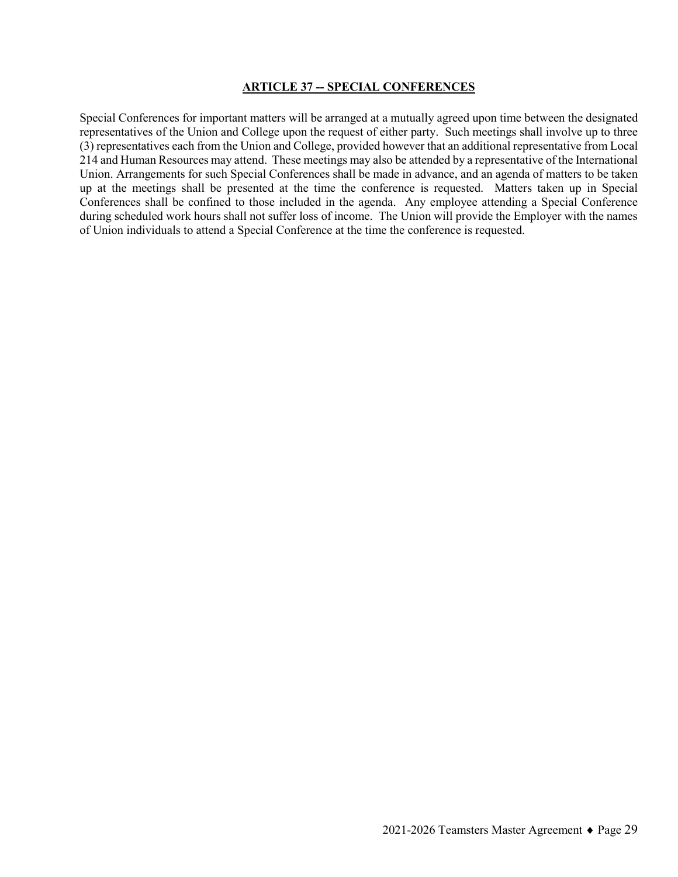## ARTICLE 37 -- SPECIAL CONFERENCES

Special Conferences for important matters will be arranged at a mutually agreed upon time between the designated representatives of the Union and College upon the request of either party. Such meetings shall involve up to three (3) representatives each from the Union and College, provided however that an additional representative from Local 214 and Human Resources may attend. These meetings may also be attended by a representative of the International Union. Arrangements for such Special Conferences shall be made in advance, and an agenda of matters to be taken up at the meetings shall be presented at the time the conference is requested. Matters taken up in Special Conferences shall be confined to those included in the agenda. Any employee attending a Special Conference during scheduled work hours shall not suffer loss of income. The Union will provide the Employer with the names of Union individuals to attend a Special Conference at the time the conference is requested.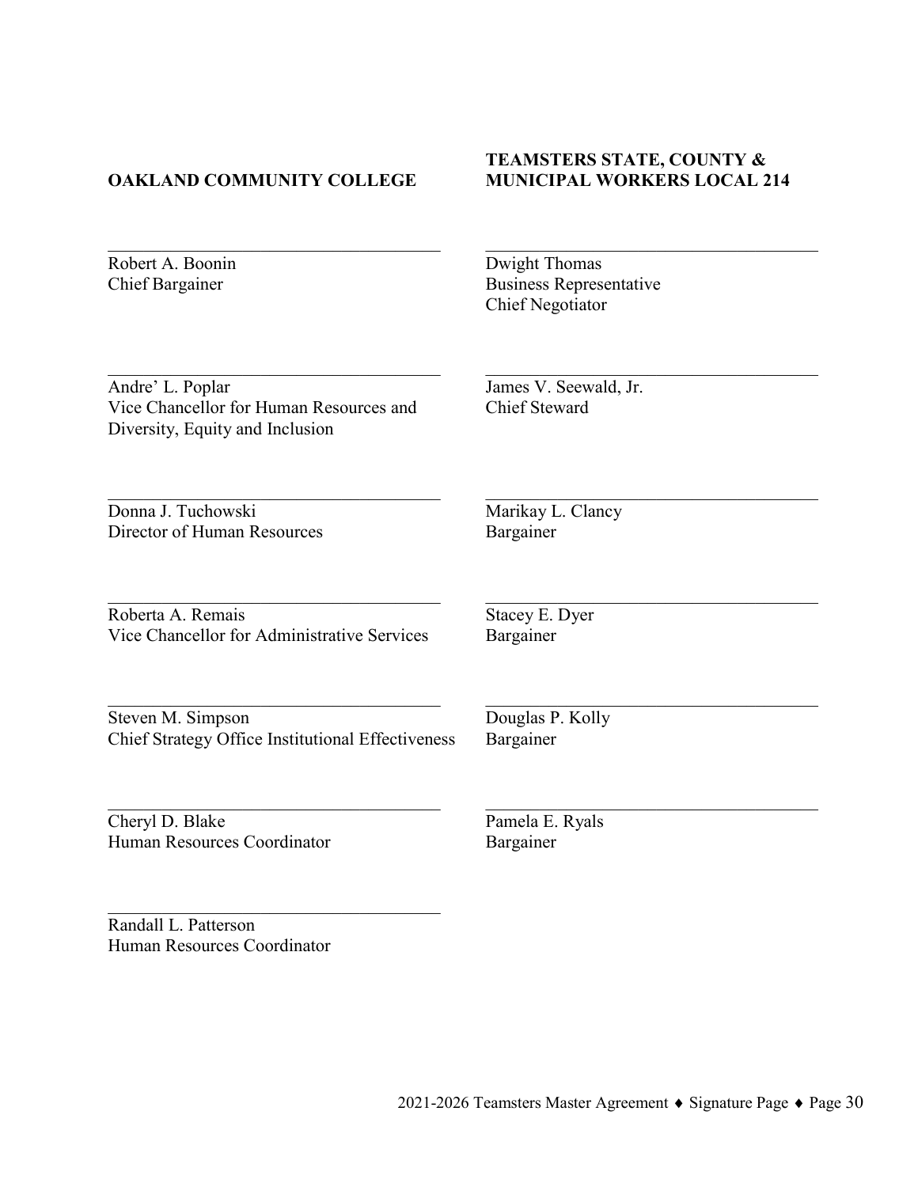| **OAKLAND COMMUNITY COLLEGE** | **TEAMSTERS STATE, COUNTY & MUNICIPAL WORKERS LOCAL 214** |
|---|---|
| \_\_\_\_\_\_\_\_\_\_\_\_\_\_\_\_\_\_\_\_\_\_\_\_\_\_\_\_\_\_<br>Robert A. Boonin<br>Chief Bargainer | \_\_\_\_\_\_\_\_\_\_\_\_\_\_\_\_\_\_\_\_\_\_\_\_\_\_\_\_\_\_<br>Dwight Thomas<br>Business Representative<br>Chief Negotiator |
| \_\_\_\_\_\_\_\_\_\_\_\_\_\_\_\_\_\_\_\_\_\_\_\_\_\_\_\_\_\_<br>Andre' L. Poplar<br>Vice Chancellor for Human Resources and Diversity, Equity and Inclusion | \_\_\_\_\_\_\_\_\_\_\_\_\_\_\_\_\_\_\_\_\_\_\_\_\_\_\_\_\_\_<br>James V. Seewald, Jr.<br>Chief Steward |
| \_\_\_\_\_\_\_\_\_\_\_\_\_\_\_\_\_\_\_\_\_\_\_\_\_\_\_\_\_\_<br>Donna J. Tuchowski<br>Director of Human Resources | \_\_\_\_\_\_\_\_\_\_\_\_\_\_\_\_\_\_\_\_\_\_\_\_\_\_\_\_\_\_<br>Marikay L. Clancy<br>Bargainer |
| \_\_\_\_\_\_\_\_\_\_\_\_\_\_\_\_\_\_\_\_\_\_\_\_\_\_\_\_\_\_<br>Roberta A. Remais<br>Vice Chancellor for Administrative Services | \_\_\_\_\_\_\_\_\_\_\_\_\_\_\_\_\_\_\_\_\_\_\_\_\_\_\_\_\_\_<br>Stacey E. Dyer<br>Bargainer |
| \_\_\_\_\_\_\_\_\_\_\_\_\_\_\_\_\_\_\_\_\_\_\_\_\_\_\_\_\_\_<br>Steven M. Simpson<br>Chief Strategy Office Institutional Effectiveness | \_\_\_\_\_\_\_\_\_\_\_\_\_\_\_\_\_\_\_\_\_\_\_\_\_\_\_\_\_\_<br>Douglas P. Kolly<br>Bargainer |
| \_\_\_\_\_\_\_\_\_\_\_\_\_\_\_\_\_\_\_\_\_\_\_\_\_\_\_\_\_\_<br>Cheryl D. Blake<br>Human Resources Coordinator | \_\_\_\_\_\_\_\_\_\_\_\_\_\_\_\_\_\_\_\_\_\_\_\_\_\_\_\_\_\_<br>Pamela E. Ryals<br>Bargainer |
| \_\_\_\_\_\_\_\_\_\_\_\_\_\_\_\_\_\_\_\_\_\_\_\_\_\_\_\_\_\_<br>Randall L. Patterson<br>Human Resources Coordinator | |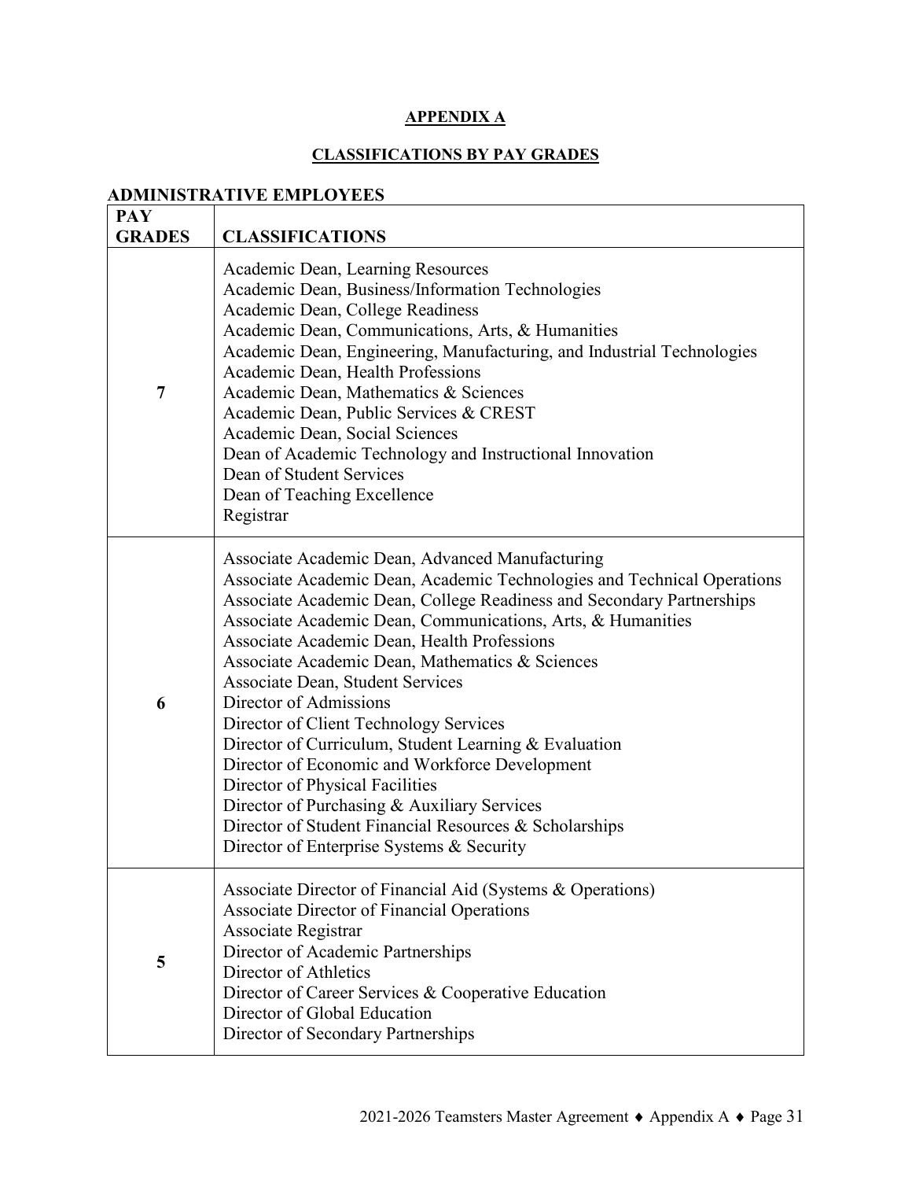## APPENDIX A

## CLASSIFICATIONS BY PAY GRADES

### ADMINISTRATIVE EMPLOYEES

| PAY GRADES | CLASSIFICATIONS |
|---|---|
| 7 | Academic Dean, Learning Resources<br>Academic Dean, Business/Information Technologies<br>Academic Dean, College Readiness<br>Academic Dean, Communications, Arts, & Humanities<br>Academic Dean, Engineering, Manufacturing, and Industrial Technologies<br>Academic Dean, Health Professions<br>Academic Dean, Mathematics & Sciences<br>Academic Dean, Public Services & CREST<br>Academic Dean, Social Sciences<br>Dean of Academic Technology and Instructional Innovation<br>Dean of Student Services<br>Dean of Teaching Excellence<br>Registrar |
| 6 | Associate Academic Dean, Advanced Manufacturing<br>Associate Academic Dean, Academic Technologies and Technical Operations<br>Associate Academic Dean, College Readiness and Secondary Partnerships<br>Associate Academic Dean, Communications, Arts, & Humanities<br>Associate Academic Dean, Health Professions<br>Associate Academic Dean, Mathematics & Sciences<br>Associate Dean, Student Services<br>Director of Admissions<br>Director of Client Technology Services<br>Director of Curriculum, Student Learning & Evaluation<br>Director of Economic and Workforce Development<br>Director of Physical Facilities<br>Director of Purchasing & Auxiliary Services<br>Director of Student Financial Resources & Scholarships<br>Director of Enterprise Systems & Security |
| 5 | Associate Director of Financial Aid (Systems & Operations)<br>Associate Director of Financial Operations<br>Associate Registrar<br>Director of Academic Partnerships<br>Director of Athletics<br>Director of Career Services & Cooperative Education<br>Director of Global Education<br>Director of Secondary Partnerships |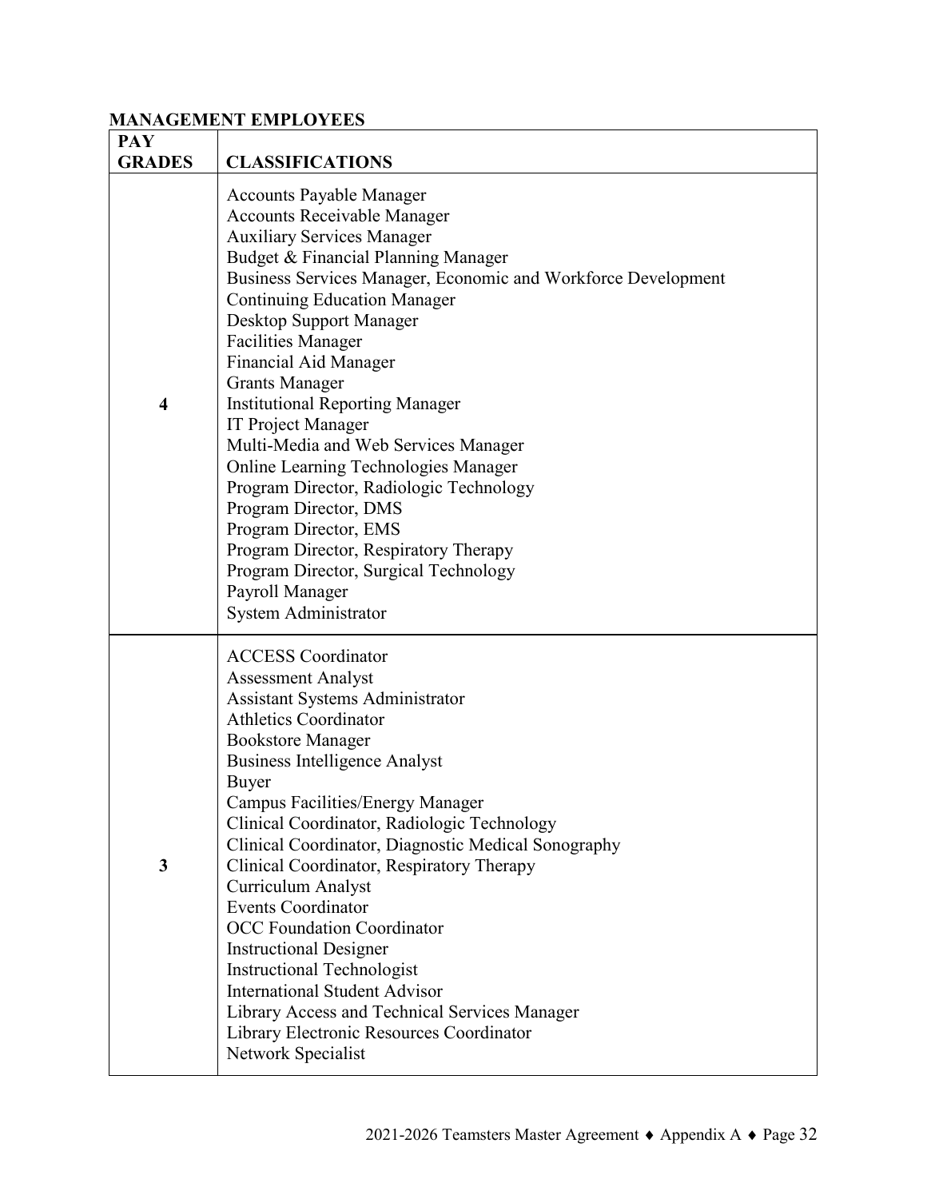**MANAGEMENT EMPLOYEES**

| PAY GRADES | CLASSIFICATIONS |
|---|---|
| 4 | Accounts Payable Manager<br>Accounts Receivable Manager<br>Auxiliary Services Manager<br>Budget & Financial Planning Manager<br>Business Services Manager, Economic and Workforce Development<br>Continuing Education Manager<br>Desktop Support Manager<br>Facilities Manager<br>Financial Aid Manager<br>Grants Manager<br>Institutional Reporting Manager<br>IT Project Manager<br>Multi-Media and Web Services Manager<br>Online Learning Technologies Manager<br>Program Director, Radiologic Technology<br>Program Director, DMS<br>Program Director, EMS<br>Program Director, Respiratory Therapy<br>Program Director, Surgical Technology<br>Payroll Manager<br>System Administrator |
| 3 | ACCESS Coordinator<br>Assessment Analyst<br>Assistant Systems Administrator<br>Athletics Coordinator<br>Bookstore Manager<br>Business Intelligence Analyst<br>Buyer<br>Campus Facilities/Energy Manager<br>Clinical Coordinator, Radiologic Technology<br>Clinical Coordinator, Diagnostic Medical Sonography<br>Clinical Coordinator, Respiratory Therapy<br>Curriculum Analyst<br>Events Coordinator<br>OCC Foundation Coordinator<br>Instructional Designer<br>Instructional Technologist<br>International Student Advisor<br>Library Access and Technical Services Manager<br>Library Electronic Resources Coordinator<br>Network Specialist |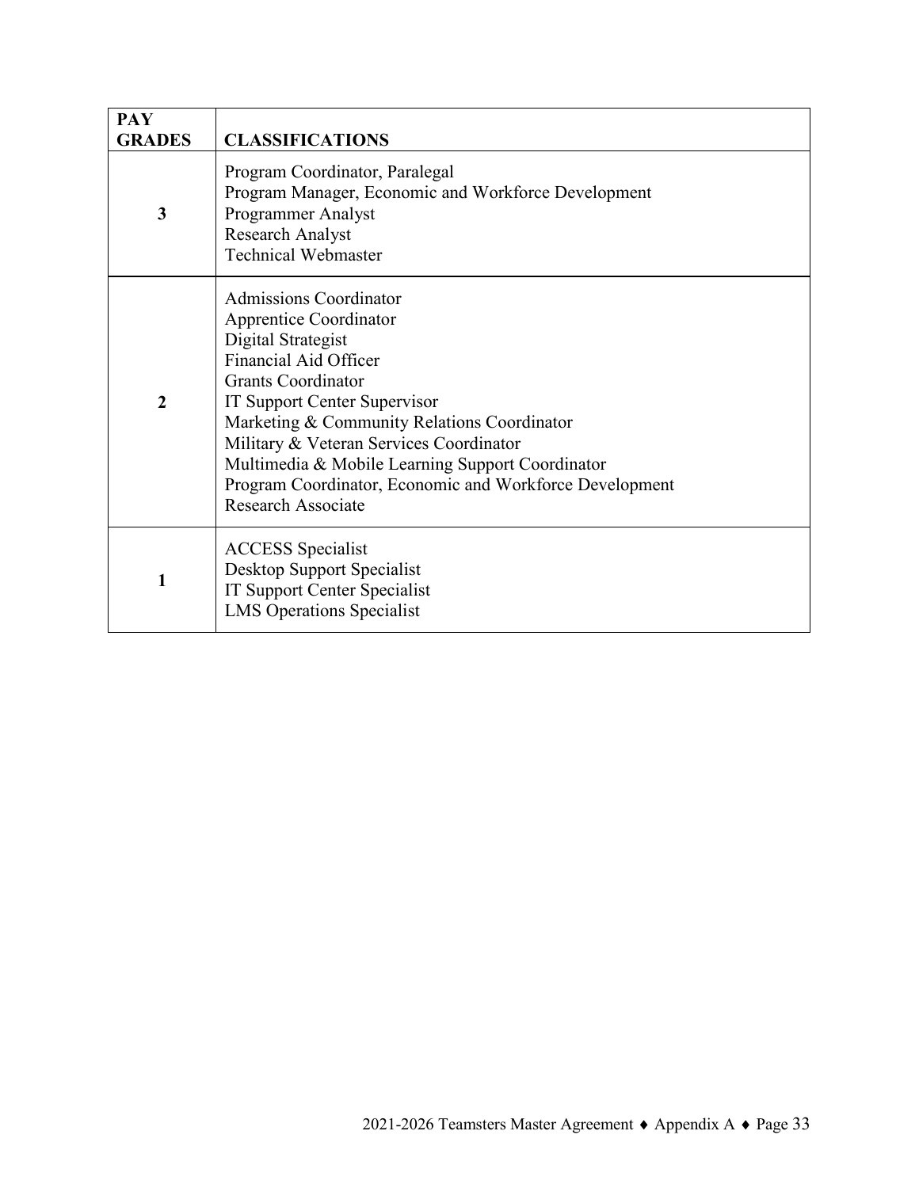| PAY GRADES | CLASSIFICATIONS |
|---|---|
| 3 | Program Coordinator, Paralegal<br>Program Manager, Economic and Workforce Development<br>Programmer Analyst<br>Research Analyst<br>Technical Webmaster |
| 2 | Admissions Coordinator<br>Apprentice Coordinator<br>Digital Strategist<br>Financial Aid Officer<br>Grants Coordinator<br>IT Support Center Supervisor<br>Marketing & Community Relations Coordinator<br>Military & Veteran Services Coordinator<br>Multimedia & Mobile Learning Support Coordinator<br>Program Coordinator, Economic and Workforce Development<br>Research Associate |
| 1 | ACCESS Specialist<br>Desktop Support Specialist<br>IT Support Center Specialist<br>LMS Operations Specialist |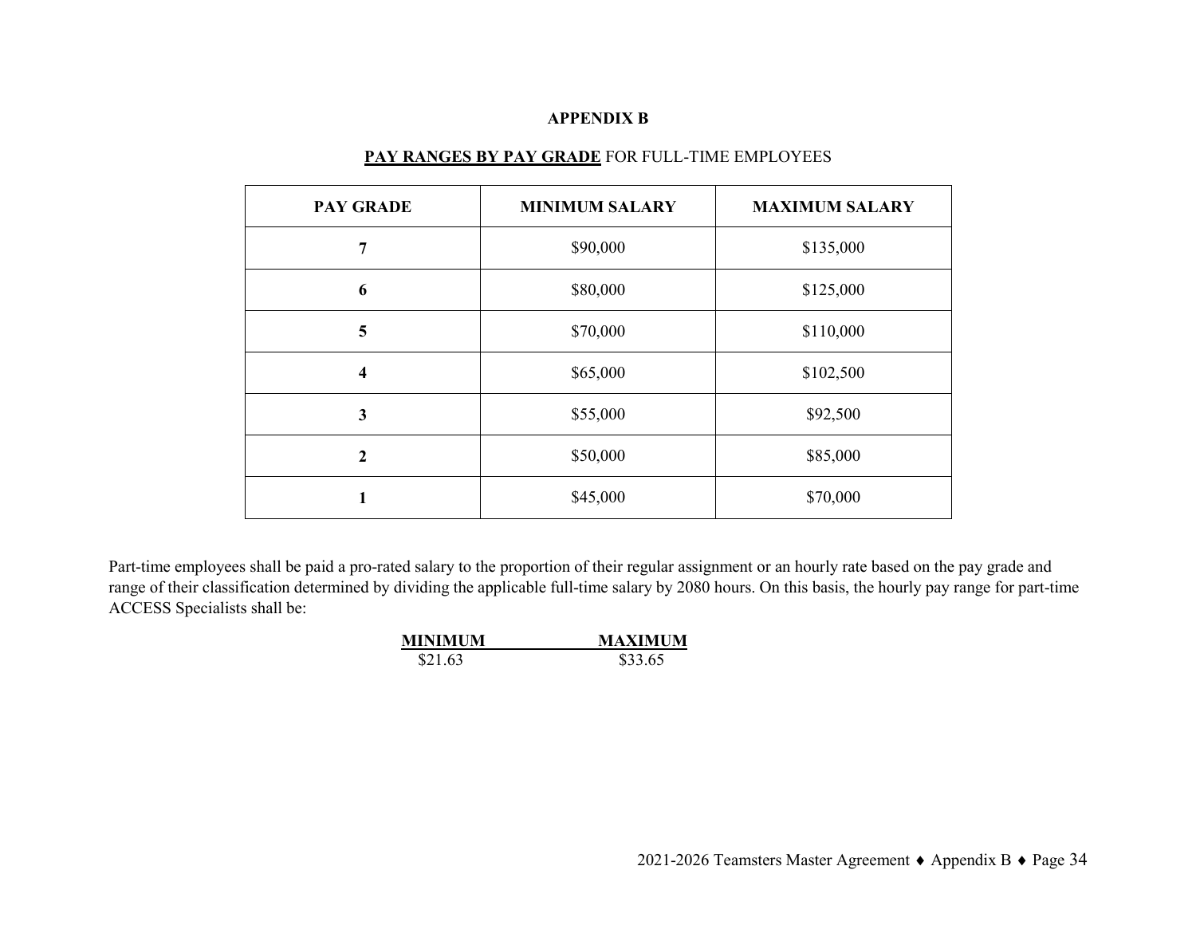# APPENDIX B

## **PAY RANGES BY PAY GRADE** FOR FULL-TIME EMPLOYEES

| PAY GRADE | MINIMUM SALARY | MAXIMUM SALARY |
|---|---|---|
| **7** | $90,000 | $135,000 |
| **6** | $80,000 | $125,000 |
| **5** | $70,000 | $110,000 |
| **4** | $65,000 | $102,500 |
| **3** | $55,000 | $92,500 |
| **2** | $50,000 | $85,000 |
| **1** | $45,000 | $70,000 |

Part-time employees shall be paid a pro-rated salary to the proportion of their regular assignment or an hourly rate based on the pay grade and range of their classification determined by dividing the applicable full-time salary by 2080 hours. On this basis, the hourly pay range for part-time ACCESS Specialists shall be:

| MINIMUM | MAXIMUM |
|---|---|
| $21.63 | $33.65 |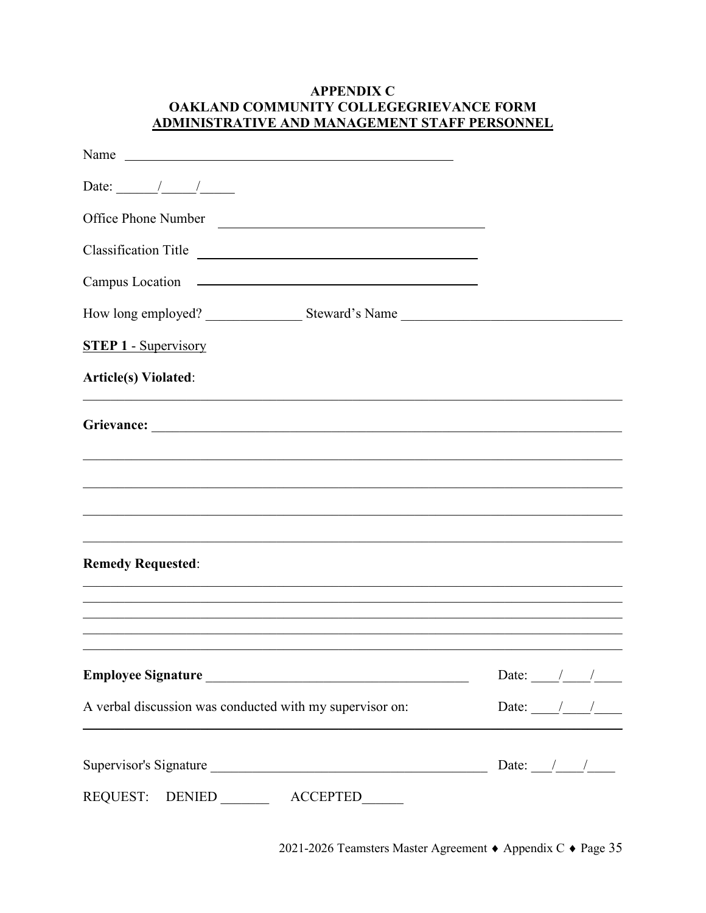**APPENDIX C**
**OAKLAND COMMUNITY COLLEGEGRIEVANCE FORM**
**ADMINISTRATIVE AND MANAGEMENT STAFF PERSONNEL**

Name ________________________________________________

Date: ______/_____/_____

Office Phone Number ________________________________________

Classification Title ________________________________________

Campus Location ________________________________________

How long employed? ______________ Steward's Name ________________________________

**STEP 1** - Supervisory

**Article(s) Violated**:

________________________________________________________________________________

**Grievance:** ________________________________________________________________________

________________________________________________________________________________

________________________________________________________________________________

________________________________________________________________________________

________________________________________________________________________________

**Remedy Requested**:

________________________________________________________________________________

________________________________________________________________________________

________________________________________________________________________________

________________________________________________________________________________

________________________________________________________________________________

**Employee Signature** ________________________________________ Date: ____/____/____

A verbal discussion was conducted with my supervisor on: Date: ____/____/____

________________________________________________________________________________

Supervisor's Signature ________________________________________ Date: ___/____/____

REQUEST: DENIED _______ ACCEPTED______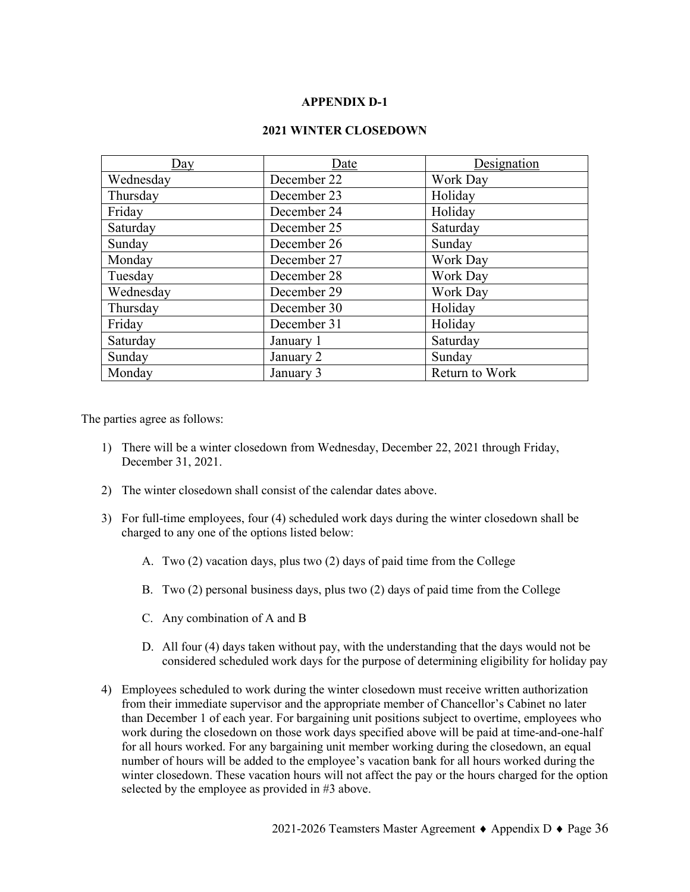## APPENDIX D-1

### 2021 WINTER CLOSEDOWN

| Day | Date | Designation |
|---|---|---|
| Wednesday | December 22 | Work Day |
| Thursday | December 23 | Holiday |
| Friday | December 24 | Holiday |
| Saturday | December 25 | Saturday |
| Sunday | December 26 | Sunday |
| Monday | December 27 | Work Day |
| Tuesday | December 28 | Work Day |
| Wednesday | December 29 | Work Day |
| Thursday | December 30 | Holiday |
| Friday | December 31 | Holiday |
| Saturday | January 1 | Saturday |
| Sunday | January 2 | Sunday |
| Monday | January 3 | Return to Work |

The parties agree as follows:

1) There will be a winter closedown from Wednesday, December 22, 2021 through Friday, December 31, 2021.

2) The winter closedown shall consist of the calendar dates above.

3) For full-time employees, four (4) scheduled work days during the winter closedown shall be charged to any one of the options listed below:

   A. Two (2) vacation days, plus two (2) days of paid time from the College

   B. Two (2) personal business days, plus two (2) days of paid time from the College

   C. Any combination of A and B

   D. All four (4) days taken without pay, with the understanding that the days would not be considered scheduled work days for the purpose of determining eligibility for holiday pay

4) Employees scheduled to work during the winter closedown must receive written authorization from their immediate supervisor and the appropriate member of Chancellor's Cabinet no later than December 1 of each year. For bargaining unit positions subject to overtime, employees who work during the closedown on those work days specified above will be paid at time-and-one-half for all hours worked. For any bargaining unit member working during the closedown, an equal number of hours will be added to the employee's vacation bank for all hours worked during the winter closedown. These vacation hours will not affect the pay or the hours charged for the option selected by the employee as provided in #3 above.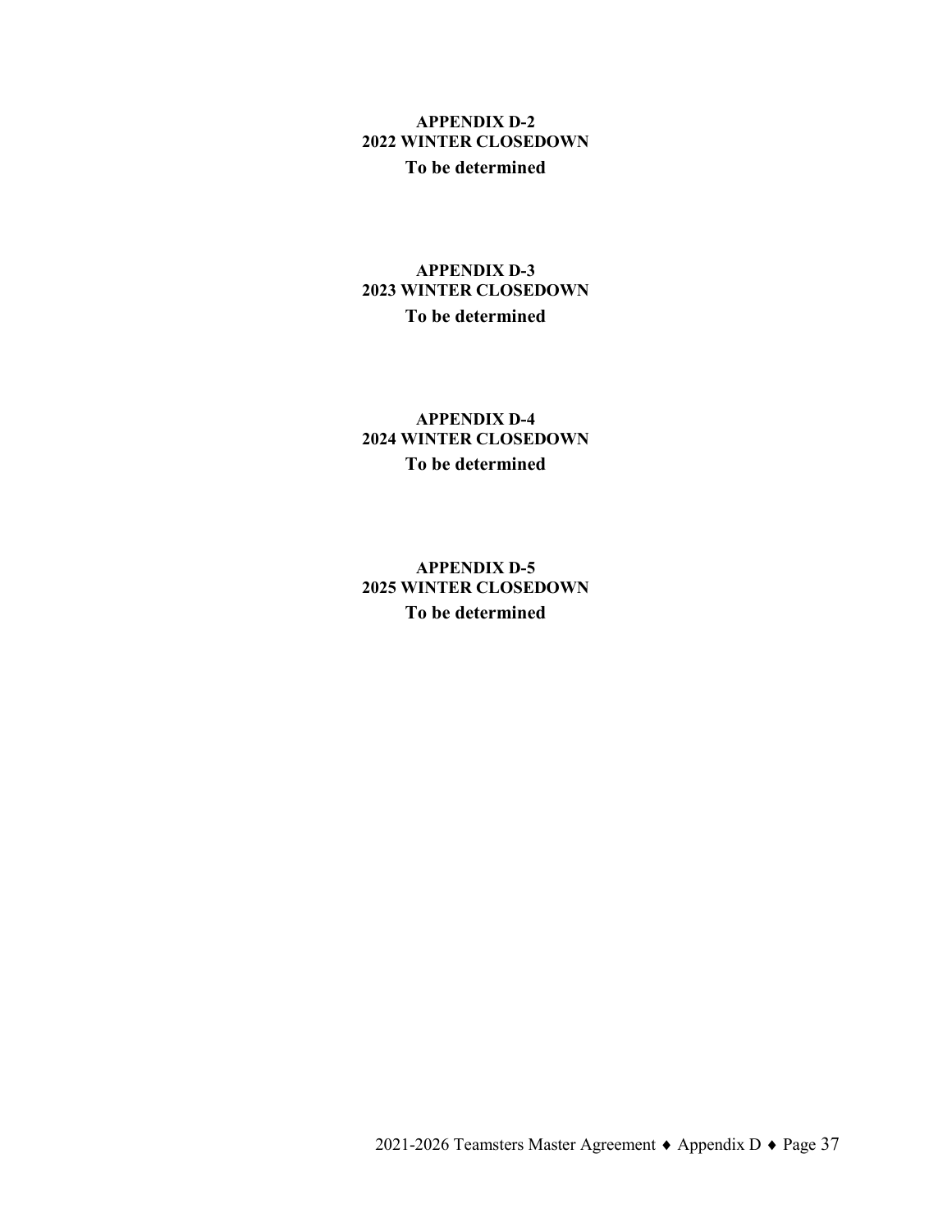## APPENDIX D-2
## 2022 WINTER CLOSEDOWN

**To be determined**

## APPENDIX D-3
## 2023 WINTER CLOSEDOWN

**To be determined**

## APPENDIX D-4
## 2024 WINTER CLOSEDOWN

**To be determined**

## APPENDIX D-5
## 2025 WINTER CLOSEDOWN

**To be determined**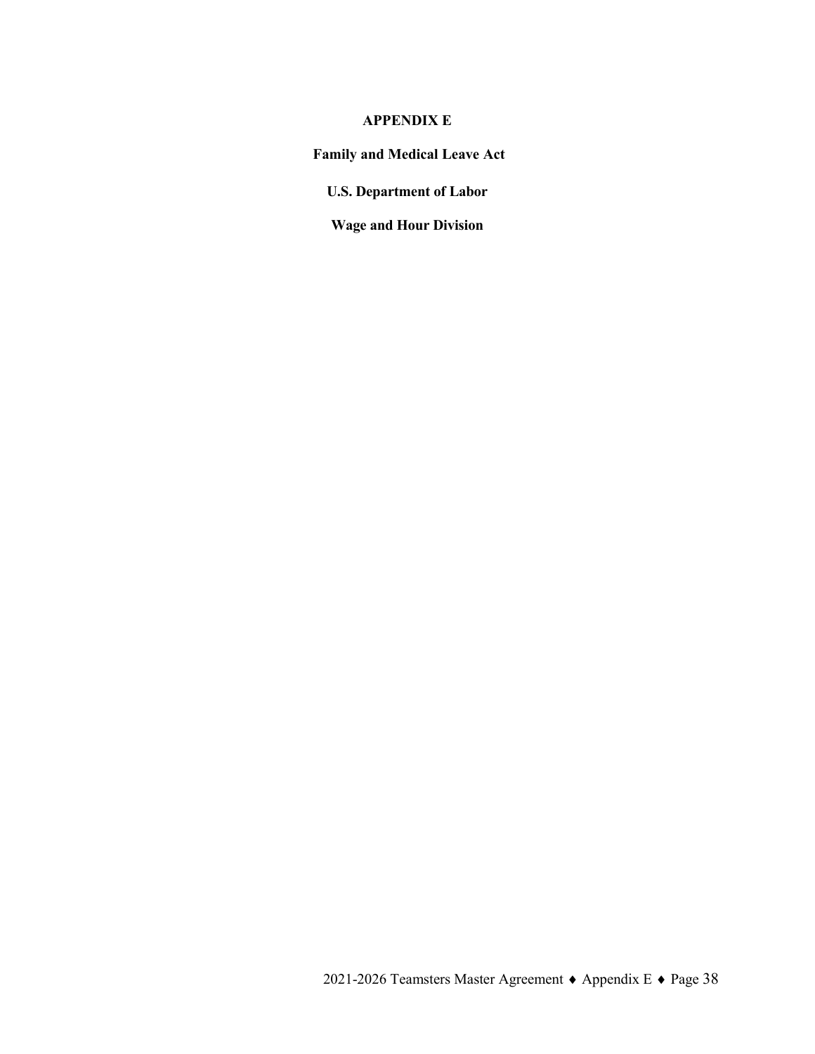# APPENDIX E

## Family and Medical Leave Act

## U.S. Department of Labor

## Wage and Hour Division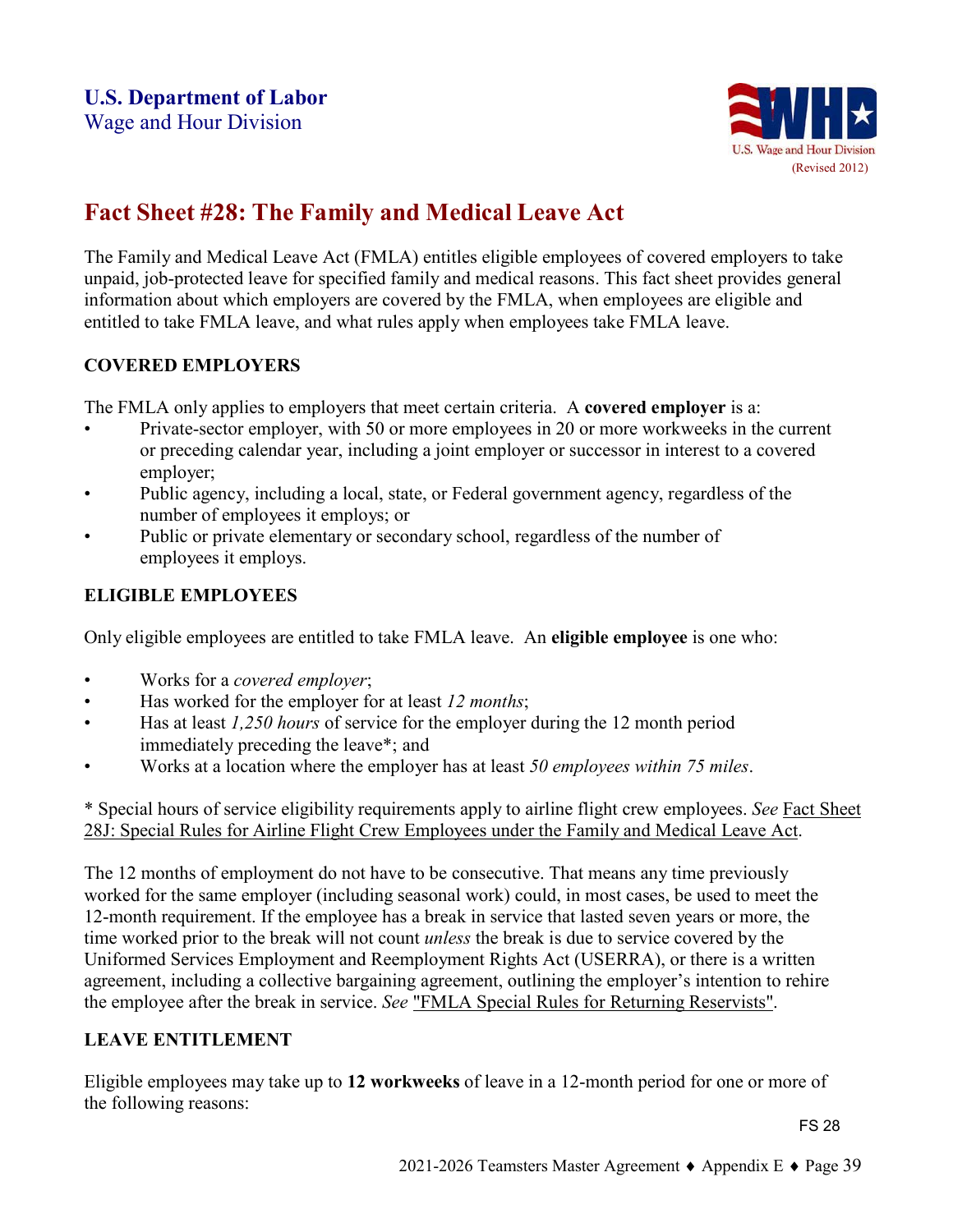U.S. Department of Labor
Wage and Hour Division

U.S. Wage and Hour Division
(Revised 2012)

# Fact Sheet #28: The Family and Medical Leave Act

The Family and Medical Leave Act (FMLA) entitles eligible employees of covered employers to take unpaid, job-protected leave for specified family and medical reasons. This fact sheet provides general information about which employers are covered by the FMLA, when employees are eligible and entitled to take FMLA leave, and what rules apply when employees take FMLA leave.

## COVERED EMPLOYERS

The FMLA only applies to employers that meet certain criteria. A **covered employer** is a:

- Private-sector employer, with 50 or more employees in 20 or more workweeks in the current or preceding calendar year, including a joint employer or successor in interest to a covered employer;
- Public agency, including a local, state, or Federal government agency, regardless of the number of employees it employs; or
- Public or private elementary or secondary school, regardless of the number of employees it employs.

## ELIGIBLE EMPLOYEES

Only eligible employees are entitled to take FMLA leave. An **eligible employee** is one who:

- Works for a *covered employer*;
- Has worked for the employer for at least *12 months*;
- Has at least *1,250 hours* of service for the employer during the 12 month period immediately preceding the leave*; and
- Works at a location where the employer has at least *50 employees within 75 miles*.

* Special hours of service eligibility requirements apply to airline flight crew employees. *See* Fact Sheet 28J: Special Rules for Airline Flight Crew Employees under the Family and Medical Leave Act.

The 12 months of employment do not have to be consecutive. That means any time previously worked for the same employer (including seasonal work) could, in most cases, be used to meet the 12-month requirement. If the employee has a break in service that lasted seven years or more, the time worked prior to the break will not count *unless* the break is due to service covered by the Uniformed Services Employment and Reemployment Rights Act (USERRA), or there is a written agreement, including a collective bargaining agreement, outlining the employer's intention to rehire the employee after the break in service. *See* "FMLA Special Rules for Returning Reservists".

## LEAVE ENTITLEMENT

Eligible employees may take up to **12 workweeks** of leave in a 12-month period for one or more of the following reasons:

FS 28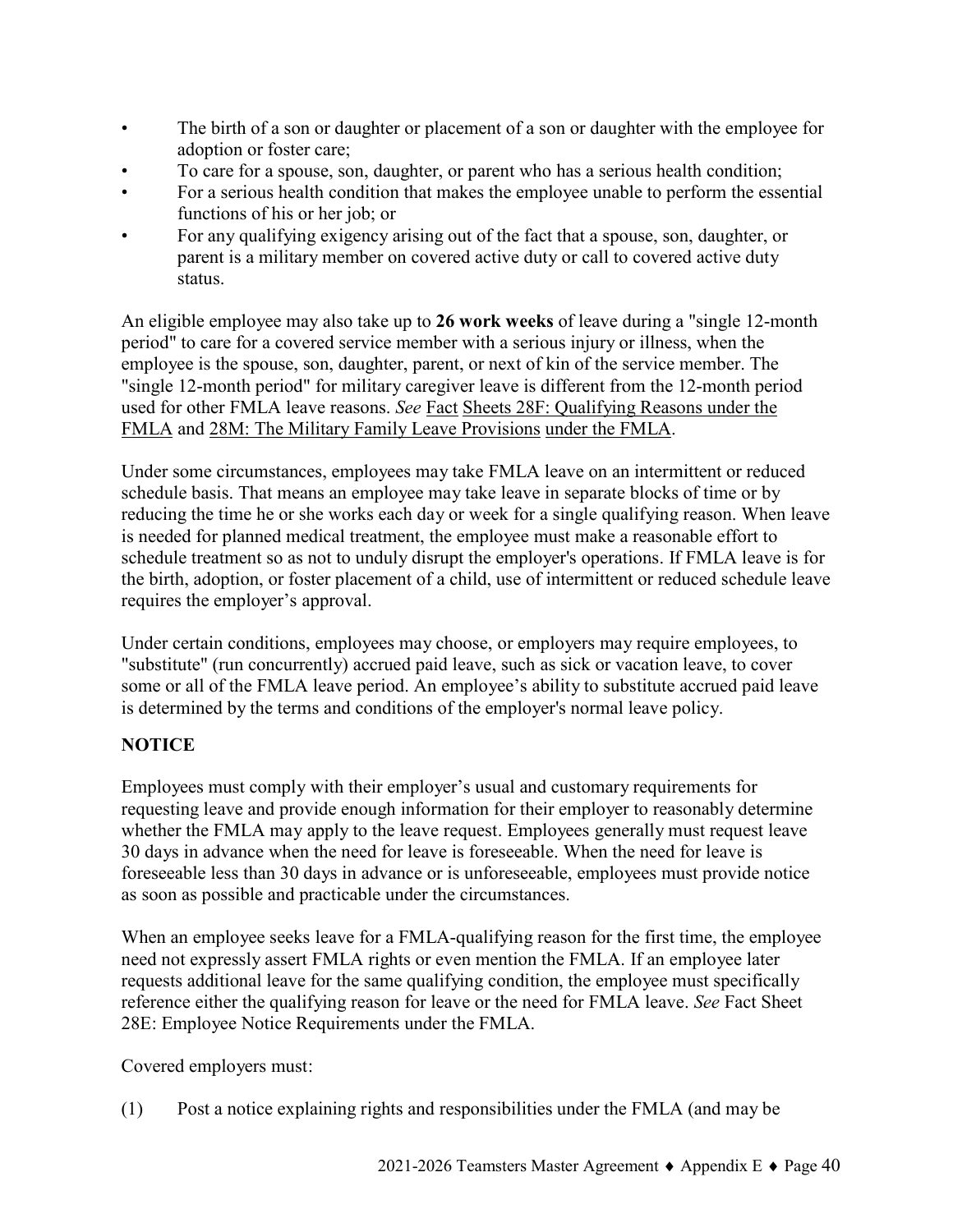- The birth of a son or daughter or placement of a son or daughter with the employee for adoption or foster care;
- To care for a spouse, son, daughter, or parent who has a serious health condition;
- For a serious health condition that makes the employee unable to perform the essential functions of his or her job; or
- For any qualifying exigency arising out of the fact that a spouse, son, daughter, or parent is a military member on covered active duty or call to covered active duty status.

An eligible employee may also take up to **26 work weeks** of leave during a "single 12-month period" to care for a covered service member with a serious injury or illness, when the employee is the spouse, son, daughter, parent, or next of kin of the service member. The "single 12-month period" for military caregiver leave is different from the 12-month period used for other FMLA leave reasons. *See* Fact Sheets 28F: Qualifying Reasons under the FMLA and 28M: The Military Family Leave Provisions under the FMLA.

Under some circumstances, employees may take FMLA leave on an intermittent or reduced schedule basis. That means an employee may take leave in separate blocks of time or by reducing the time he or she works each day or week for a single qualifying reason. When leave is needed for planned medical treatment, the employee must make a reasonable effort to schedule treatment so as not to unduly disrupt the employer's operations. If FMLA leave is for the birth, adoption, or foster placement of a child, use of intermittent or reduced schedule leave requires the employer's approval.

Under certain conditions, employees may choose, or employers may require employees, to "substitute" (run concurrently) accrued paid leave, such as sick or vacation leave, to cover some or all of the FMLA leave period. An employee's ability to substitute accrued paid leave is determined by the terms and conditions of the employer's normal leave policy.

**NOTICE**

Employees must comply with their employer's usual and customary requirements for requesting leave and provide enough information for their employer to reasonably determine whether the FMLA may apply to the leave request. Employees generally must request leave 30 days in advance when the need for leave is foreseeable. When the need for leave is foreseeable less than 30 days in advance or is unforeseeable, employees must provide notice as soon as possible and practicable under the circumstances.

When an employee seeks leave for a FMLA-qualifying reason for the first time, the employee need not expressly assert FMLA rights or even mention the FMLA. If an employee later requests additional leave for the same qualifying condition, the employee must specifically reference either the qualifying reason for leave or the need for FMLA leave. *See* Fact Sheet 28E: Employee Notice Requirements under the FMLA.

Covered employers must:

(1) Post a notice explaining rights and responsibilities under the FMLA (and may be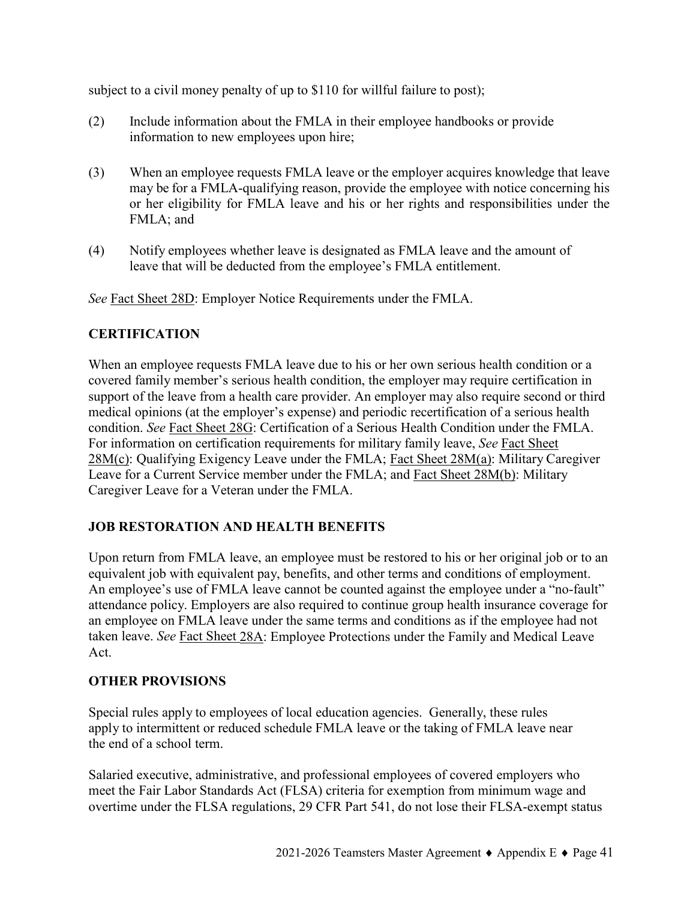subject to a civil money penalty of up to $110 for willful failure to post);

(2) Include information about the FMLA in their employee handbooks or provide information to new employees upon hire;

(3) When an employee requests FMLA leave or the employer acquires knowledge that leave may be for a FMLA-qualifying reason, provide the employee with notice concerning his or her eligibility for FMLA leave and his or her rights and responsibilities under the FMLA; and

(4) Notify employees whether leave is designated as FMLA leave and the amount of leave that will be deducted from the employee's FMLA entitlement.

*See* Fact Sheet 28D: Employer Notice Requirements under the FMLA.

## CERTIFICATION

When an employee requests FMLA leave due to his or her own serious health condition or a covered family member's serious health condition, the employer may require certification in support of the leave from a health care provider. An employer may also require second or third medical opinions (at the employer's expense) and periodic recertification of a serious health condition. *See* Fact Sheet 28G: Certification of a Serious Health Condition under the FMLA. For information on certification requirements for military family leave, *See* Fact Sheet 28M(c): Qualifying Exigency Leave under the FMLA; Fact Sheet 28M(a): Military Caregiver Leave for a Current Service member under the FMLA; and Fact Sheet 28M(b): Military Caregiver Leave for a Veteran under the FMLA.

## JOB RESTORATION AND HEALTH BENEFITS

Upon return from FMLA leave, an employee must be restored to his or her original job or to an equivalent job with equivalent pay, benefits, and other terms and conditions of employment. An employee's use of FMLA leave cannot be counted against the employee under a "no-fault" attendance policy. Employers are also required to continue group health insurance coverage for an employee on FMLA leave under the same terms and conditions as if the employee had not taken leave. *See* Fact Sheet 28A: Employee Protections under the Family and Medical Leave Act.

## OTHER PROVISIONS

Special rules apply to employees of local education agencies. Generally, these rules apply to intermittent or reduced schedule FMLA leave or the taking of FMLA leave near the end of a school term.

Salaried executive, administrative, and professional employees of covered employers who meet the Fair Labor Standards Act (FLSA) criteria for exemption from minimum wage and overtime under the FLSA regulations, 29 CFR Part 541, do not lose their FLSA-exempt status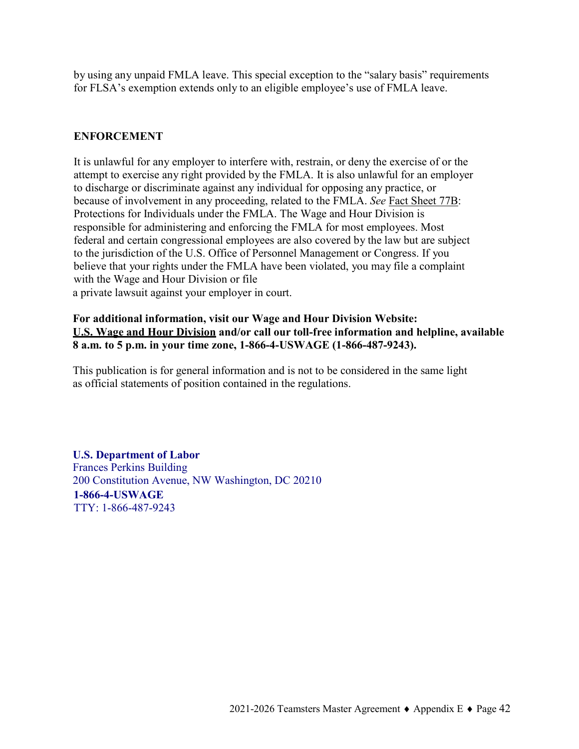by using any unpaid FMLA leave. This special exception to the "salary basis" requirements for FLSA's exemption extends only to an eligible employee's use of FMLA leave.

## ENFORCEMENT

It is unlawful for any employer to interfere with, restrain, or deny the exercise of or the attempt to exercise any right provided by the FMLA. It is also unlawful for an employer to discharge or discriminate against any individual for opposing any practice, or because of involvement in any proceeding, related to the FMLA. *See* Fact Sheet 77B: Protections for Individuals under the FMLA. The Wage and Hour Division is responsible for administering and enforcing the FMLA for most employees. Most federal and certain congressional employees are also covered by the law but are subject to the jurisdiction of the U.S. Office of Personnel Management or Congress. If you believe that your rights under the FMLA have been violated, you may file a complaint with the Wage and Hour Division or file a private lawsuit against your employer in court.

**For additional information, visit our Wage and Hour Division Website: U.S. Wage and Hour Division and/or call our toll-free information and helpline, available 8 a.m. to 5 p.m. in your time zone, 1-866-4-USWAGE (1-866-487-9243).**

This publication is for general information and is not to be considered in the same light as official statements of position contained in the regulations.

**U.S. Department of Labor**
Frances Perkins Building
200 Constitution Avenue, NW Washington, DC 20210
**1-866-4-USWAGE**
TTY: 1-866-487-9243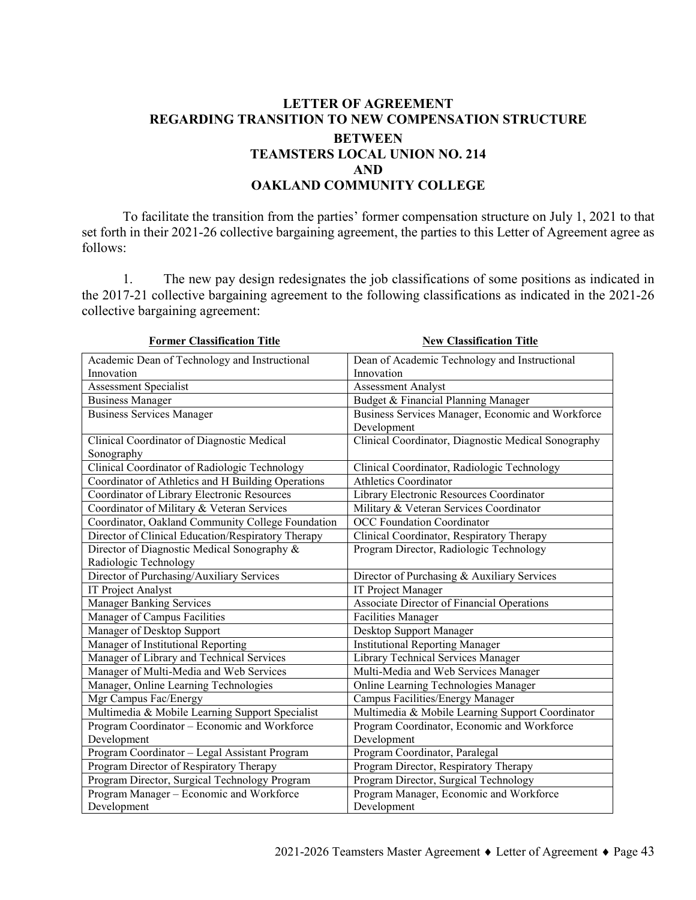# LETTER OF AGREEMENT
## REGARDING TRANSITION TO NEW COMPENSATION STRUCTURE
## BETWEEN
## TEAMSTERS LOCAL UNION NO. 214
## AND
## OAKLAND COMMUNITY COLLEGE

To facilitate the transition from the parties' former compensation structure on July 1, 2021 to that set forth in their 2021-26 collective bargaining agreement, the parties to this Letter of Agreement agree as follows:

1. The new pay design redesignates the job classifications of some positions as indicated in the 2017-21 collective bargaining agreement to the following classifications as indicated in the 2021-26 collective bargaining agreement:

| Former Classification Title | New Classification Title |
|---|---|
| Academic Dean of Technology and Instructional Innovation | Dean of Academic Technology and Instructional Innovation |
| Assessment Specialist | Assessment Analyst |
| Business Manager | Budget & Financial Planning Manager |
| Business Services Manager | Business Services Manager, Economic and Workforce Development |
| Clinical Coordinator of Diagnostic Medical Sonography | Clinical Coordinator, Diagnostic Medical Sonography |
| Clinical Coordinator of Radiologic Technology | Clinical Coordinator, Radiologic Technology |
| Coordinator of Athletics and H Building Operations | Athletics Coordinator |
| Coordinator of Library Electronic Resources | Library Electronic Resources Coordinator |
| Coordinator of Military & Veteran Services | Military & Veteran Services Coordinator |
| Coordinator, Oakland Community College Foundation | OCC Foundation Coordinator |
| Director of Clinical Education/Respiratory Therapy | Clinical Coordinator, Respiratory Therapy |
| Director of Diagnostic Medical Sonography & Radiologic Technology | Program Director, Radiologic Technology |
| Director of Purchasing/Auxiliary Services | Director of Purchasing & Auxiliary Services |
| IT Project Analyst | IT Project Manager |
| Manager Banking Services | Associate Director of Financial Operations |
| Manager of Campus Facilities | Facilities Manager |
| Manager of Desktop Support | Desktop Support Manager |
| Manager of Institutional Reporting | Institutional Reporting Manager |
| Manager of Library and Technical Services | Library Technical Services Manager |
| Manager of Multi-Media and Web Services | Multi-Media and Web Services Manager |
| Manager, Online Learning Technologies | Online Learning Technologies Manager |
| Mgr Campus Fac/Energy | Campus Facilities/Energy Manager |
| Multimedia & Mobile Learning Support Specialist | Multimedia & Mobile Learning Support Coordinator |
| Program Coordinator – Economic and Workforce Development | Program Coordinator, Economic and Workforce Development |
| Program Coordinator – Legal Assistant Program | Program Coordinator, Paralegal |
| Program Director of Respiratory Therapy | Program Director, Respiratory Therapy |
| Program Director, Surgical Technology Program | Program Director, Surgical Technology |
| Program Manager – Economic and Workforce Development | Program Manager, Economic and Workforce Development |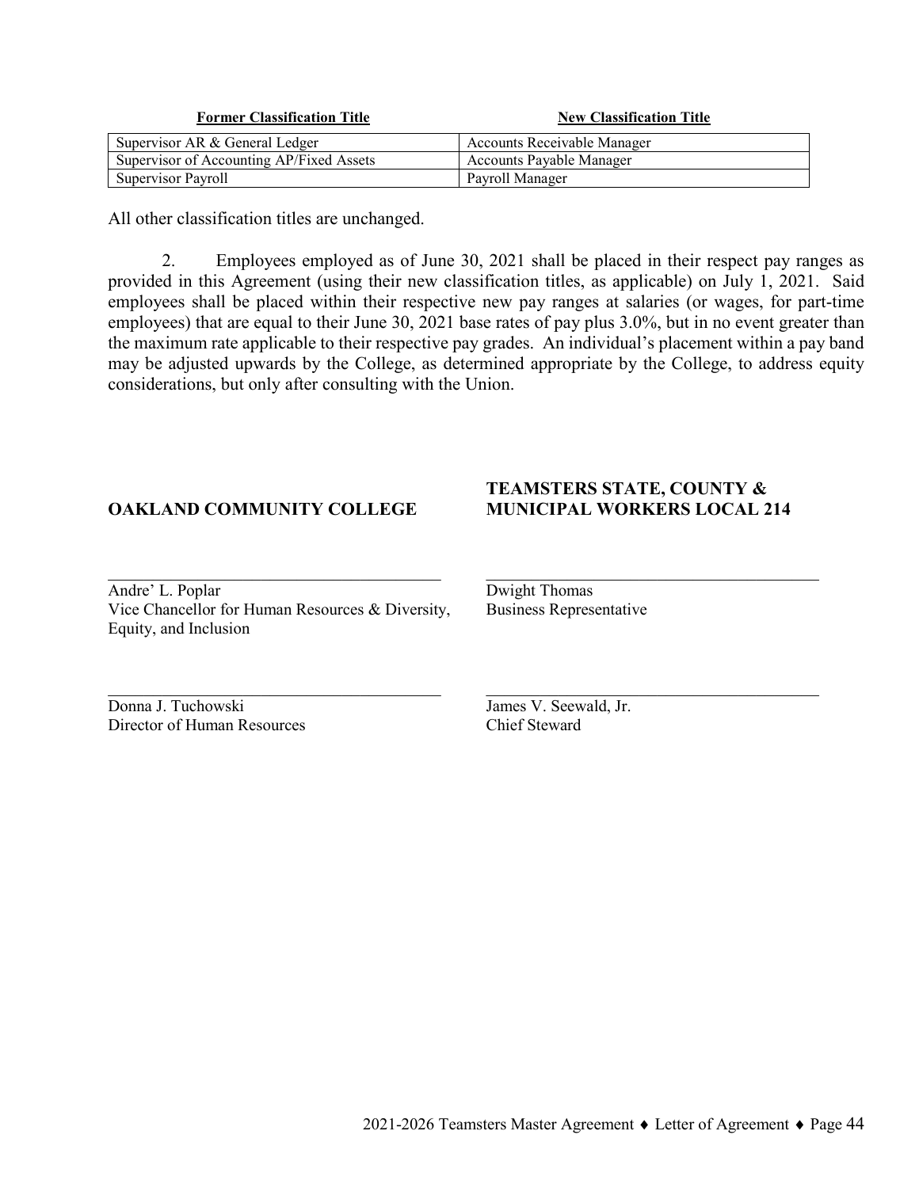| Former Classification Title | New Classification Title |
|---|---|
| Supervisor AR & General Ledger | Accounts Receivable Manager |
| Supervisor of Accounting AP/Fixed Assets | Accounts Payable Manager |
| Supervisor Payroll | Payroll Manager |

All other classification titles are unchanged.

2. Employees employed as of June 30, 2021 shall be placed in their respect pay ranges as provided in this Agreement (using their new classification titles, as applicable) on July 1, 2021. Said employees shall be placed within their respective new pay ranges at salaries (or wages, for part-time employees) that are equal to their June 30, 2021 base rates of pay plus 3.0%, but in no event greater than the maximum rate applicable to their respective pay grades. An individual's placement within a pay band may be adjusted upwards by the College, as determined appropriate by the College, to address equity considerations, but only after consulting with the Union.

**OAKLAND COMMUNITY COLLEGE**

______________________________
Andre' L. Poplar
Vice Chancellor for Human Resources & Diversity, Equity, and Inclusion

______________________________
Donna J. Tuchowski
Director of Human Resources

**TEAMSTERS STATE, COUNTY & MUNICIPAL WORKERS LOCAL 214**

______________________________
Dwight Thomas
Business Representative

______________________________
James V. Seewald, Jr.
Chief Steward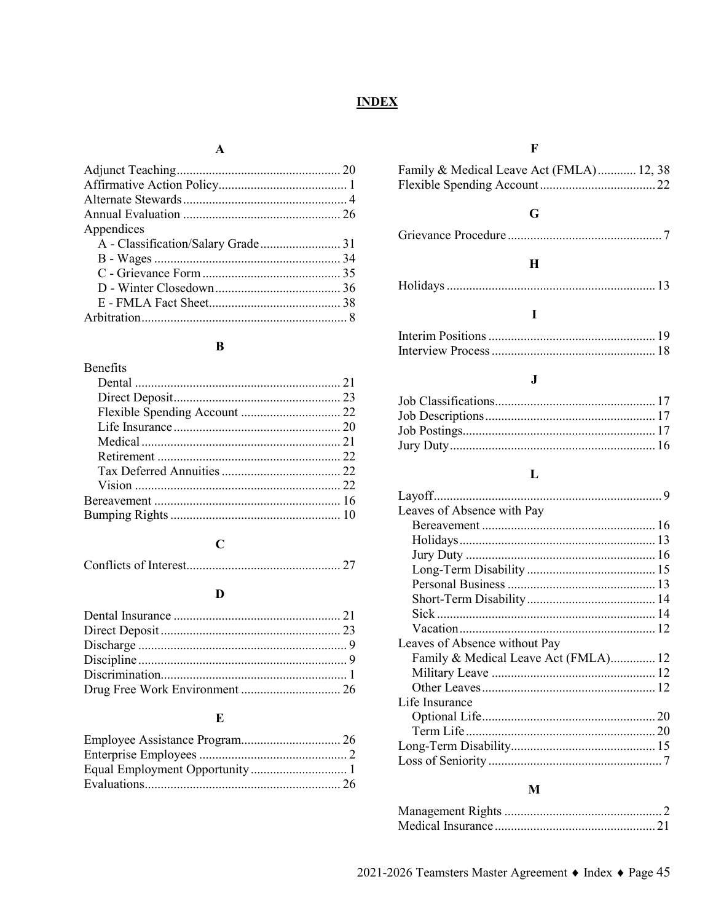# INDEX

## A

Adjunct Teaching .......... 20
Affirmative Action Policy .......... 1
Alternate Stewards .......... 4
Annual Evaluation .......... 26
Appendices
- A - Classification/Salary Grade .......... 31
- B - Wages .......... 34
- C - Grievance Form .......... 35
- D - Winter Closedown .......... 36
- E - FMLA Fact Sheet .......... 38

Arbitration .......... 8

## B

Benefits
- Dental .......... 21
- Direct Deposit .......... 23
- Flexible Spending Account .......... 22
- Life Insurance .......... 20
- Medical .......... 21
- Retirement .......... 22
- Tax Deferred Annuities .......... 22
- Vision .......... 22

Bereavement .......... 16
Bumping Rights .......... 10

## C

Conflicts of Interest .......... 27

## D

Dental Insurance .......... 21
Direct Deposit .......... 23
Discharge .......... 9
Discipline .......... 9
Discrimination .......... 1
Drug Free Work Environment .......... 26

## E

Employee Assistance Program .......... 26
Enterprise Employees .......... 2
Equal Employment Opportunity .......... 1
Evaluations .......... 26

## F

Family & Medical Leave Act (FMLA) .......... 12, 38
Flexible Spending Account .......... 22

## G

Grievance Procedure .......... 7

## H

Holidays .......... 13

## I

Interim Positions .......... 19
Interview Process .......... 18

## J

Job Classifications .......... 17
Job Descriptions .......... 17
Job Postings .......... 17
Jury Duty .......... 16

## L

Layoff .......... 9
Leaves of Absence with Pay
- Bereavement .......... 16
- Holidays .......... 13
- Jury Duty .......... 16
- Long-Term Disability .......... 15
- Personal Business .......... 13
- Short-Term Disability .......... 14
- Sick .......... 14
- Vacation .......... 12

Leaves of Absence without Pay
- Family & Medical Leave Act (FMLA) .......... 12
- Military Leave .......... 12
- Other Leaves .......... 12

Life Insurance
- Optional Life .......... 20
- Term Life .......... 20

Long-Term Disability .......... 15
Loss of Seniority .......... 7

## M

Management Rights .......... 2
Medical Insurance .......... 21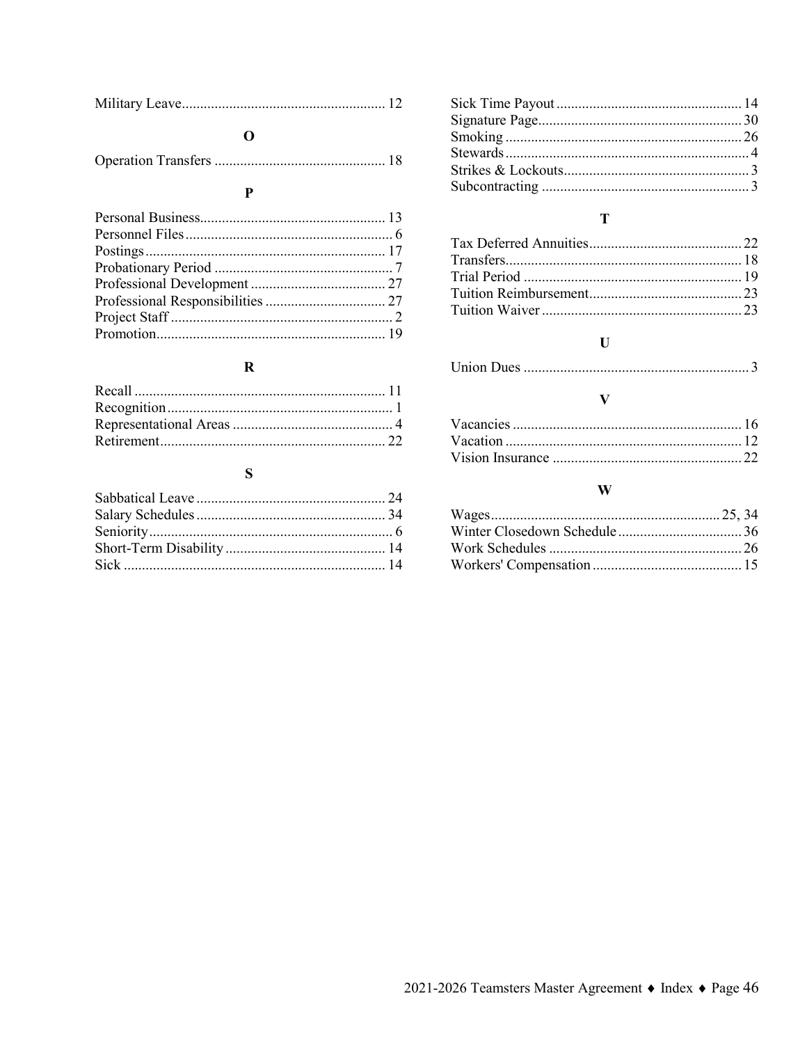Military Leave........................................................ 12

## O

Operation Transfers ............................................... 18

## P

Personal Business................................................... 13
Personnel Files......................................................... 6
Postings.................................................................. 17
Probationary Period ................................................. 7
Professional Development ..................................... 27
Professional Responsibilities ................................. 27
Project Staff ............................................................. 2
Promotion............................................................... 19

## R

Recall ..................................................................... 11
Recognition.............................................................. 1
Representational Areas ............................................ 4
Retirement.............................................................. 22

## S

Sabbatical Leave .................................................... 24
Salary Schedules .................................................... 34
Seniority................................................................... 6
Short-Term Disability ............................................ 14
Sick ....................................................................... 14
Sick Time Payout ................................................... 14
Signature Page........................................................ 30
Smoking ................................................................. 26
Stewards ................................................................... 4
Strikes & Lockouts................................................... 3
Subcontracting ......................................................... 3

## T

Tax Deferred Annuities.......................................... 22
Transfers................................................................. 18
Trial Period ............................................................ 19
Tuition Reimbursement.......................................... 23
Tuition Waiver ....................................................... 23

## U

Union Dues .............................................................. 3

## V

Vacancies ............................................................... 16
Vacation ................................................................. 12
Vision Insurance .................................................... 22

## W

Wages.............................................................. 25, 34
Winter Closedown Schedule .................................. 36
Work Schedules ..................................................... 26
Workers' Compensation ......................................... 15